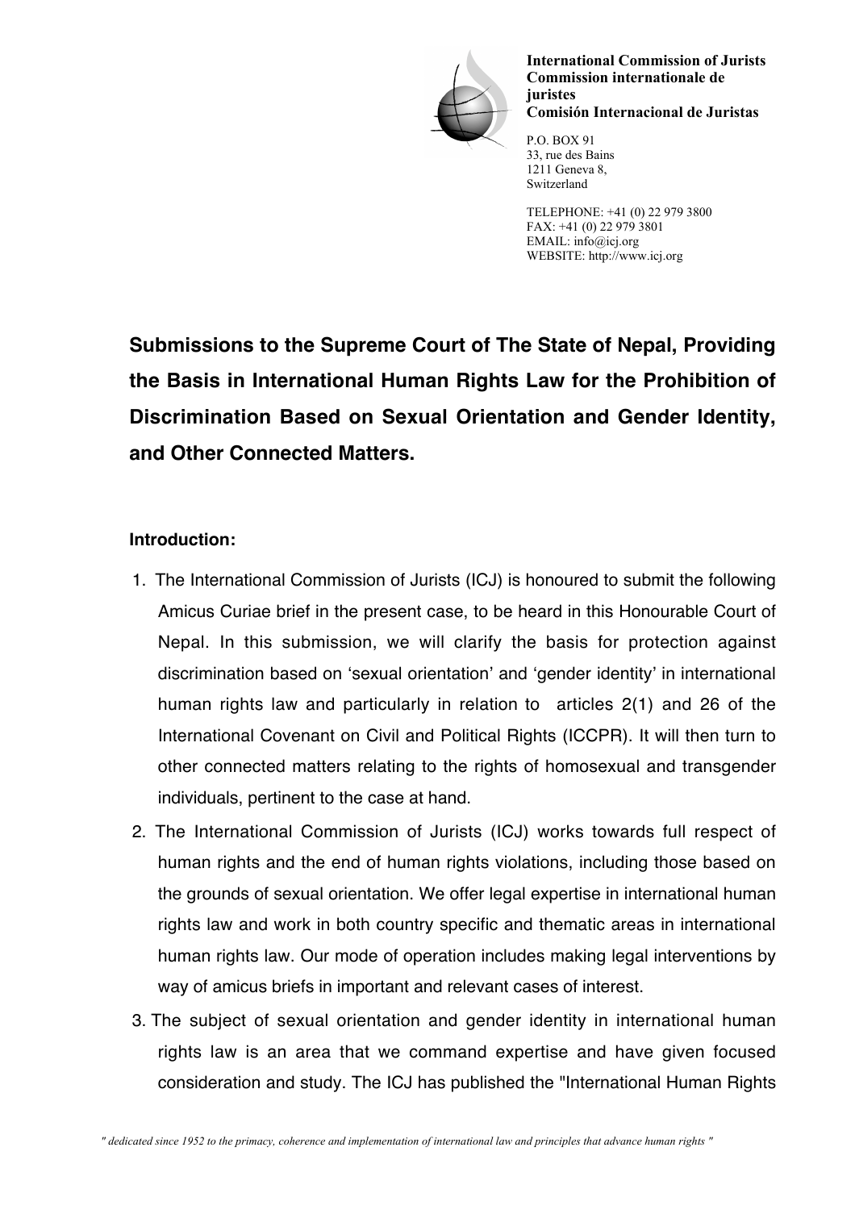**International Commission of Jurists**
**Commission internationale de juristes**
**Comisión Internacional de Juristas**

P.O. BOX 91
33, rue des Bains
1211 Geneva 8,
Switzerland

TELEPHONE: +41 (0) 22 979 3800
FAX: +41 (0) 22 979 3801
EMAIL: info@icj.org
WEBSITE: http://www.icj.org

# Submissions to the Supreme Court of The State of Nepal, Providing the Basis in International Human Rights Law for the Prohibition of Discrimination Based on Sexual Orientation and Gender Identity, and Other Connected Matters.

## Introduction:

1. The International Commission of Jurists (ICJ) is honoured to submit the following Amicus Curiae brief in the present case, to be heard in this Honourable Court of Nepal. In this submission, we will clarify the basis for protection against discrimination based on 'sexual orientation' and 'gender identity' in international human rights law and particularly in relation to articles 2(1) and 26 of the International Covenant on Civil and Political Rights (ICCPR). It will then turn to other connected matters relating to the rights of homosexual and transgender individuals, pertinent to the case at hand.
2. The International Commission of Jurists (ICJ) works towards full respect of human rights and the end of human rights violations, including those based on the grounds of sexual orientation. We offer legal expertise in international human rights law and work in both country specific and thematic areas in international human rights law. Our mode of operation includes making legal interventions by way of amicus briefs in important and relevant cases of interest.
3. The subject of sexual orientation and gender identity in international human rights law is an area that we command expertise and have given focused consideration and study. The ICJ has published the "International Human Rights

*" dedicated since 1952 to the primacy, coherence and implementation of international law and principles that advance human rights "*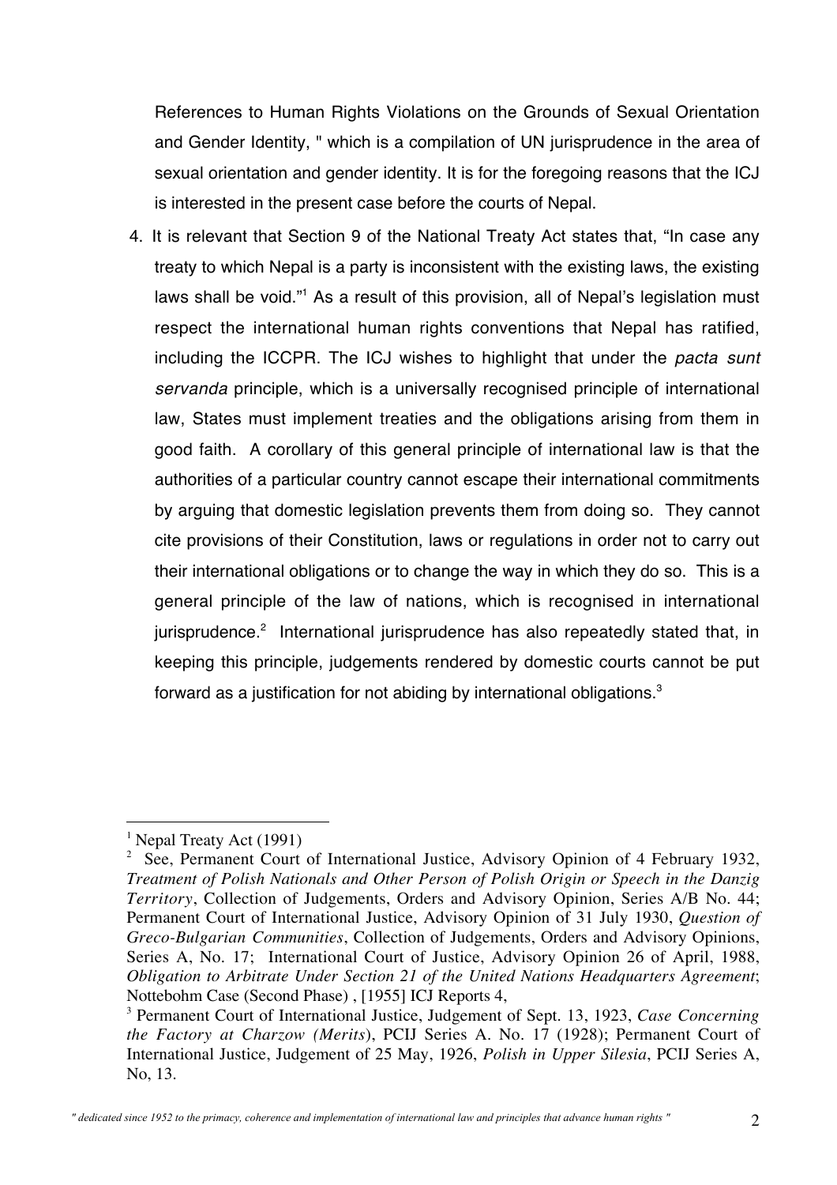References to Human Rights Violations on the Grounds of Sexual Orientation and Gender Identity, " which is a compilation of UN jurisprudence in the area of sexual orientation and gender identity. It is for the foregoing reasons that the ICJ is interested in the present case before the courts of Nepal.

4. It is relevant that Section 9 of the National Treaty Act states that, "In case any treaty to which Nepal is a party is inconsistent with the existing laws, the existing laws shall be void."[1] As a result of this provision, all of Nepal's legislation must respect the international human rights conventions that Nepal has ratified, including the ICCPR. The ICJ wishes to highlight that under the *pacta sunt servanda* principle, which is a universally recognised principle of international law, States must implement treaties and the obligations arising from them in good faith. A corollary of this general principle of international law is that the authorities of a particular country cannot escape their international commitments by arguing that domestic legislation prevents them from doing so. They cannot cite provisions of their Constitution, laws or regulations in order not to carry out their international obligations or to change the way in which they do so. This is a general principle of the law of nations, which is recognised in international jurisprudence.[2] International jurisprudence has also repeatedly stated that, in keeping this principle, judgements rendered by domestic courts cannot be put forward as a justification for not abiding by international obligations.[3]

---

[1] Nepal Treaty Act (1991)

[2] See, Permanent Court of International Justice, Advisory Opinion of 4 February 1932, *Treatment of Polish Nationals and Other Person of Polish Origin or Speech in the Danzig Territory*, Collection of Judgements, Orders and Advisory Opinion, Series A/B No. 44; Permanent Court of International Justice, Advisory Opinion of 31 July 1930, *Question of Greco-Bulgarian Communities*, Collection of Judgements, Orders and Advisory Opinions, Series A, No. 17; International Court of Justice, Advisory Opinion 26 of April, 1988, *Obligation to Arbitrate Under Section 21 of the United Nations Headquarters Agreement*; Nottebohm Case (Second Phase) , [1955] ICJ Reports 4,

[3] Permanent Court of International Justice, Judgement of Sept. 13, 1923, *Case Concerning the Factory at Charzow (Merits)*, PCIJ Series A. No. 17 (1928); Permanent Court of International Justice, Judgement of 25 May, 1926, *Polish in Upper Silesia*, PCIJ Series A, No, 13.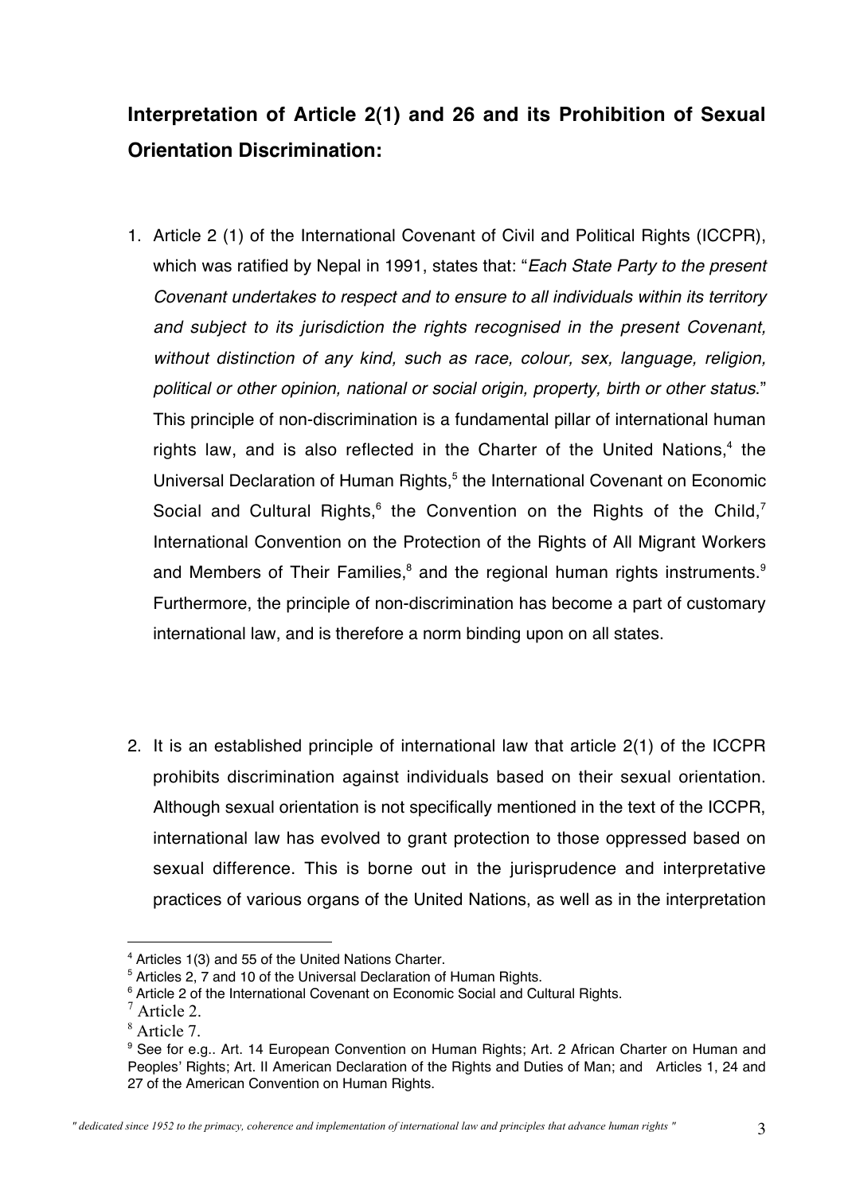## Interpretation of Article 2(1) and 26 and its Prohibition of Sexual Orientation Discrimination:

1. Article 2 (1) of the International Covenant of Civil and Political Rights (ICCPR), which was ratified by Nepal in 1991, states that: "*Each State Party to the present Covenant undertakes to respect and to ensure to all individuals within its territory and subject to its jurisdiction the rights recognised in the present Covenant, without distinction of any kind, such as race, colour, sex, language, religion, political or other opinion, national or social origin, property, birth or other status*." This principle of non-discrimination is a fundamental pillar of international human rights law, and is also reflected in the Charter of the United Nations,[4] the Universal Declaration of Human Rights,[5] the International Covenant on Economic Social and Cultural Rights,[6] the Convention on the Rights of the Child,[7] International Convention on the Protection of the Rights of All Migrant Workers and Members of Their Families,[8] and the regional human rights instruments.[9] Furthermore, the principle of non-discrimination has become a part of customary international law, and is therefore a norm binding upon on all states.

2. It is an established principle of international law that article 2(1) of the ICCPR prohibits discrimination against individuals based on their sexual orientation. Although sexual orientation is not specifically mentioned in the text of the ICCPR, international law has evolved to grant protection to those oppressed based on sexual difference. This is borne out in the jurisprudence and interpretative practices of various organs of the United Nations, as well as in the interpretation

---

[4] Articles 1(3) and 55 of the United Nations Charter.

[5] Articles 2, 7 and 10 of the Universal Declaration of Human Rights.

[6] Article 2 of the International Covenant on Economic Social and Cultural Rights.

[7] Article 2.

[8] Article 7.

[9] See for e.g.. Art. 14 European Convention on Human Rights; Art. 2 African Charter on Human and Peoples' Rights; Art. II American Declaration of the Rights and Duties of Man; and Articles 1, 24 and 27 of the American Convention on Human Rights.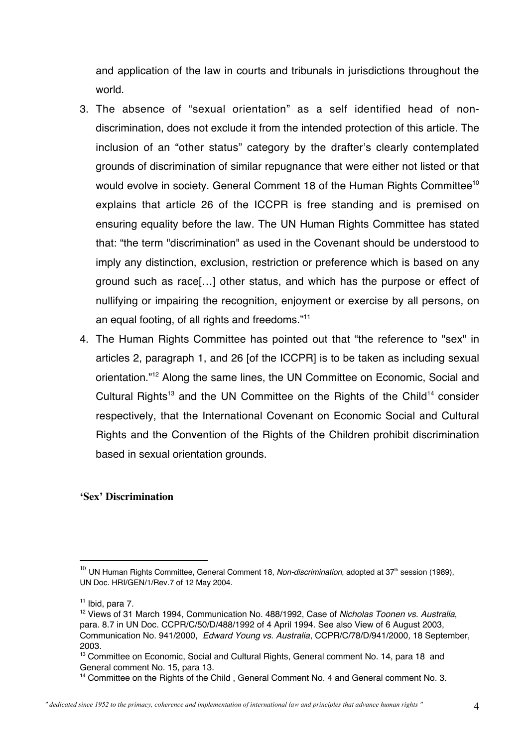and application of the law in courts and tribunals in jurisdictions throughout the world.

3. The absence of "sexual orientation" as a self identified head of non-discrimination, does not exclude it from the intended protection of this article. The inclusion of an "other status" category by the drafter's clearly contemplated grounds of discrimination of similar repugnance that were either not listed or that would evolve in society. General Comment 18 of the Human Rights Committee[10] explains that article 26 of the ICCPR is free standing and is premised on ensuring equality before the law. The UN Human Rights Committee has stated that: "the term "discrimination" as used in the Covenant should be understood to imply any distinction, exclusion, restriction or preference which is based on any ground such as race[…] other status, and which has the purpose or effect of nullifying or impairing the recognition, enjoyment or exercise by all persons, on an equal footing, of all rights and freedoms."[11]

4. The Human Rights Committee has pointed out that "the reference to "sex" in articles 2, paragraph 1, and 26 [of the ICCPR] is to be taken as including sexual orientation."[12] Along the same lines, the UN Committee on Economic, Social and Cultural Rights[13] and the UN Committee on the Rights of the Child[14] consider respectively, that the International Covenant on Economic Social and Cultural Rights and the Convention of the Rights of the Children prohibit discrimination based in sexual orientation grounds.

**'Sex' Discrimination**

---

[10] UN Human Rights Committee, General Comment 18, *Non-discrimination*, adopted at 37th session (1989), UN Doc. HRI/GEN/1/Rev.7 of 12 May 2004.

[11] Ibid, para 7.

[12] Views of 31 March 1994, Communication No. 488/1992, Case of *Nicholas Toonen vs. Australia*, para. 8.7 in UN Doc. CCPR/C/50/D/488/1992 of 4 April 1994. See also View of 6 August 2003, Communication No. 941/2000, *Edward Young vs. Australia*, CCPR/C/78/D/941/2000, 18 September, 2003.

[13] Committee on Economic, Social and Cultural Rights, General comment No. 14, para 18 and General comment No. 15, para 13.

[14] Committee on the Rights of the Child , General Comment No. 4 and General comment No. 3.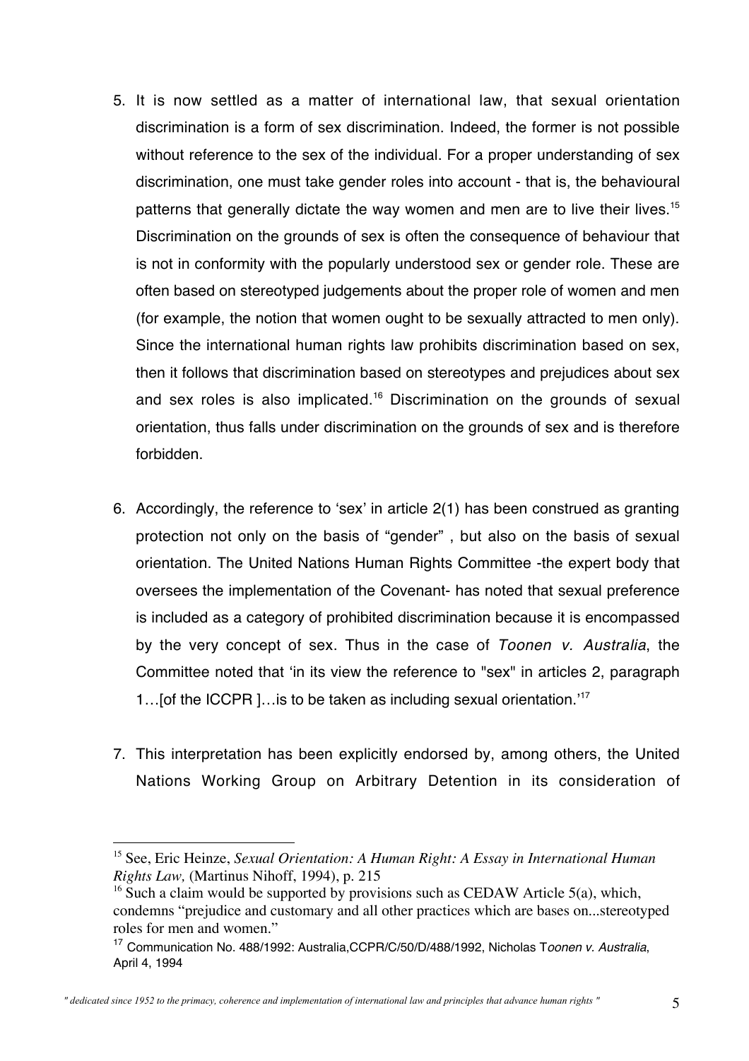5. It is now settled as a matter of international law, that sexual orientation discrimination is a form of sex discrimination. Indeed, the former is not possible without reference to the sex of the individual. For a proper understanding of sex discrimination, one must take gender roles into account - that is, the behavioural patterns that generally dictate the way women and men are to live their lives.[15] Discrimination on the grounds of sex is often the consequence of behaviour that is not in conformity with the popularly understood sex or gender role. These are often based on stereotyped judgements about the proper role of women and men (for example, the notion that women ought to be sexually attracted to men only). Since the international human rights law prohibits discrimination based on sex, then it follows that discrimination based on stereotypes and prejudices about sex and sex roles is also implicated.[16] Discrimination on the grounds of sexual orientation, thus falls under discrimination on the grounds of sex and is therefore forbidden.

6. Accordingly, the reference to 'sex' in article 2(1) has been construed as granting protection not only on the basis of "gender" , but also on the basis of sexual orientation. The United Nations Human Rights Committee -the expert body that oversees the implementation of the Covenant- has noted that sexual preference is included as a category of prohibited discrimination because it is encompassed by the very concept of sex. Thus in the case of *Toonen v. Australia*, the Committee noted that 'in its view the reference to "sex" in articles 2, paragraph 1…[of the ICCPR ]…is to be taken as including sexual orientation.'[17]

7. This interpretation has been explicitly endorsed by, among others, the United Nations Working Group on Arbitrary Detention in its consideration of

---

[15] See, Eric Heinze, *Sexual Orientation: A Human Right: A Essay in International Human Rights Law*, (Martinus Nihoff, 1994), p. 215

[16] Such a claim would be supported by provisions such as CEDAW Article 5(a), which, condemns "prejudice and customary and all other practices which are bases on...stereotyped roles for men and women."

[17] Communication No. 488/1992: Australia,CCPR/C/50/D/488/1992, Nicholas T*oonen v. Australia*, April 4, 1994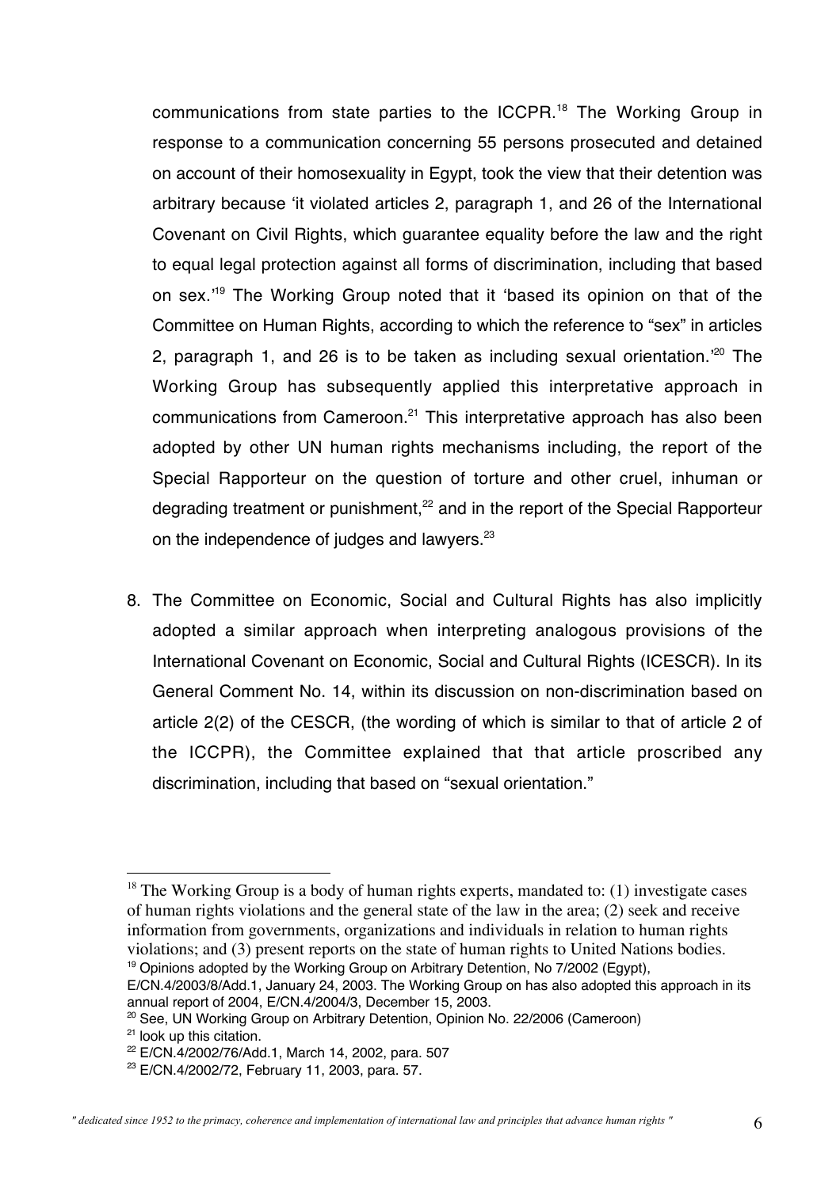communications from state parties to the ICCPR.[18] The Working Group in response to a communication concerning 55 persons prosecuted and detained on account of their homosexuality in Egypt, took the view that their detention was arbitrary because 'it violated articles 2, paragraph 1, and 26 of the International Covenant on Civil Rights, which guarantee equality before the law and the right to equal legal protection against all forms of discrimination, including that based on sex.'[19] The Working Group noted that it 'based its opinion on that of the Committee on Human Rights, according to which the reference to "sex" in articles 2, paragraph 1, and 26 is to be taken as including sexual orientation.'[20] The Working Group has subsequently applied this interpretative approach in communications from Cameroon.[21] This interpretative approach has also been adopted by other UN human rights mechanisms including, the report of the Special Rapporteur on the question of torture and other cruel, inhuman or degrading treatment or punishment,[22] and in the report of the Special Rapporteur on the independence of judges and lawyers.[23]

8. The Committee on Economic, Social and Cultural Rights has also implicitly adopted a similar approach when interpreting analogous provisions of the International Covenant on Economic, Social and Cultural Rights (ICESCR). In its General Comment No. 14, within its discussion on non-discrimination based on article 2(2) of the CESCR, (the wording of which is similar to that of article 2 of the ICCPR), the Committee explained that that article proscribed any discrimination, including that based on "sexual orientation."

---

[18] The Working Group is a body of human rights experts, mandated to: (1) investigate cases of human rights violations and the general state of the law in the area; (2) seek and receive information from governments, organizations and individuals in relation to human rights violations; and (3) present reports on the state of human rights to United Nations bodies.

[19] Opinions adopted by the Working Group on Arbitrary Detention, No 7/2002 (Egypt), E/CN.4/2003/8/Add.1, January 24, 2003. The Working Group on has also adopted this approach in its annual report of 2004, E/CN.4/2004/3, December 15, 2003.

[20] See, UN Working Group on Arbitrary Detention, Opinion No. 22/2006 (Cameroon)

[21] look up this citation.

[22] E/CN.4/2002/76/Add.1, March 14, 2002, para. 507

[23] E/CN.4/2002/72, February 11, 2003, para. 57.

*" dedicated since 1952 to the primacy, coherence and implementation of international law and principles that advance human rights "*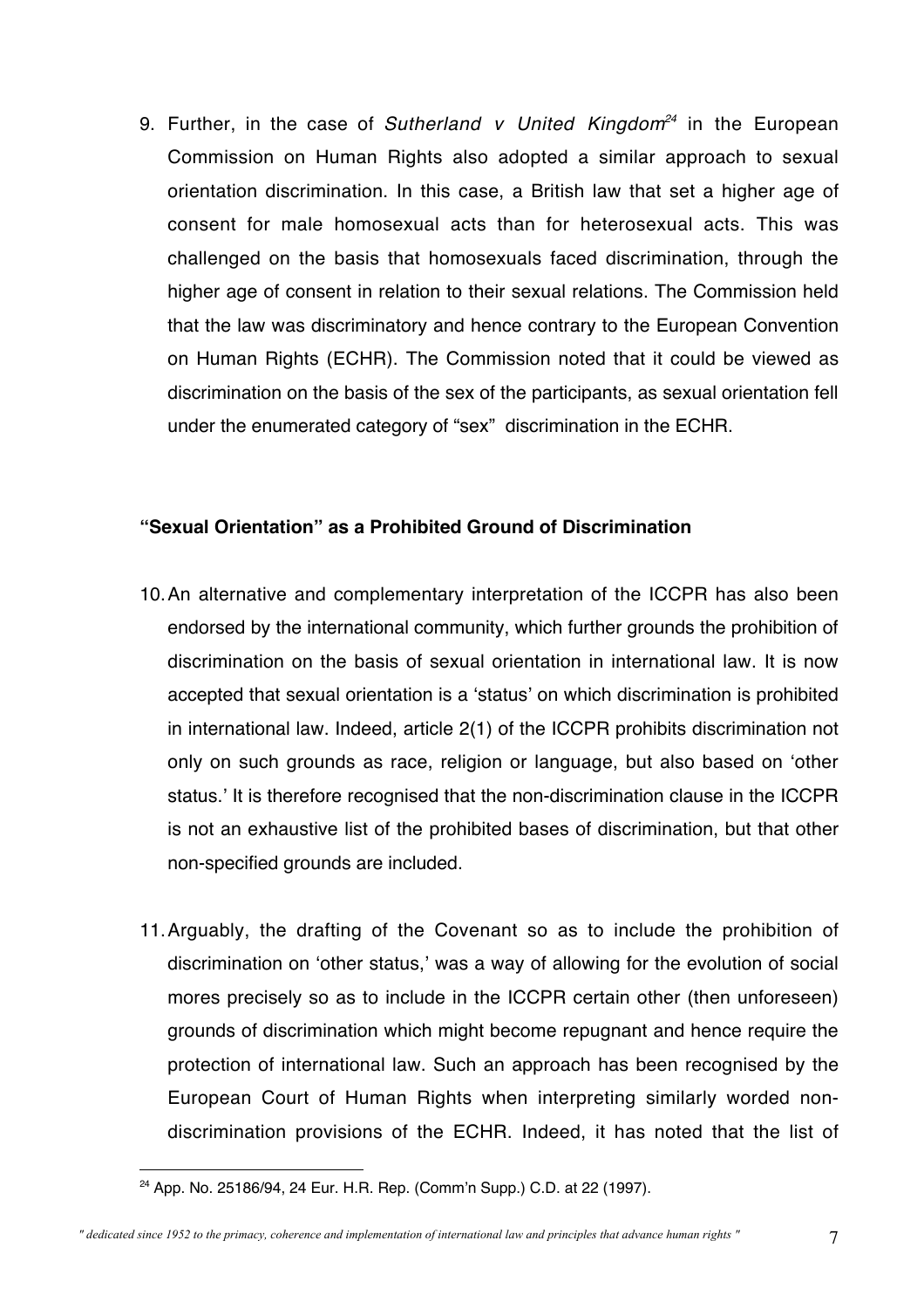9. Further, in the case of *Sutherland v United Kingdom*[24] in the European Commission on Human Rights also adopted a similar approach to sexual orientation discrimination. In this case, a British law that set a higher age of consent for male homosexual acts than for heterosexual acts. This was challenged on the basis that homosexuals faced discrimination, through the higher age of consent in relation to their sexual relations. The Commission held that the law was discriminatory and hence contrary to the European Convention on Human Rights (ECHR). The Commission noted that it could be viewed as discrimination on the basis of the sex of the participants, as sexual orientation fell under the enumerated category of "sex" discrimination in the ECHR.

**"Sexual Orientation" as a Prohibited Ground of Discrimination**

10. An alternative and complementary interpretation of the ICCPR has also been endorsed by the international community, which further grounds the prohibition of discrimination on the basis of sexual orientation in international law. It is now accepted that sexual orientation is a 'status' on which discrimination is prohibited in international law. Indeed, article 2(1) of the ICCPR prohibits discrimination not only on such grounds as race, religion or language, but also based on 'other status.' It is therefore recognised that the non-discrimination clause in the ICCPR is not an exhaustive list of the prohibited bases of discrimination, but that other non-specified grounds are included.

11. Arguably, the drafting of the Covenant so as to include the prohibition of discrimination on 'other status,' was a way of allowing for the evolution of social mores precisely so as to include in the ICCPR certain other (then unforeseen) grounds of discrimination which might become repugnant and hence require the protection of international law. Such an approach has been recognised by the European Court of Human Rights when interpreting similarly worded non-discrimination provisions of the ECHR. Indeed, it has noted that the list of

[24] App. No. 25186/94, 24 Eur. H.R. Rep. (Comm'n Supp.) C.D. at 22 (1997).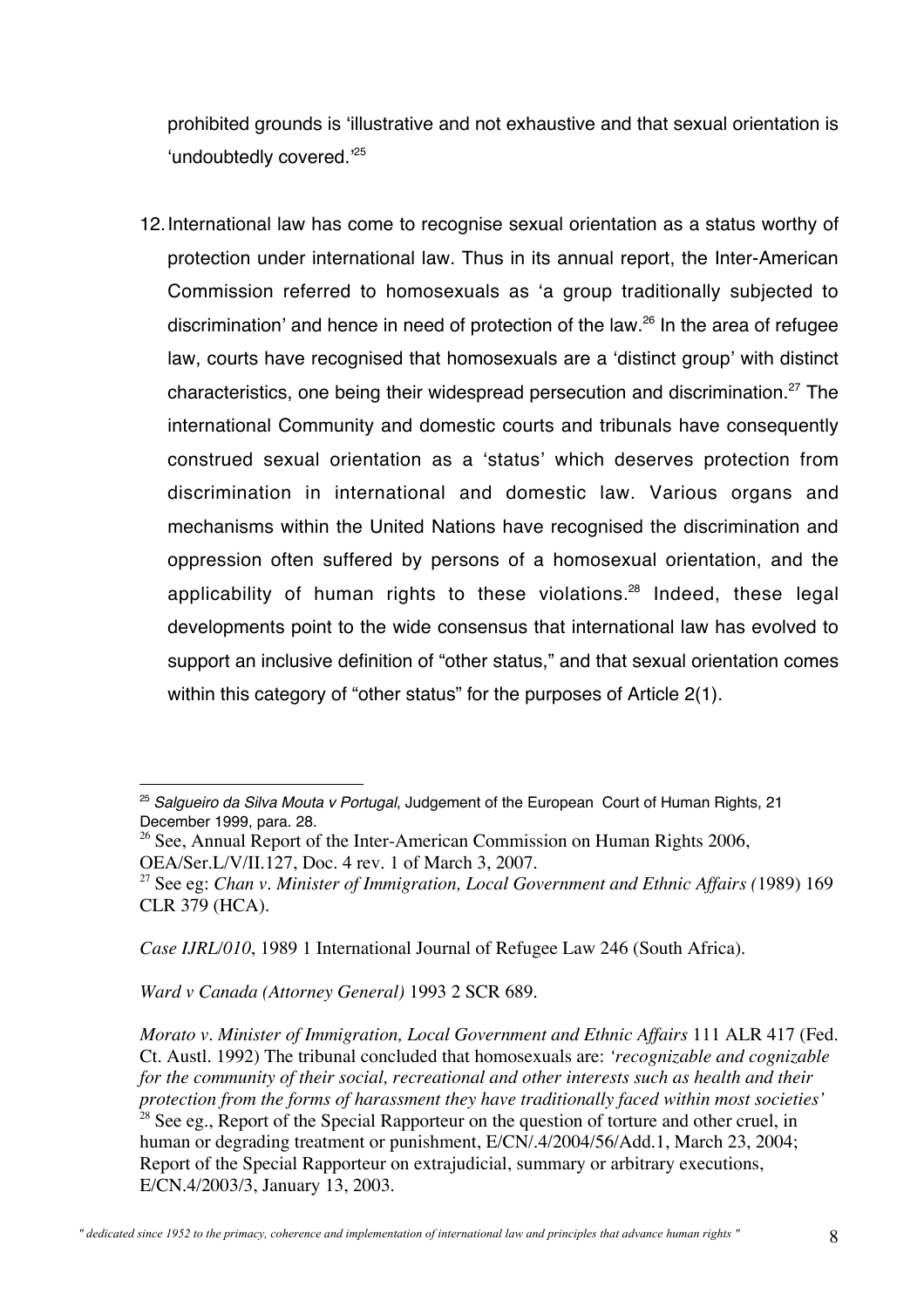prohibited grounds is 'illustrative and not exhaustive and that sexual orientation is 'undoubtedly covered.'[25]

12. International law has come to recognise sexual orientation as a status worthy of protection under international law. Thus in its annual report, the Inter-American Commission referred to homosexuals as 'a group traditionally subjected to discrimination' and hence in need of protection of the law.[26] In the area of refugee law, courts have recognised that homosexuals are a 'distinct group' with distinct characteristics, one being their widespread persecution and discrimination.[27] The international Community and domestic courts and tribunals have consequently construed sexual orientation as a 'status' which deserves protection from discrimination in international and domestic law. Various organs and mechanisms within the United Nations have recognised the discrimination and oppression often suffered by persons of a homosexual orientation, and the applicability of human rights to these violations.[28] Indeed, these legal developments point to the wide consensus that international law has evolved to support an inclusive definition of "other status," and that sexual orientation comes within this category of "other status" for the purposes of Article 2(1).

---

[25] *Salgueiro da Silva Mouta v Portugal*, Judgement of the European Court of Human Rights, 21 December 1999, para. 28.

[26] See, Annual Report of the Inter-American Commission on Human Rights 2006, OEA/Ser.L/V/II.127, Doc. 4 rev. 1 of March 3, 2007.

[27] See eg: *Chan v. Minister of Immigration, Local Government and Ethnic Affairs (*1989) 169 CLR 379 (HCA).

*Case IJRL/010*, 1989 1 International Journal of Refugee Law 246 (South Africa).

*Ward v Canada (Attorney General)* 1993 2 SCR 689.

*Morato v. Minister of Immigration, Local Government and Ethnic Affairs* 111 ALR 417 (Fed. Ct. Austl. 1992) The tribunal concluded that homosexuals are: *'recognizable and cognizable for the community of their social, recreational and other interests such as health and their protection from the forms of harassment they have traditionally faced within most societies'*

[28] See eg., Report of the Special Rapporteur on the question of torture and other cruel, in human or degrading treatment or punishment, E/CN/.4/2004/56/Add.1, March 23, 2004; Report of the Special Rapporteur on extrajudicial, summary or arbitrary executions, E/CN.4/2003/3, January 13, 2003.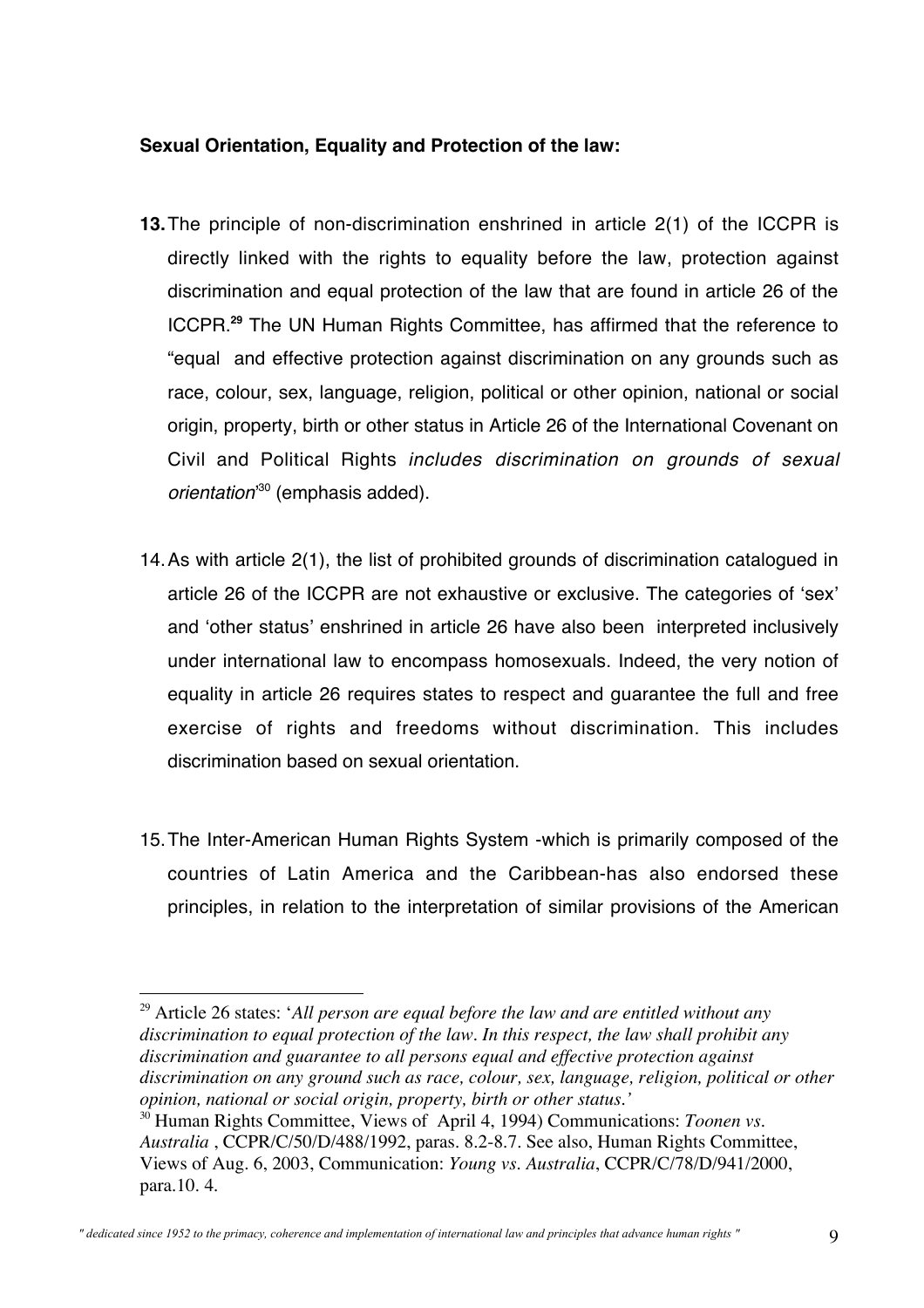**Sexual Orientation, Equality and Protection of the law:**

**13.** The principle of non-discrimination enshrined in article 2(1) of the ICCPR is directly linked with the rights to equality before the law, protection against discrimination and equal protection of the law that are found in article 26 of the ICCPR.[29] The UN Human Rights Committee, has affirmed that the reference to "equal and effective protection against discrimination on any grounds such as race, colour, sex, language, religion, political or other opinion, national or social origin, property, birth or other status in Article 26 of the International Covenant on Civil and Political Rights *includes discrimination on grounds of sexual orientation*'[30] (emphasis added).

14. As with article 2(1), the list of prohibited grounds of discrimination catalogued in article 26 of the ICCPR are not exhaustive or exclusive. The categories of 'sex' and 'other status' enshrined in article 26 have also been interpreted inclusively under international law to encompass homosexuals. Indeed, the very notion of equality in article 26 requires states to respect and guarantee the full and free exercise of rights and freedoms without discrimination. This includes discrimination based on sexual orientation.

15. The Inter-American Human Rights System -which is primarily composed of the countries of Latin America and the Caribbean-has also endorsed these principles, in relation to the interpretation of similar provisions of the American

---

[29] Article 26 states: '*All person are equal before the law and are entitled without any discrimination to equal protection of the law. In this respect, the law shall prohibit any discrimination and guarantee to all persons equal and effective protection against discrimination on any ground such as race, colour, sex, language, religion, political or other opinion, national or social origin, property, birth or other status.*'

[30] Human Rights Committee, Views of April 4, 1994) Communications: *Toonen vs. Australia* , CCPR/C/50/D/488/1992, paras. 8.2-8.7. See also, Human Rights Committee, Views of Aug. 6, 2003, Communication: *Young vs. Australia*, CCPR/C/78/D/941/2000, para.10. 4.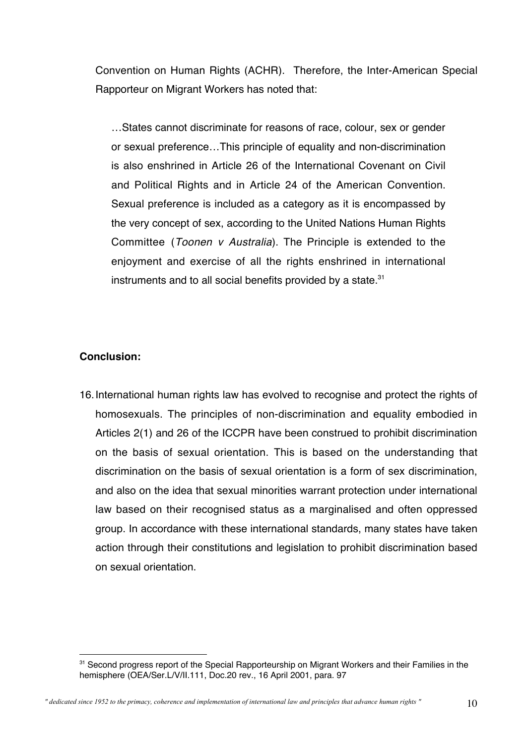Convention on Human Rights (ACHR). Therefore, the Inter-American Special Rapporteur on Migrant Workers has noted that:

> …States cannot discriminate for reasons of race, colour, sex or gender or sexual preference…This principle of equality and non-discrimination is also enshrined in Article 26 of the International Covenant on Civil and Political Rights and in Article 24 of the American Convention. Sexual preference is included as a category as it is encompassed by the very concept of sex, according to the United Nations Human Rights Committee (*Toonen v Australia*). The Principle is extended to the enjoyment and exercise of all the rights enshrined in international instruments and to all social benefits provided by a state.[31]

**Conclusion:**

16. International human rights law has evolved to recognise and protect the rights of homosexuals. The principles of non-discrimination and equality embodied in Articles 2(1) and 26 of the ICCPR have been construed to prohibit discrimination on the basis of sexual orientation. This is based on the understanding that discrimination on the basis of sexual orientation is a form of sex discrimination, and also on the idea that sexual minorities warrant protection under international law based on their recognised status as a marginalised and often oppressed group. In accordance with these international standards, many states have taken action through their constitutions and legislation to prohibit discrimination based on sexual orientation.

---

[31] Second progress report of the Special Rapporteurship on Migrant Workers and their Families in the hemisphere (OEA/Ser.L/V/II.111, Doc.20 rev., 16 April 2001, para. 97

*" dedicated since 1952 to the primacy, coherence and implementation of international law and principles that advance human rights "*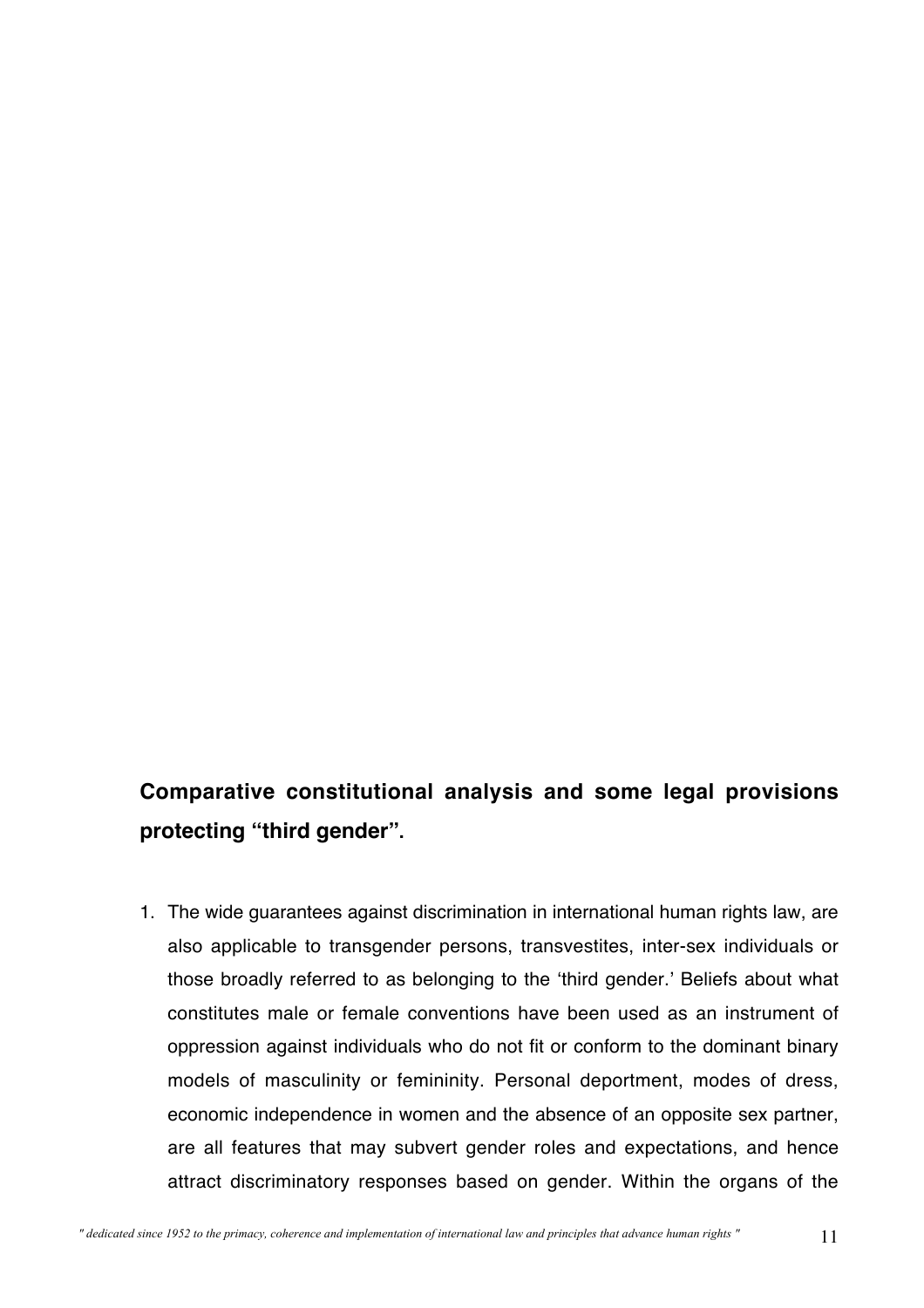**Comparative constitutional analysis and some legal provisions protecting "third gender".**

1. The wide guarantees against discrimination in international human rights law, are also applicable to transgender persons, transvestites, inter-sex individuals or those broadly referred to as belonging to the 'third gender.' Beliefs about what constitutes male or female conventions have been used as an instrument of oppression against individuals who do not fit or conform to the dominant binary models of masculinity or femininity. Personal deportment, modes of dress, economic independence in women and the absence of an opposite sex partner, are all features that may subvert gender roles and expectations, and hence attract discriminatory responses based on gender. Within the organs of the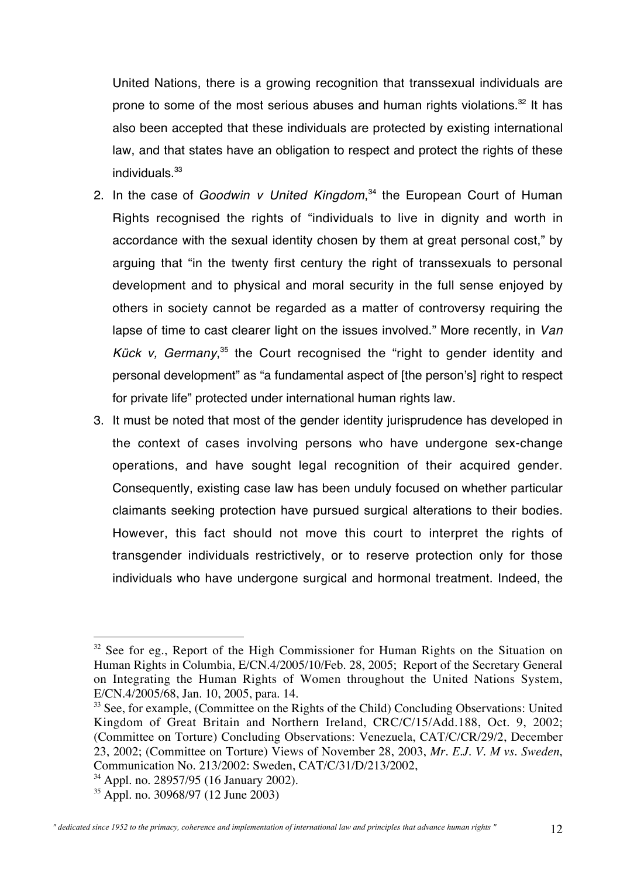United Nations, there is a growing recognition that transsexual individuals are prone to some of the most serious abuses and human rights violations.[32] It has also been accepted that these individuals are protected by existing international law, and that states have an obligation to respect and protect the rights of these individuals.[33]

2. In the case of *Goodwin v United Kingdom*,[34] the European Court of Human Rights recognised the rights of "individuals to live in dignity and worth in accordance with the sexual identity chosen by them at great personal cost," by arguing that "in the twenty first century the right of transsexuals to personal development and to physical and moral security in the full sense enjoyed by others in society cannot be regarded as a matter of controversy requiring the lapse of time to cast clearer light on the issues involved." More recently, in *Van Kück v, Germany*,[35] the Court recognised the "right to gender identity and personal development" as "a fundamental aspect of [the person's] right to respect for private life" protected under international human rights law.
3. It must be noted that most of the gender identity jurisprudence has developed in the context of cases involving persons who have undergone sex-change operations, and have sought legal recognition of their acquired gender. Consequently, existing case law has been unduly focused on whether particular claimants seeking protection have pursued surgical alterations to their bodies. However, this fact should not move this court to interpret the rights of transgender individuals restrictively, or to reserve protection only for those individuals who have undergone surgical and hormonal treatment. Indeed, the

---

[32] See for eg., Report of the High Commissioner for Human Rights on the Situation on Human Rights in Columbia, E/CN.4/2005/10/Feb. 28, 2005; Report of the Secretary General on Integrating the Human Rights of Women throughout the United Nations System, E/CN.4/2005/68, Jan. 10, 2005, para. 14.

[33] See, for example, (Committee on the Rights of the Child) Concluding Observations: United Kingdom of Great Britain and Northern Ireland, CRC/C/15/Add.188, Oct. 9, 2002; (Committee on Torture) Concluding Observations: Venezuela, CAT/C/CR/29/2, December 23, 2002; (Committee on Torture) Views of November 28, 2003, *Mr. E.J. V. M vs. Sweden*, Communication No. 213/2002: Sweden, CAT/C/31/D/213/2002,

[34] Appl. no. 28957/95 (16 January 2002).

[35] Appl. no. 30968/97 (12 June 2003)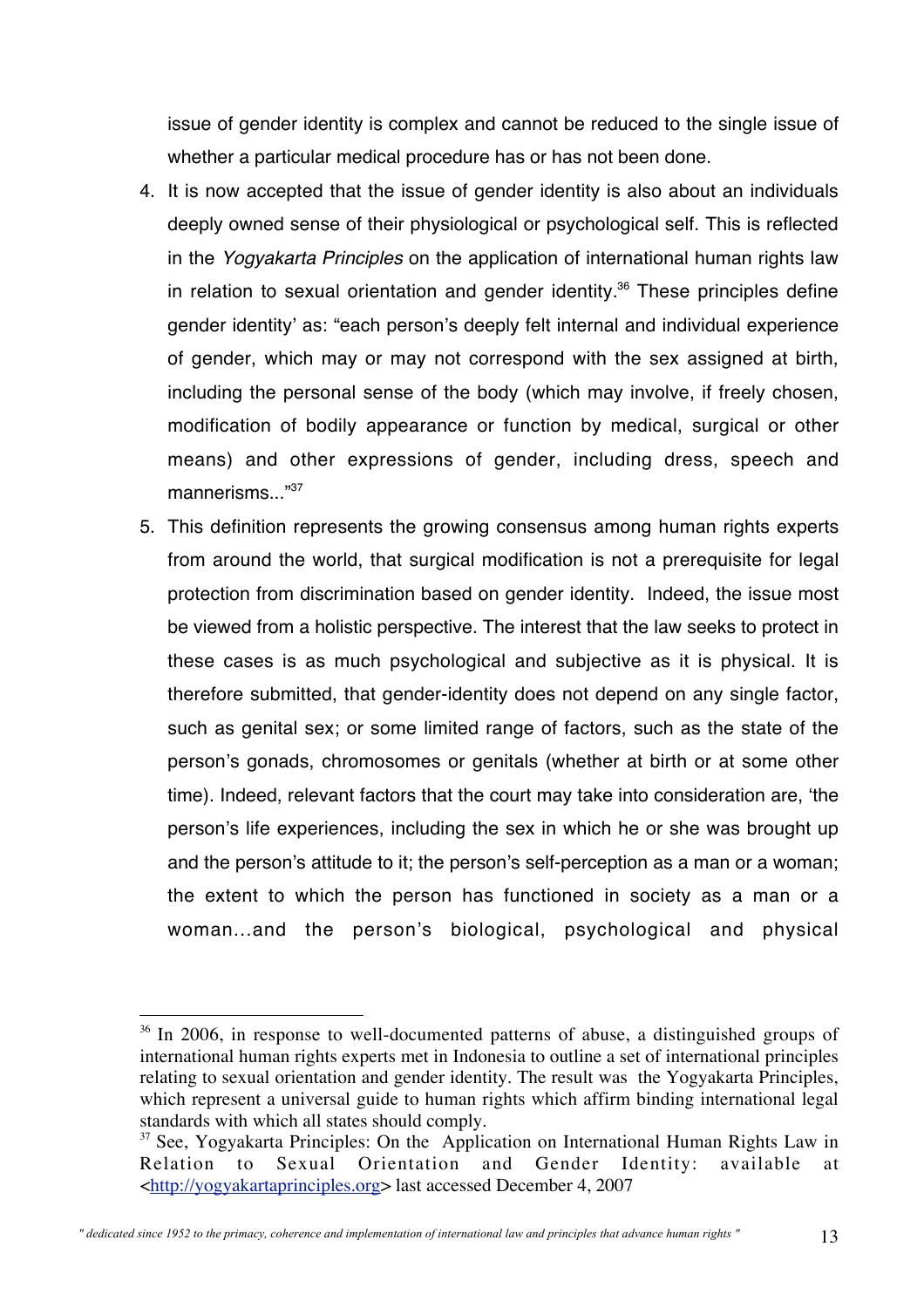issue of gender identity is complex and cannot be reduced to the single issue of whether a particular medical procedure has or has not been done.

4. It is now accepted that the issue of gender identity is also about an individuals deeply owned sense of their physiological or psychological self. This is reflected in the *Yogyakarta Principles* on the application of international human rights law in relation to sexual orientation and gender identity.[36] These principles define gender identity' as: "each person's deeply felt internal and individual experience of gender, which may or may not correspond with the sex assigned at birth, including the personal sense of the body (which may involve, if freely chosen, modification of bodily appearance or function by medical, surgical or other means) and other expressions of gender, including dress, speech and mannerisms..."[37]
5. This definition represents the growing consensus among human rights experts from around the world, that surgical modification is not a prerequisite for legal protection from discrimination based on gender identity. Indeed, the issue most be viewed from a holistic perspective. The interest that the law seeks to protect in these cases is as much psychological and subjective as it is physical. It is therefore submitted, that gender-identity does not depend on any single factor, such as genital sex; or some limited range of factors, such as the state of the person's gonads, chromosomes or genitals (whether at birth or at some other time). Indeed, relevant factors that the court may take into consideration are, 'the person's life experiences, including the sex in which he or she was brought up and the person's attitude to it; the person's self-perception as a man or a woman; the extent to which the person has functioned in society as a man or a woman...and the person's biological, psychological and physical

---

[36] In 2006, in response to well-documented patterns of abuse, a distinguished groups of international human rights experts met in Indonesia to outline a set of international principles relating to sexual orientation and gender identity. The result was the Yogyakarta Principles, which represent a universal guide to human rights which affirm binding international legal standards with which all states should comply.

[37] See, Yogyakarta Principles: On the Application on International Human Rights Law in Relation to Sexual Orientation and Gender Identity: available at <http://yogyakartaprinciples.org> last accessed December 4, 2007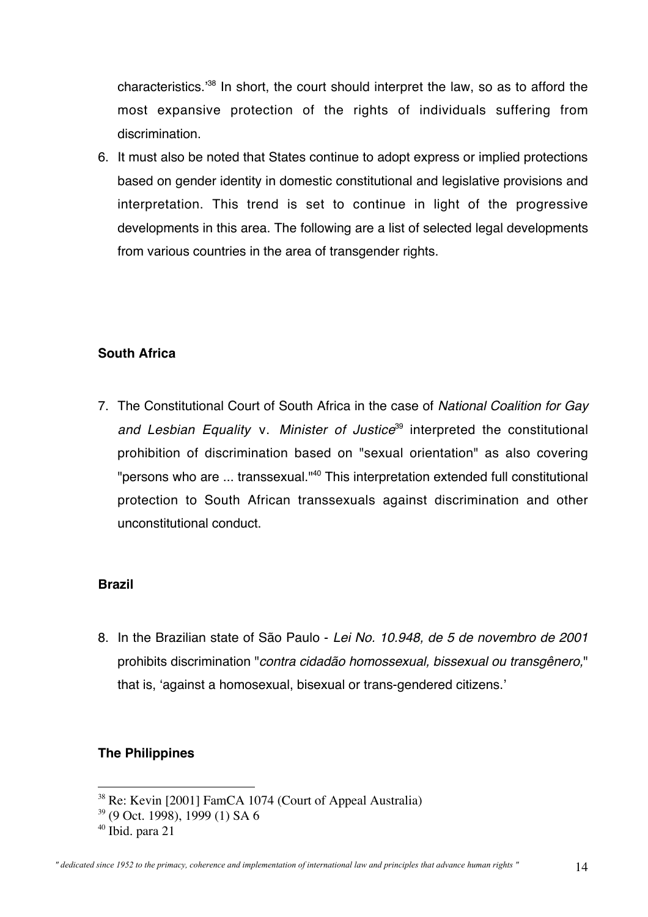characteristics.'[38] In short, the court should interpret the law, so as to afford the most expansive protection of the rights of individuals suffering from discrimination.

6. It must also be noted that States continue to adopt express or implied protections based on gender identity in domestic constitutional and legislative provisions and interpretation. This trend is set to continue in light of the progressive developments in this area. The following are a list of selected legal developments from various countries in the area of transgender rights.

**South Africa**

7. The Constitutional Court of South Africa in the case of *National Coalition for Gay and Lesbian Equality* v. *Minister of Justice*[39] interpreted the constitutional prohibition of discrimination based on "sexual orientation" as also covering "persons who are ... transsexual."[40] This interpretation extended full constitutional protection to South African transsexuals against discrimination and other unconstitutional conduct.

**Brazil**

8. In the Brazilian state of São Paulo - *Lei No. 10.948, de 5 de novembro de 2001* prohibits discrimination "*contra cidadão homossexual, bissexual ou transgênero,*" that is, 'against a homosexual, bisexual or trans-gendered citizens.'

**The Philippines**

[38] Re: Kevin [2001] FamCA 1074 (Court of Appeal Australia)

[39] (9 Oct. 1998), 1999 (1) SA 6

[40] Ibid. para 21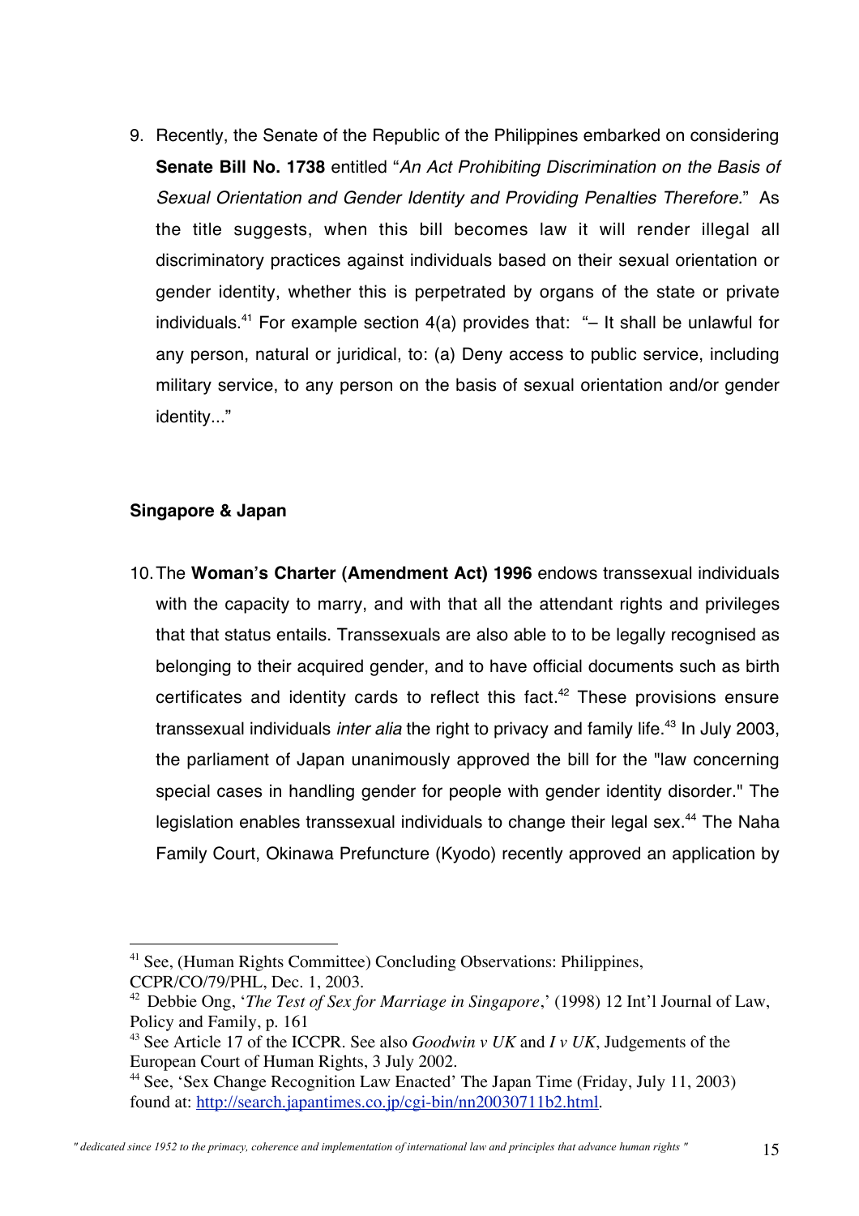9. Recently, the Senate of the Republic of the Philippines embarked on considering **Senate Bill No. 1738** entitled "*An Act Prohibiting Discrimination on the Basis of Sexual Orientation and Gender Identity and Providing Penalties Therefore.*" As the title suggests, when this bill becomes law it will render illegal all discriminatory practices against individuals based on their sexual orientation or gender identity, whether this is perpetrated by organs of the state or private individuals.[41] For example section 4(a) provides that: "– It shall be unlawful for any person, natural or juridical, to: (a) Deny access to public service, including military service, to any person on the basis of sexual orientation and/or gender identity..."

**Singapore & Japan**

10. The **Woman's Charter (Amendment Act) 1996** endows transsexual individuals with the capacity to marry, and with that all the attendant rights and privileges that that status entails. Transsexuals are also able to to be legally recognised as belonging to their acquired gender, and to have official documents such as birth certificates and identity cards to reflect this fact.[42] These provisions ensure transsexual individuals *inter alia* the right to privacy and family life.[43] In July 2003, the parliament of Japan unanimously approved the bill for the "law concerning special cases in handling gender for people with gender identity disorder." The legislation enables transsexual individuals to change their legal sex.[44] The Naha Family Court, Okinawa Prefuncture (Kyodo) recently approved an application by

---

[41] See, (Human Rights Committee) Concluding Observations: Philippines, CCPR/CO/79/PHL, Dec. 1, 2003.

[42] Debbie Ong, '*The Test of Sex for Marriage in Singapore*,' (1998) 12 Int'l Journal of Law, Policy and Family, p. 161

[43] See Article 17 of the ICCPR. See also *Goodwin v UK* and *I v UK*, Judgements of the European Court of Human Rights, 3 July 2002.

[44] See, 'Sex Change Recognition Law Enacted' The Japan Time (Friday, July 11, 2003) found at: http://search.japantimes.co.jp/cgi-bin/nn20030711b2.html.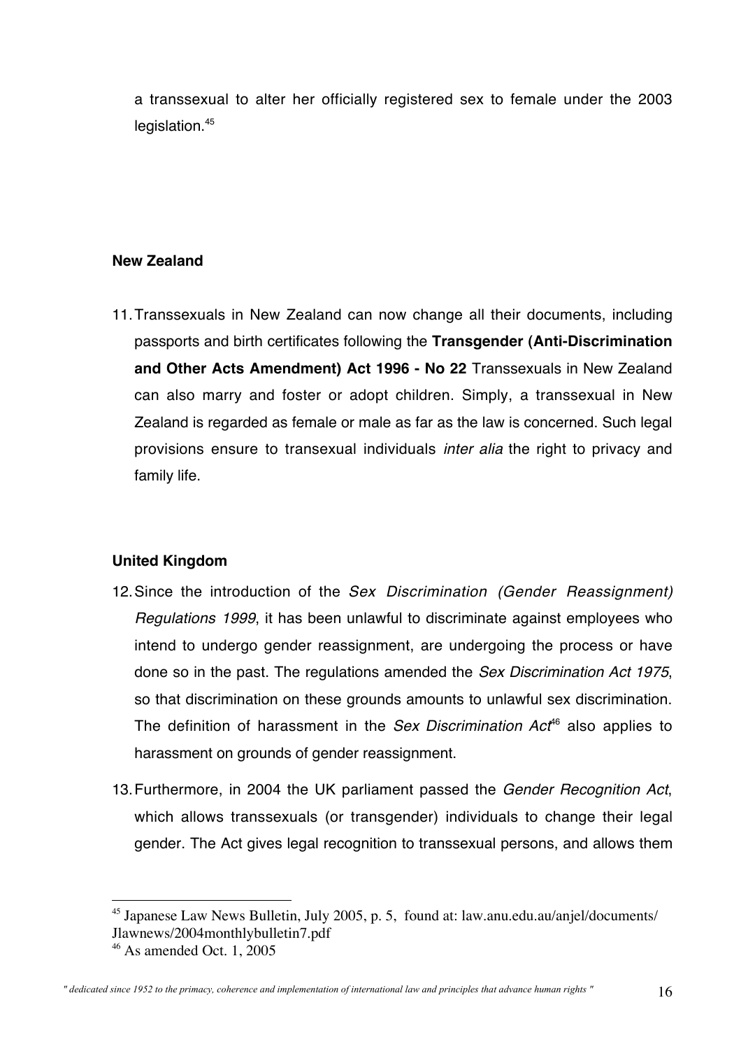a transsexual to alter her officially registered sex to female under the 2003 legislation.[45]

**New Zealand**

11. Transsexuals in New Zealand can now change all their documents, including passports and birth certificates following the **Transgender (Anti-Discrimination and Other Acts Amendment) Act 1996 - No 22** Transsexuals in New Zealand can also marry and foster or adopt children. Simply, a transsexual in New Zealand is regarded as female or male as far as the law is concerned. Such legal provisions ensure to transexual individuals *inter alia* the right to privacy and family life.

**United Kingdom**

12. Since the introduction of the *Sex Discrimination (Gender Reassignment) Regulations 1999*, it has been unlawful to discriminate against employees who intend to undergo gender reassignment, are undergoing the process or have done so in the past. The regulations amended the *Sex Discrimination Act 1975*, so that discrimination on these grounds amounts to unlawful sex discrimination. The definition of harassment in the *Sex Discrimination Act*[46] also applies to harassment on grounds of gender reassignment.

13. Furthermore, in 2004 the UK parliament passed the *Gender Recognition Act*, which allows transsexuals (or transgender) individuals to change their legal gender. The Act gives legal recognition to transsexual persons, and allows them

[45] Japanese Law News Bulletin, July 2005, p. 5, found at: law.anu.edu.au/anjel/documents/Jlawnews/2004monthlybulletin7.pdf

[46] As amended Oct. 1, 2005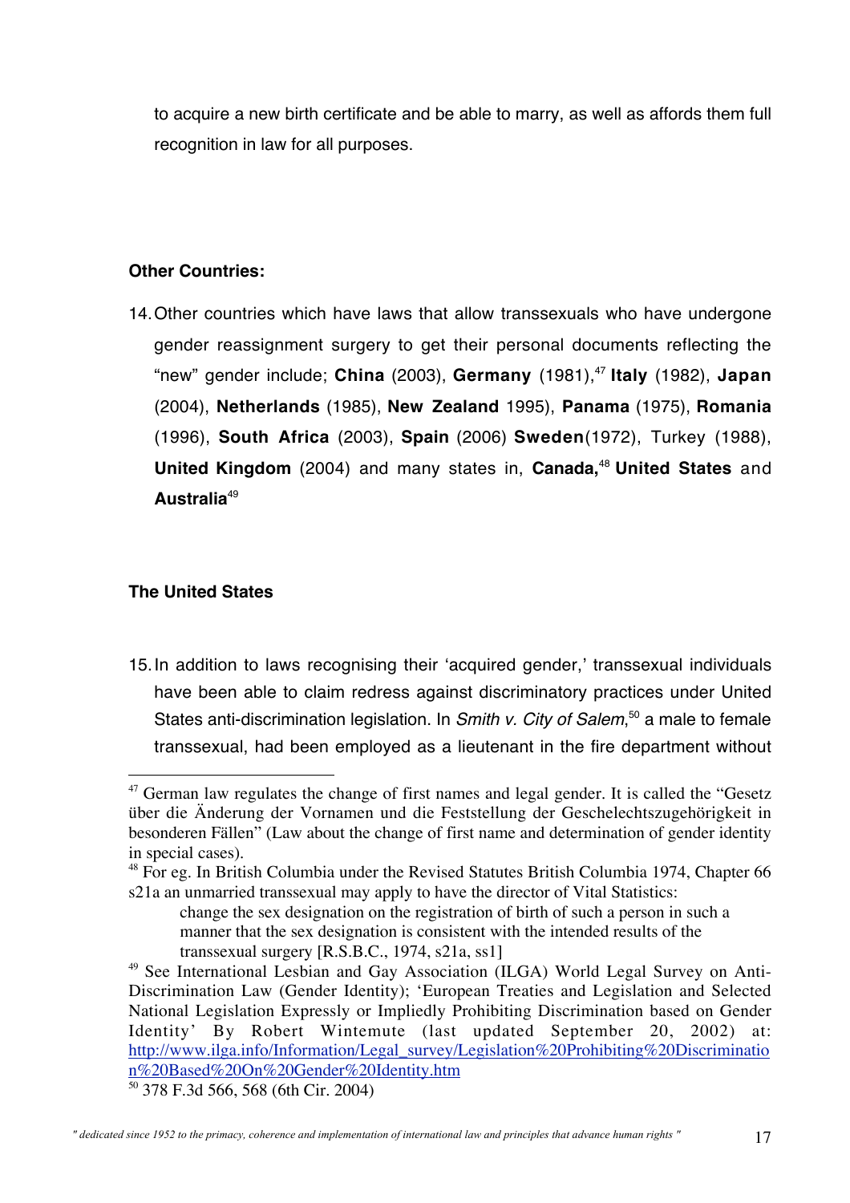to acquire a new birth certificate and be able to marry, as well as affords them full recognition in law for all purposes.

**Other Countries:**

14. Other countries which have laws that allow transsexuals who have undergone gender reassignment surgery to get their personal documents reflecting the "new" gender include; **China** (2003), **Germany** (1981),[47] **Italy** (1982), **Japan** (2004), **Netherlands** (1985), **New Zealand** 1995), **Panama** (1975), **Romania** (1996), **South Africa** (2003), **Spain** (2006) **Sweden**(1972), Turkey (1988), **United Kingdom** (2004) and many states in, **Canada,**[48] **United States** and **Australia**[49]

**The United States**

15. In addition to laws recognising their 'acquired gender,' transsexual individuals have been able to claim redress against discriminatory practices under United States anti-discrimination legislation. In *Smith v. City of Salem*,[50] a male to female transsexual, had been employed as a lieutenant in the fire department without

---

[47] German law regulates the change of first names and legal gender. It is called the "Gesetz über die Änderung der Vornamen und die Feststellung der Geschelechtszugehörigkeit in besonderen Fällen" (Law about the change of first name and determination of gender identity in special cases).

[48] For eg. In British Columbia under the Revised Statutes British Columbia 1974, Chapter 66 s21a an unmarried transsexual may apply to have the director of Vital Statistics:

> change the sex designation on the registration of birth of such a person in such a manner that the sex designation is consistent with the intended results of the transsexual surgery [R.S.B.C., 1974, s21a, ss1]

[49] See International Lesbian and Gay Association (ILGA) World Legal Survey on Anti-Discrimination Law (Gender Identity); 'European Treaties and Legislation and Selected National Legislation Expressly or Impliedly Prohibiting Discrimination based on Gender Identity' By Robert Wintemute (last updated September 20, 2002) at: http://www.ilga.info/Information/Legal_survey/Legislation%20Prohibiting%20Discrimination%20Based%20On%20Gender%20Identity.htm

[50] 378 F.3d 566, 568 (6th Cir. 2004)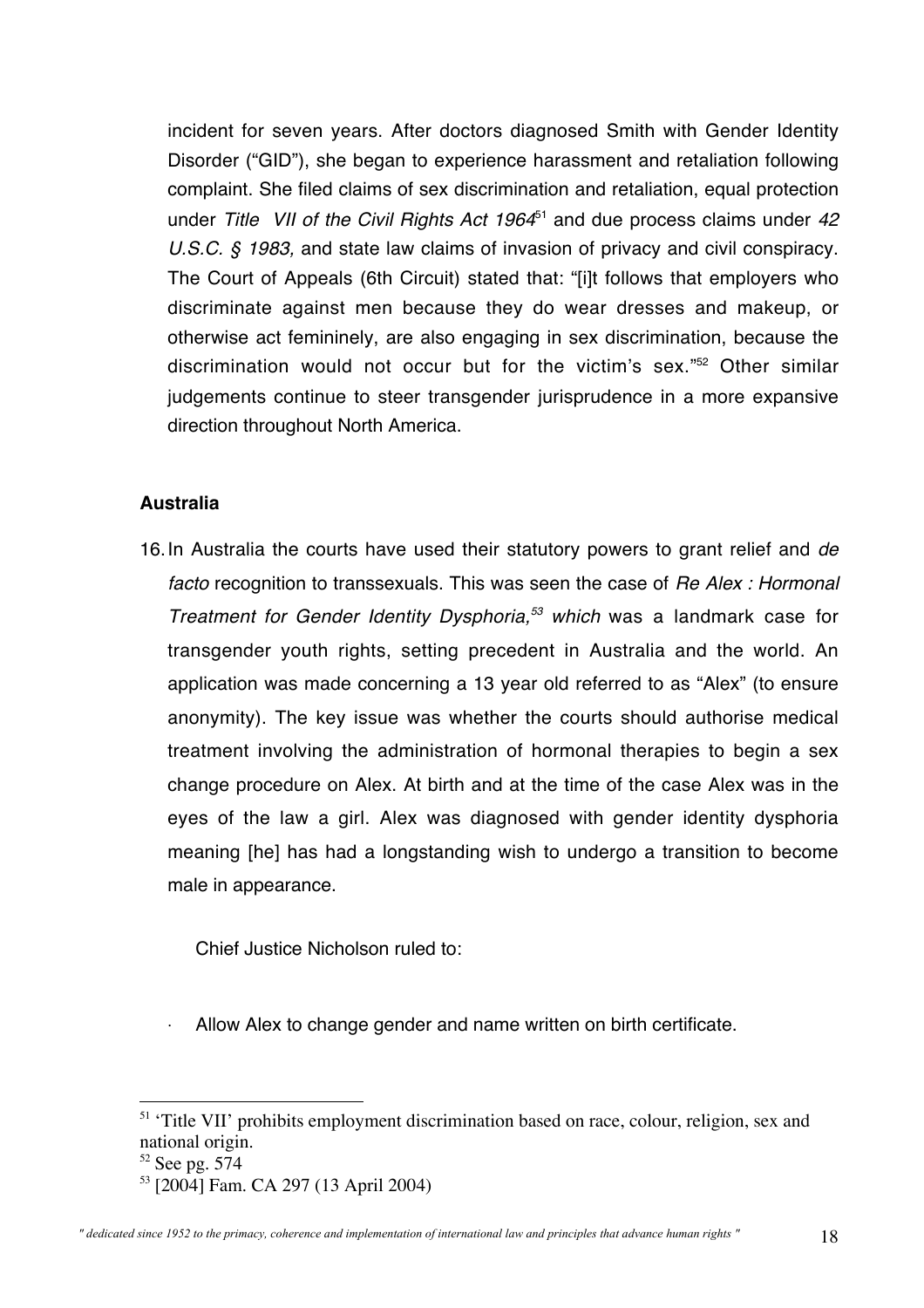incident for seven years. After doctors diagnosed Smith with Gender Identity Disorder ("GID"), she began to experience harassment and retaliation following complaint. She filed claims of sex discrimination and retaliation, equal protection under *Title VII of the Civil Rights Act 1964*[51] and due process claims under *42 U.S.C. § 1983,* and state law claims of invasion of privacy and civil conspiracy. The Court of Appeals (6th Circuit) stated that: "[i]t follows that employers who discriminate against men because they do wear dresses and makeup, or otherwise act femininely, are also engaging in sex discrimination, because the discrimination would not occur but for the victim's sex."[52] Other similar judgements continue to steer transgender jurisprudence in a more expansive direction throughout North America.

**Australia**

16. In Australia the courts have used their statutory powers to grant relief and *de facto* recognition to transsexuals. This was seen the case of *Re Alex : Hormonal Treatment for Gender Identity Dysphoria,*[53] *which* was a landmark case for transgender youth rights, setting precedent in Australia and the world. An application was made concerning a 13 year old referred to as "Alex" (to ensure anonymity). The key issue was whether the courts should authorise medical treatment involving the administration of hormonal therapies to begin a sex change procedure on Alex. At birth and at the time of the case Alex was in the eyes of the law a girl. Alex was diagnosed with gender identity dysphoria meaning [he] has had a longstanding wish to undergo a transition to become male in appearance.

    Chief Justice Nicholson ruled to:

    - Allow Alex to change gender and name written on birth certificate.

---

[51] 'Title VII' prohibits employment discrimination based on race, colour, religion, sex and national origin.

[52] See pg. 574

[53] [2004] Fam. CA 297 (13 April 2004)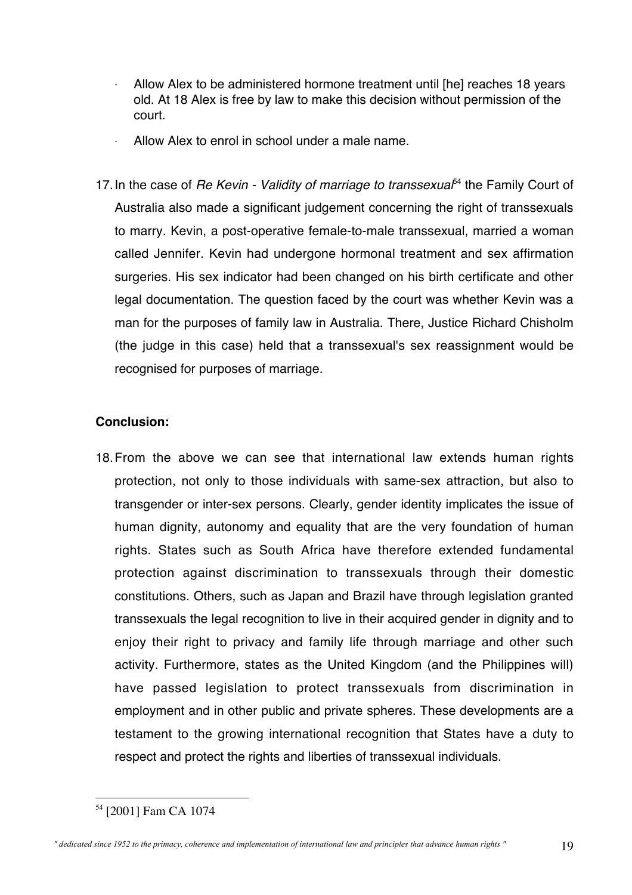- Allow Alex to be administered hormone treatment until [he] reaches 18 years old. At 18 Alex is free by law to make this decision without permission of the court.
- Allow Alex to enrol in school under a male name.

17. In the case of *Re Kevin - Validity of marriage to transsexual*[54] the Family Court of Australia also made a significant judgement concerning the right of transsexuals to marry. Kevin, a post-operative female-to-male transsexual, married a woman called Jennifer. Kevin had undergone hormonal treatment and sex affirmation surgeries. His sex indicator had been changed on his birth certificate and other legal documentation. The question faced by the court was whether Kevin was a man for the purposes of family law in Australia. There, Justice Richard Chisholm (the judge in this case) held that a transsexual's sex reassignment would be recognised for purposes of marriage.

**Conclusion:**

18. From the above we can see that international law extends human rights protection, not only to those individuals with same-sex attraction, but also to transgender or inter-sex persons. Clearly, gender identity implicates the issue of human dignity, autonomy and equality that are the very foundation of human rights. States such as South Africa have therefore extended fundamental protection against discrimination to transsexuals through their domestic constitutions. Others, such as Japan and Brazil have through legislation granted transsexuals the legal recognition to live in their acquired gender in dignity and to enjoy their right to privacy and family life through marriage and other such activity. Furthermore, states as the United Kingdom (and the Philippines will) have passed legislation to protect transsexuals from discrimination in employment and in other public and private spheres. These developments are a testament to the growing international recognition that States have a duty to respect and protect the rights and liberties of transsexual individuals.

---

[54] [2001] Fam CA 1074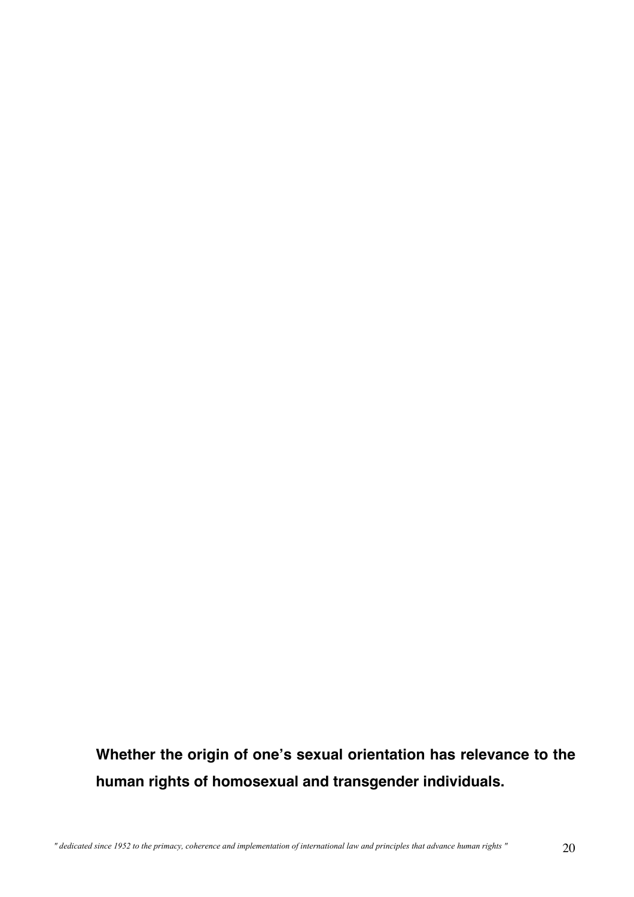**Whether the origin of one's sexual orientation has relevance to the human rights of homosexual and transgender individuals.**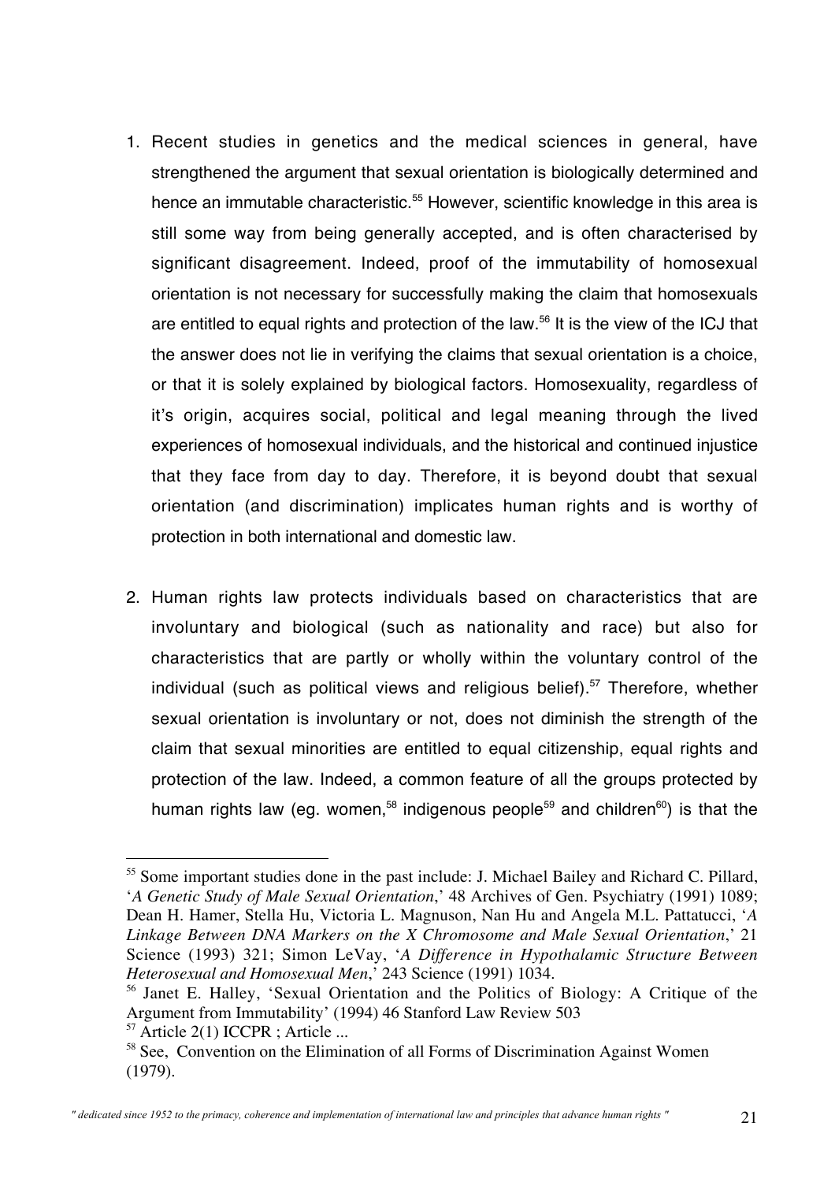1. Recent studies in genetics and the medical sciences in general, have strengthened the argument that sexual orientation is biologically determined and hence an immutable characteristic.[55] However, scientific knowledge in this area is still some way from being generally accepted, and is often characterised by significant disagreement. Indeed, proof of the immutability of homosexual orientation is not necessary for successfully making the claim that homosexuals are entitled to equal rights and protection of the law.[56] It is the view of the ICJ that the answer does not lie in verifying the claims that sexual orientation is a choice, or that it is solely explained by biological factors. Homosexuality, regardless of it's origin, acquires social, political and legal meaning through the lived experiences of homosexual individuals, and the historical and continued injustice that they face from day to day. Therefore, it is beyond doubt that sexual orientation (and discrimination) implicates human rights and is worthy of protection in both international and domestic law.

2. Human rights law protects individuals based on characteristics that are involuntary and biological (such as nationality and race) but also for characteristics that are partly or wholly within the voluntary control of the individual (such as political views and religious belief).[57] Therefore, whether sexual orientation is involuntary or not, does not diminish the strength of the claim that sexual minorities are entitled to equal citizenship, equal rights and protection of the law. Indeed, a common feature of all the groups protected by human rights law (eg. women,[58] indigenous people[59] and children[60]) is that the

---

[55] Some important studies done in the past include: J. Michael Bailey and Richard C. Pillard, '*A Genetic Study of Male Sexual Orientation*,' 48 Archives of Gen. Psychiatry (1991) 1089; Dean H. Hamer, Stella Hu, Victoria L. Magnuson, Nan Hu and Angela M.L. Pattatucci, '*A Linkage Between DNA Markers on the X Chromosome and Male Sexual Orientation*,' 21 Science (1993) 321; Simon LeVay, '*A Difference in Hypothalamic Structure Between Heterosexual and Homosexual Men*,' 243 Science (1991) 1034.

[56] Janet E. Halley, 'Sexual Orientation and the Politics of Biology: A Critique of the Argument from Immutability' (1994) 46 Stanford Law Review 503

[57] Article 2(1) ICCPR ; Article ...

[58] See, Convention on the Elimination of all Forms of Discrimination Against Women (1979).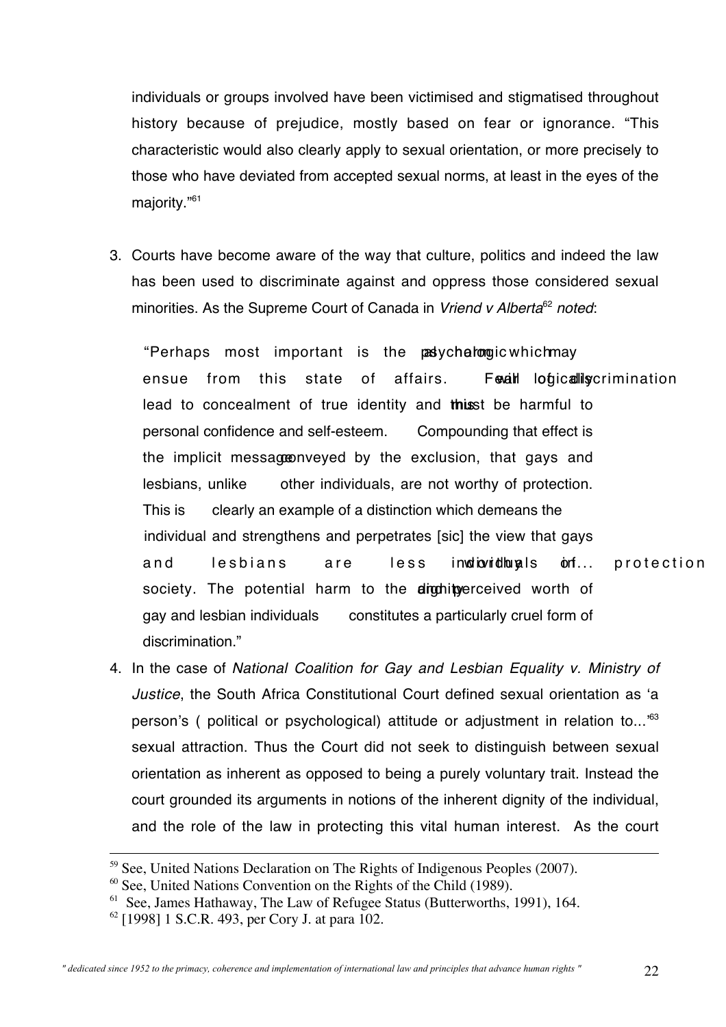individuals or groups involved have been victimised and stigmatised throughout history because of prejudice, mostly based on fear or ignorance. "This characteristic would also clearly apply to sexual orientation, or more precisely to those who have deviated from accepted sexual norms, at least in the eyes of the majority."[61]

3. Courts have become aware of the way that culture, politics and indeed the law has been used to discriminate against and oppress those considered sexual minorities. As the Supreme Court of Canada in *Vriend v Alberta*[62] *noted*:

   > "Perhaps most important is the psychological harm which may ensue from this state of affairs. Fear of discrimination will logically lead to concealment of true identity and this must be harmful to personal confidence and self-esteem. Compounding that effect is the implicit message conveyed by the exclusion, that gays and lesbians, unlike other individuals, are not worthy of protection. This is clearly an example of a distinction which demeans the individual and strengthens and perpetrates [sic] the view that gays and lesbians are less worthy of protection as individuals in... society. The potential harm to the dignity and perceived worth of gay and lesbian individuals constitutes a particularly cruel form of discrimination."

4. In the case of *National Coalition for Gay and Lesbian Equality v. Ministry of Justice*, the South Africa Constitutional Court defined sexual orientation as 'a person's ( political or psychological) attitude or adjustment in relation to...'[63] sexual attraction. Thus the Court did not seek to distinguish between sexual orientation as inherent as opposed to being a purely voluntary trait. Instead the court grounded its arguments in notions of the inherent dignity of the individual, and the role of the law in protecting this vital human interest. As the court

---

[59] See, United Nations Declaration on The Rights of Indigenous Peoples (2007).

[60] See, United Nations Convention on the Rights of the Child (1989).

[61] See, James Hathaway, The Law of Refugee Status (Butterworths, 1991), 164.

[62] [1998] 1 S.C.R. 493, per Cory J. at para 102.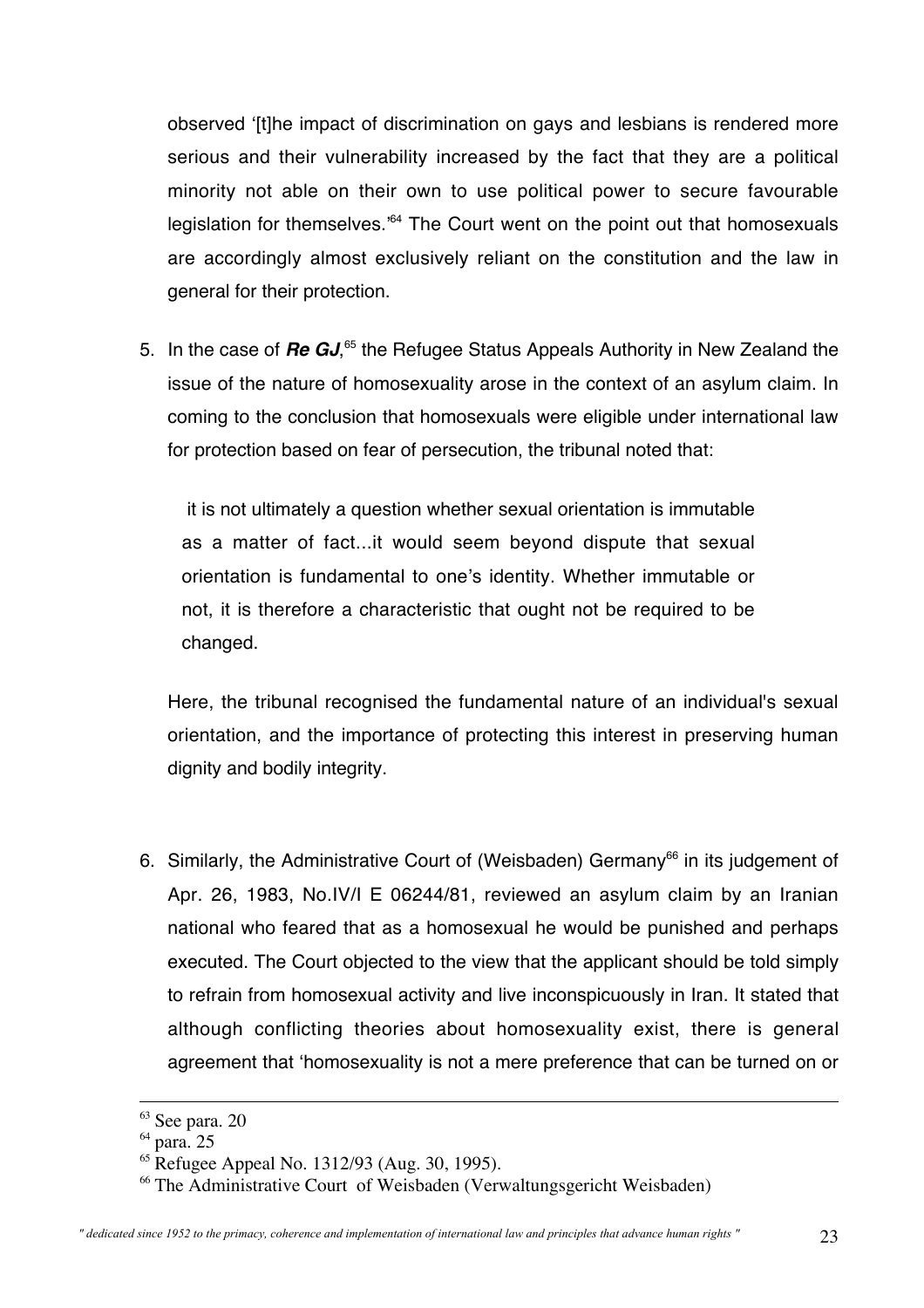observed '[t]he impact of discrimination on gays and lesbians is rendered more serious and their vulnerability increased by the fact that they are a political minority not able on their own to use political power to secure favourable legislation for themselves.'[64] The Court went on the point out that homosexuals are accordingly almost exclusively reliant on the constitution and the law in general for their protection.

5. In the case of ***Re GJ***,[65] the Refugee Status Appeals Authority in New Zealand the issue of the nature of homosexuality arose in the context of an asylum claim. In coming to the conclusion that homosexuals were eligible under international law for protection based on fear of persecution, the tribunal noted that:

   > it is not ultimately a question whether sexual orientation is immutable as a matter of fact...it would seem beyond dispute that sexual orientation is fundamental to one's identity. Whether immutable or not, it is therefore a characteristic that ought not be required to be changed.

   Here, the tribunal recognised the fundamental nature of an individual's sexual orientation, and the importance of protecting this interest in preserving human dignity and bodily integrity.

6. Similarly, the Administrative Court of (Weisbaden) Germany[66] in its judgement of Apr. 26, 1983, No.IV/I E 06244/81, reviewed an asylum claim by an Iranian national who feared that as a homosexual he would be punished and perhaps executed. The Court objected to the view that the applicant should be told simply to refrain from homosexual activity and live inconspicuously in Iran. It stated that although conflicting theories about homosexuality exist, there is general agreement that 'homosexuality is not a mere preference that can be turned on or

---

[63] See para. 20

[64] para. 25

[65] Refugee Appeal No. 1312/93 (Aug. 30, 1995).

[66] The Administrative Court of Weisbaden (Verwaltungsgericht Weisbaden)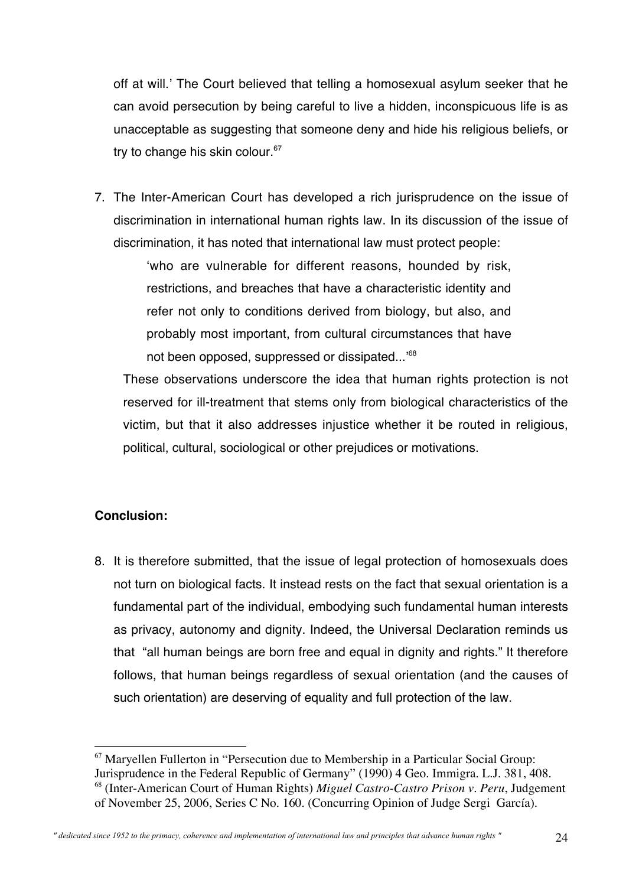off at will.' The Court believed that telling a homosexual asylum seeker that he can avoid persecution by being careful to live a hidden, inconspicuous life is as unacceptable as suggesting that someone deny and hide his religious beliefs, or try to change his skin colour.[67]

7. The Inter-American Court has developed a rich jurisprudence on the issue of discrimination in international human rights law. In its discussion of the issue of discrimination, it has noted that international law must protect people:

> 'who are vulnerable for different reasons, hounded by risk, restrictions, and breaches that have a characteristic identity and refer not only to conditions derived from biology, but also, and probably most important, from cultural circumstances that have not been opposed, suppressed or dissipated...'[68]

These observations underscore the idea that human rights protection is not reserved for ill-treatment that stems only from biological characteristics of the victim, but that it also addresses injustice whether it be routed in religious, political, cultural, sociological or other prejudices or motivations.

**Conclusion:**

8. It is therefore submitted, that the issue of legal protection of homosexuals does not turn on biological facts. It instead rests on the fact that sexual orientation is a fundamental part of the individual, embodying such fundamental human interests as privacy, autonomy and dignity. Indeed, the Universal Declaration reminds us that "all human beings are born free and equal in dignity and rights." It therefore follows, that human beings regardless of sexual orientation (and the causes of such orientation) are deserving of equality and full protection of the law.

---

[67] Maryellen Fullerton in "Persecution due to Membership in a Particular Social Group: Jurisprudence in the Federal Republic of Germany" (1990) 4 Geo. Immigra. L.J. 381, 408.

[68] (Inter-American Court of Human Rights) *Miguel Castro-Castro Prison v. Peru*, Judgement of November 25, 2006, Series C No. 160. (Concurring Opinion of Judge Sergi García).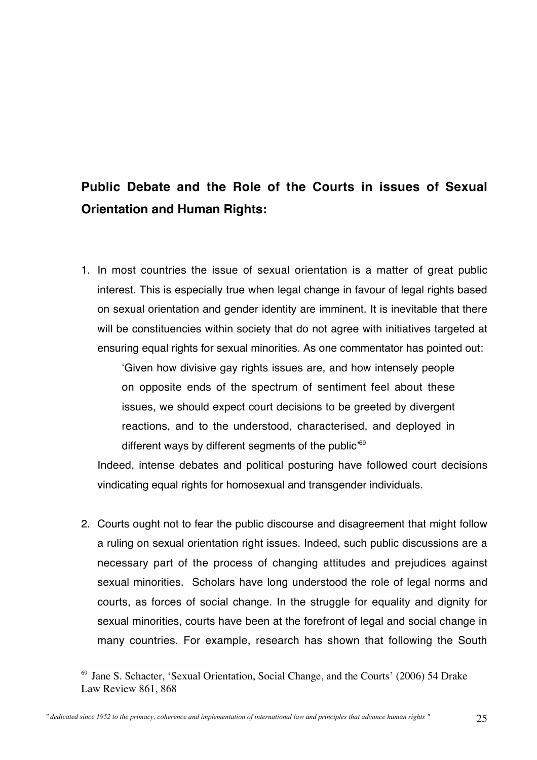## Public Debate and the Role of the Courts in issues of Sexual Orientation and Human Rights:

1. In most countries the issue of sexual orientation is a matter of great public interest. This is especially true when legal change in favour of legal rights based on sexual orientation and gender identity are imminent. It is inevitable that there will be constituencies within society that do not agree with initiatives targeted at ensuring equal rights for sexual minorities. As one commentator has pointed out:

   > 'Given how divisive gay rights issues are, and how intensely people on opposite ends of the spectrum of sentiment feel about these issues, we should expect court decisions to be greeted by divergent reactions, and to the understood, characterised, and deployed in different ways by different segments of the public'[69]

   Indeed, intense debates and political posturing have followed court decisions vindicating equal rights for homosexual and transgender individuals.

2. Courts ought not to fear the public discourse and disagreement that might follow a ruling on sexual orientation right issues. Indeed, such public discussions are a necessary part of the process of changing attitudes and prejudices against sexual minorities. Scholars have long understood the role of legal norms and courts, as forces of social change. In the struggle for equality and dignity for sexual minorities, courts have been at the forefront of legal and social change in many countries. For example, research has shown that following the South

---

[69] Jane S. Schacter, 'Sexual Orientation, Social Change, and the Courts' (2006) 54 Drake Law Review 861, 868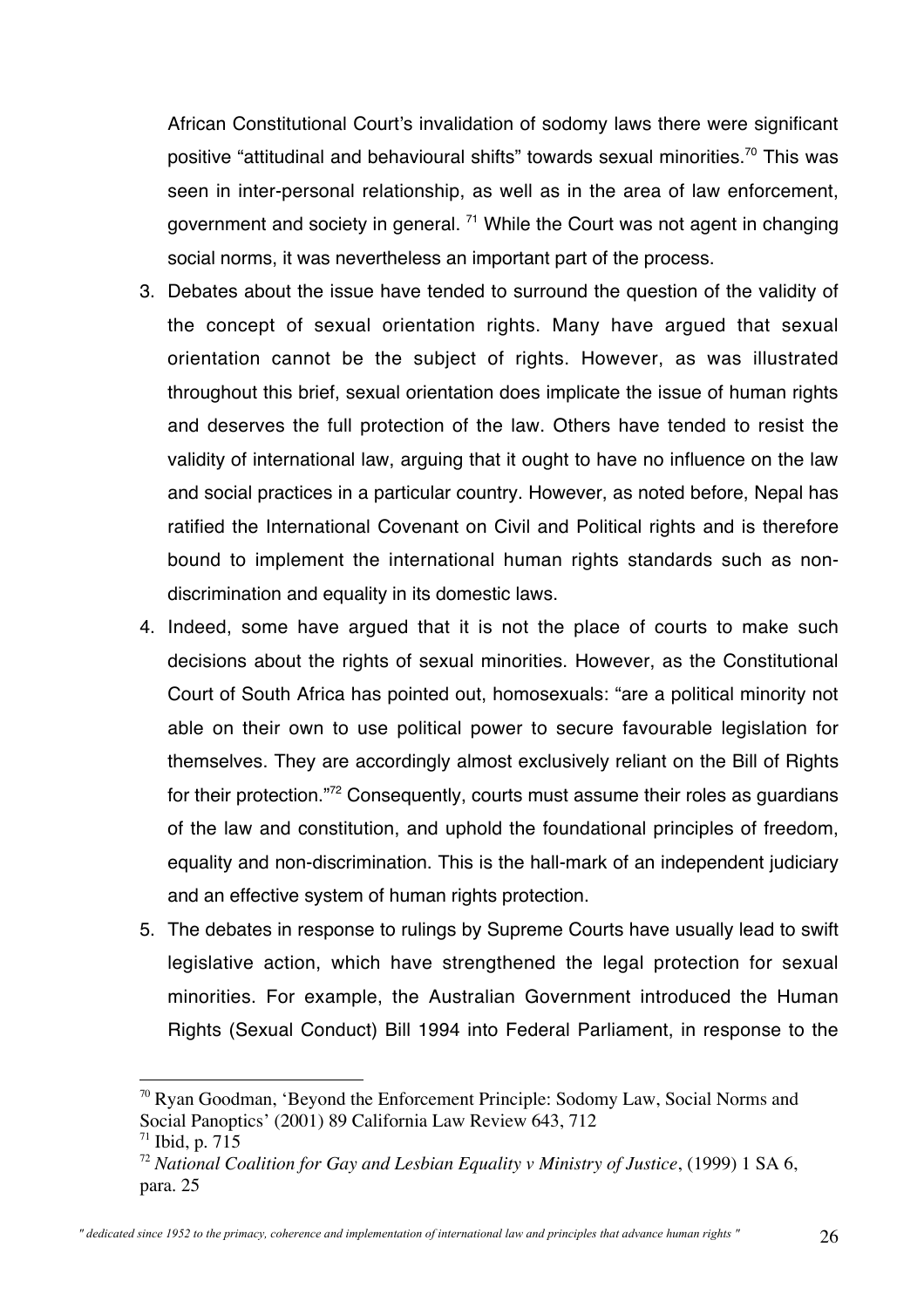African Constitutional Court's invalidation of sodomy laws there were significant positive "attitudinal and behavioural shifts" towards sexual minorities.[70] This was seen in inter-personal relationship, as well as in the area of law enforcement, government and society in general. [71] While the Court was not agent in changing social norms, it was nevertheless an important part of the process.

3. Debates about the issue have tended to surround the question of the validity of the concept of sexual orientation rights. Many have argued that sexual orientation cannot be the subject of rights. However, as was illustrated throughout this brief, sexual orientation does implicate the issue of human rights and deserves the full protection of the law. Others have tended to resist the validity of international law, arguing that it ought to have no influence on the law and social practices in a particular country. However, as noted before, Nepal has ratified the International Covenant on Civil and Political rights and is therefore bound to implement the international human rights standards such as non-discrimination and equality in its domestic laws.
4. Indeed, some have argued that it is not the place of courts to make such decisions about the rights of sexual minorities. However, as the Constitutional Court of South Africa has pointed out, homosexuals: "are a political minority not able on their own to use political power to secure favourable legislation for themselves. They are accordingly almost exclusively reliant on the Bill of Rights for their protection."[72] Consequently, courts must assume their roles as guardians of the law and constitution, and uphold the foundational principles of freedom, equality and non-discrimination. This is the hall-mark of an independent judiciary and an effective system of human rights protection.
5. The debates in response to rulings by Supreme Courts have usually lead to swift legislative action, which have strengthened the legal protection for sexual minorities. For example, the Australian Government introduced the Human Rights (Sexual Conduct) Bill 1994 into Federal Parliament, in response to the

---

[70] Ryan Goodman, 'Beyond the Enforcement Principle: Sodomy Law, Social Norms and Social Panoptics' (2001) 89 California Law Review 643, 712

[71] Ibid, p. 715

[72] *National Coalition for Gay and Lesbian Equality v Ministry of Justice*, (1999) 1 SA 6, para. 25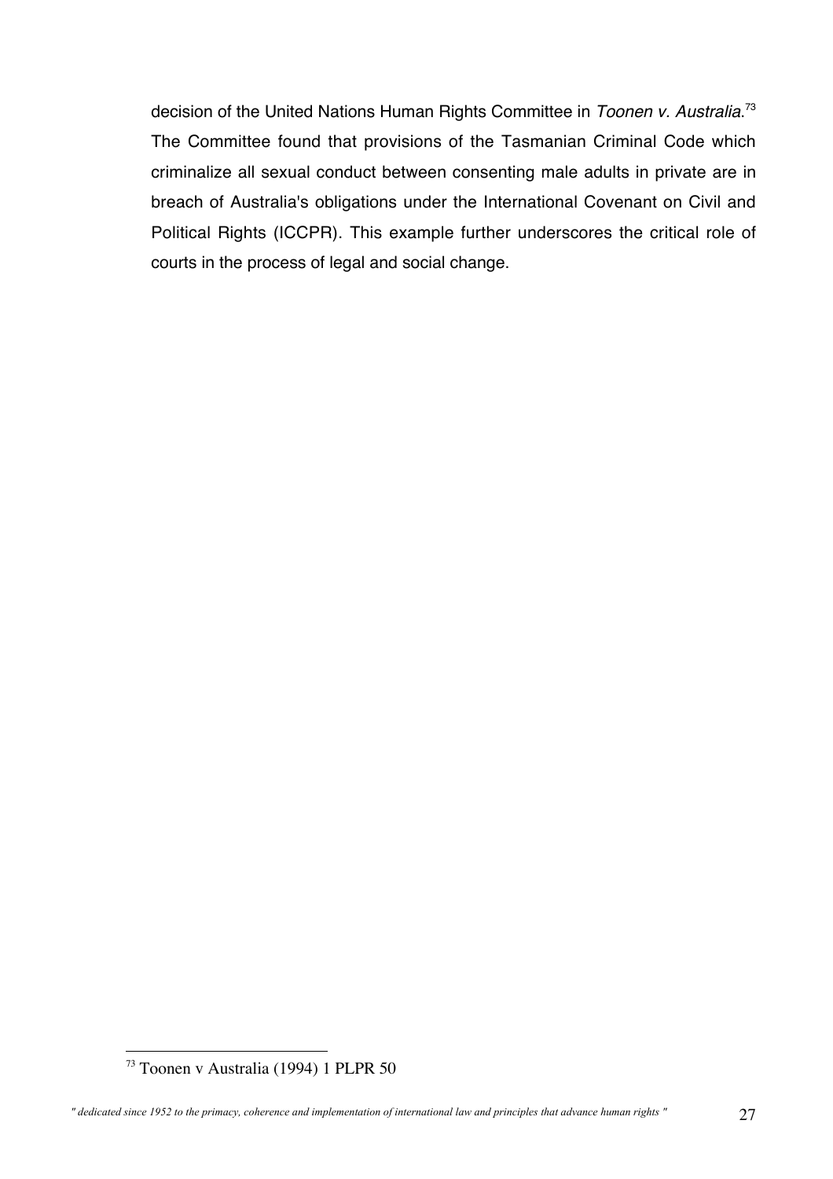decision of the United Nations Human Rights Committee in *Toonen v. Australia*.[73] The Committee found that provisions of the Tasmanian Criminal Code which criminalize all sexual conduct between consenting male adults in private are in breach of Australia's obligations under the International Covenant on Civil and Political Rights (ICCPR). This example further underscores the critical role of courts in the process of legal and social change.

---

[73] Toonen v Australia (1994) 1 PLPR 50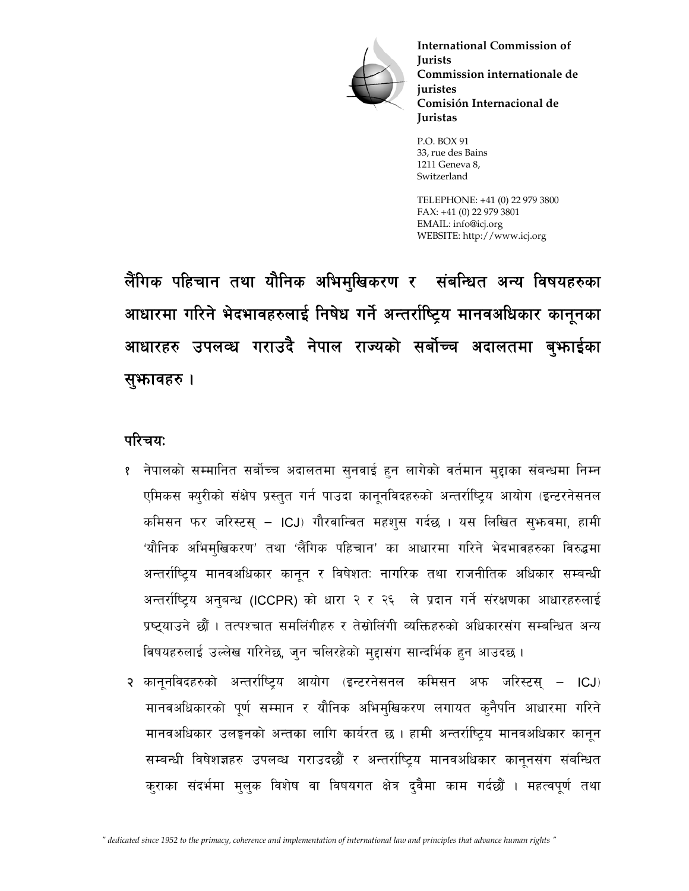**International Commission of Jurists**
**Commission internationale de juristes**
**Comisión Internacional de Juristas**

P.O. BOX 91
33, rue des Bains
1211 Geneva 8,
Switzerland

TELEPHONE: +41 (0) 22 979 3800
FAX: +41 (0) 22 979 3801
EMAIL: info@icj.org
WEBSITE: http://www.icj.org

# लैंगिक पहिचान तथा यौनिक अभिमुखिकरण र संबन्धित अन्य विषयहरुका आधारमा गरिने भेदभावहरुलाई निषेध गर्ने अन्तर्राष्ट्रिय मानवअधिकार कानूनका आधारहरु उपलव्ध गराउदै नेपाल राज्यको सर्बोच्च अदालतमा बुझाईका सुझावहरु ।

## परिचयः

१ नेपालको सम्मानित सर्बोच्च अदालतमा सुनवाई हुन लागेको वर्तमान मुद्दाका संबन्धमा निम्न एमिकस क्युरीको संक्षेप प्रस्तुत गर्न पाउदा कानूनविदहरुको अन्तर्राष्ट्रिय आयोग (इन्टरनेसनल कमिसन फर जरिस्टस् – ICJ) गौरवान्वित महशुस गर्दछ । यस लिखित सुझवमा, हामी 'यौनिक अभिमुखिकरण' तथा 'लैंगिक पहिचान' का आधारमा गरिने भेदभावहरुका विरुद्धमा अन्तर्राष्ट्रिय मानवअधिकार कानून र विषेशतः नागरिक तथा राजनीतिक अधिकार सम्बन्धी अन्तर्राष्ट्रिय अनुबन्ध (ICCPR) को धारा २ र २६ ले प्रदान गर्ने संरक्षणका आधारहरुलाई प्रष्ट्याउने छौं । तत्पश्चात समलिंगीहरु र तेस्रोलिंगी व्यक्तिहरुको अधिकारसंग सम्बन्धित अन्य विषयहरुलाई उल्लेख गरिनेछ, जुन चलिरहेको मुद्दासंग सान्दर्भिक हुन आउदछ ।

२ कानूनविदहरुको अन्तर्राष्ट्रिय आयोग (इन्टरनेसनल कमिसन अफ जरिस्टस् – ICJ) मानवअधिकारको पूर्ण सम्मान र यौनिक अभिमुखिकरण लगायत कुनैपनि आधारमा गरिने मानवअधिकार उलङ्घनको अन्तका लागि कार्यरत छ । हामी अन्तर्राष्ट्रिय मानवअधिकार कानून सम्बन्धी विषेशज्ञहरु उपलव्ध गराउदछौं र अन्तर्राष्ट्रिय मानवअधिकार कानूनसंग संबन्धित कुराका संदर्भमा मुलुक विशेष वा विषयगत क्षेत्र दुवैमा काम गर्दछौं । महत्वपूर्ण तथा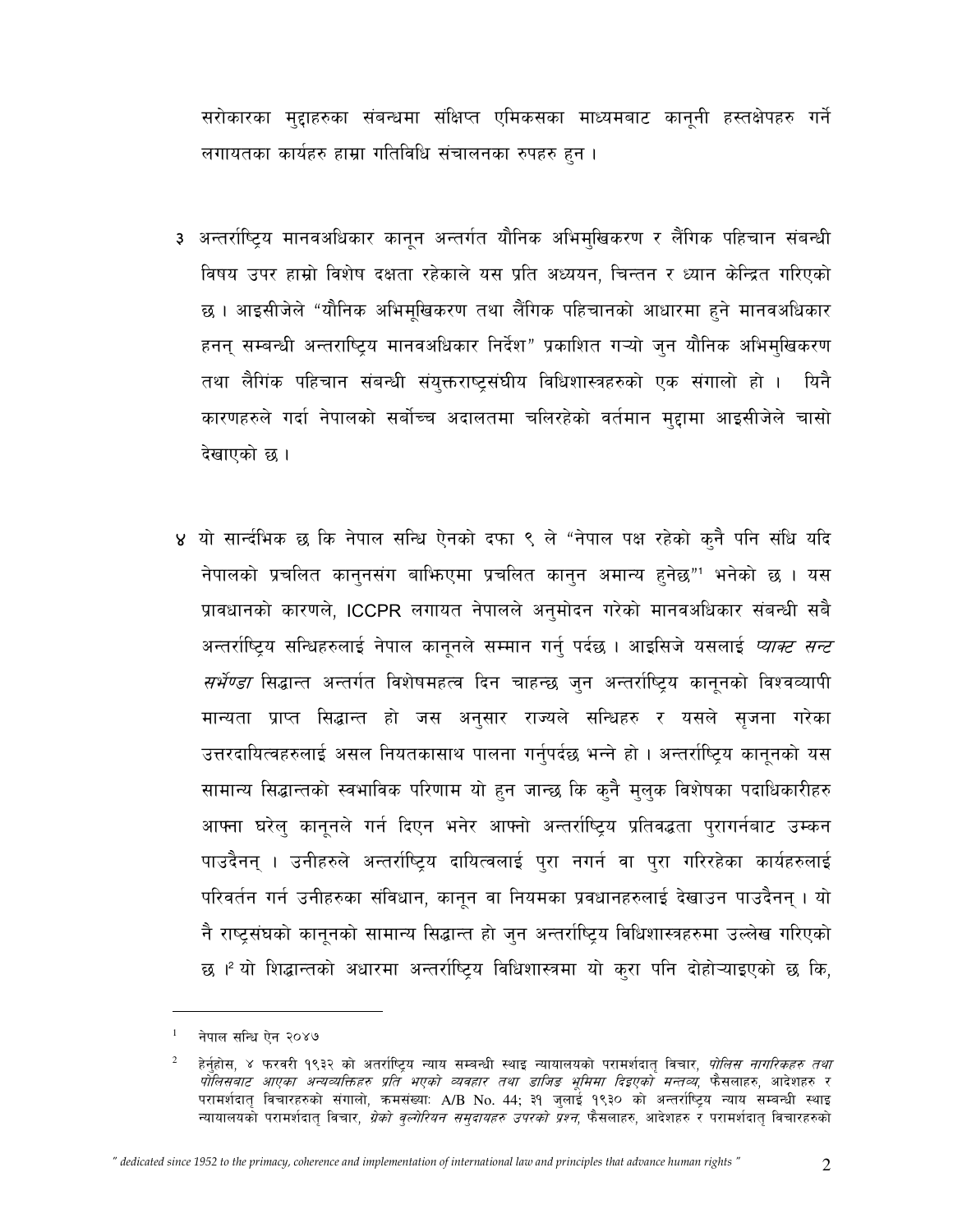सरोकारका मुद्दाहरुका संबन्धमा संक्षिप्त एमिकसका माध्यमबाट कानूनी हस्तक्षेपहरु गर्ने लगायतका कार्यहरु हाम्रा गतिविधि संचालनका रुपहरु हुन ।

३ अन्तर्राष्ट्रिय मानवअधिकार कानून अन्तर्गत यौनिक अभिमुखिकरण र लैंगिक पहिचान संबन्धी विषय उपर हाम्रो विशेष दक्षता रहेकाले यस प्रति अध्ययन, चिन्तन र ध्यान केन्द्रित गरिएको छ । आइसीजेले "यौनिक अभिमूखिकरण तथा लैंगिक पहिचानको आधारमा हुने मानवअधिकार हनन् सम्बन्धी अन्तराष्ट्रिय मानवअधिकार निर्देश" प्रकाशित गऱ्यो जुन यौनिक अभिमुखिकरण तथा लैगिंक पहिचान संबन्धी संयुक्तराष्ट्रसंघीय विधिशास्त्रहरुको एक संगालो हो । यिनै कारणहरुले गर्दा नेपालको सर्बोच्च अदालतमा चलिरहेको वर्तमान मुद्दामा आइसीजेले चासो देखाएको छ ।

४ यो सार्न्दभिक छ कि नेपाल सन्धि ऐनको दफा ९ ले "नेपाल पक्ष रहेको कुनै पनि संधि यदि नेपालको प्रचलित कानुनसंग बाभि्कएमा प्रचलित कानुन अमान्य हुनेछ"[1] भनेको छ । यस प्रावधानको कारणले, ICCPR लगायत नेपालले अनुमोदन गरेको मानवअधिकार संबन्धी सबै अन्तर्राष्ट्रिय सन्धिहरुलाई नेपाल कानूनले सम्मान गर्नु पर्दछ । आइसिजे यसलाई *प्याक्ट सन्ट सर्भेण्डा* सिद्धान्त अन्तर्गत विशेषमहत्व दिन चाहन्छ जुन अन्तर्राष्ट्रिय कानूनको विश्वव्यापी मान्यता प्राप्त सिद्धान्त हो जस अनुसार राज्यले सन्धिहरु र यसले सृजना गरेका उत्तरदायित्वहरुलाई असल नियतकासाथ पालना गर्नुपर्दछ भन्ने हो । अन्तर्राष्ट्रिय कानूनको यस सामान्य सिद्धान्तको स्वभाविक परिणाम यो हुन जान्छ कि कुनै मुलुक विशेषका पदाधिकारीहरु आफ्ना घरेलु कानूनले गर्न दिएन भनेर आफ्नो अन्तर्राष्ट्रिय प्रतिवद्धता पुरागर्नबाट उम्कन पाउदैनन् । उनीहरुले अन्तर्राष्ट्रिय दायित्वलाई पुरा नगर्न वा पुरा गरिरहेका कार्यहरुलाई परिवर्तन गर्न उनीहरुका संविधान, कानून वा नियमका प्रवधानहरुलाई देखाउन पाउदैनन् । यो नै राष्ट्रसंघको कानूनको सामान्य सिद्धान्त हो जुन अन्तर्राष्ट्रिय विधिशास्त्रहरुमा उल्लेख गरिएको छ ।[2] यो शिद्धान्तको अधारमा अन्तर्राष्ट्रिय विधिशास्त्रमा यो कुरा पनि दोहोऱ्याइएको छ कि,

---

[1] नेपाल सन्धि ऐन २०४७

[2] हेर्नुहोस, ४ फरवरी १९३२ को अतर्राष्ट्रिय न्याय सम्बन्धी स्थाइ न्यायालयको परामर्शदातृ विचार, *पोलिस नागरिकहरु तथा पोलिसबाट आएका अन्यव्यक्तिहरु प्रति भएको व्यवहार तथा डाजिङ भूमिमा दिइएको मन्तव्य,* फैसलाहरु, आदेशहरु र परामर्शदातृ विचारहरुको संगालो, क्रमसंख्याः A/B No. 44; ३१ जुलाई १९३० को अन्तर्राष्ट्रिय न्याय सम्बन्धी स्थाइ न्यायालयको परामर्शदातृ विचार, *ग्रेको बुल्गेरियन समुदायहरु उपरको प्रश्न,* फैसलाहरु, आदेशहरु र परामर्शदातृ विचारहरुको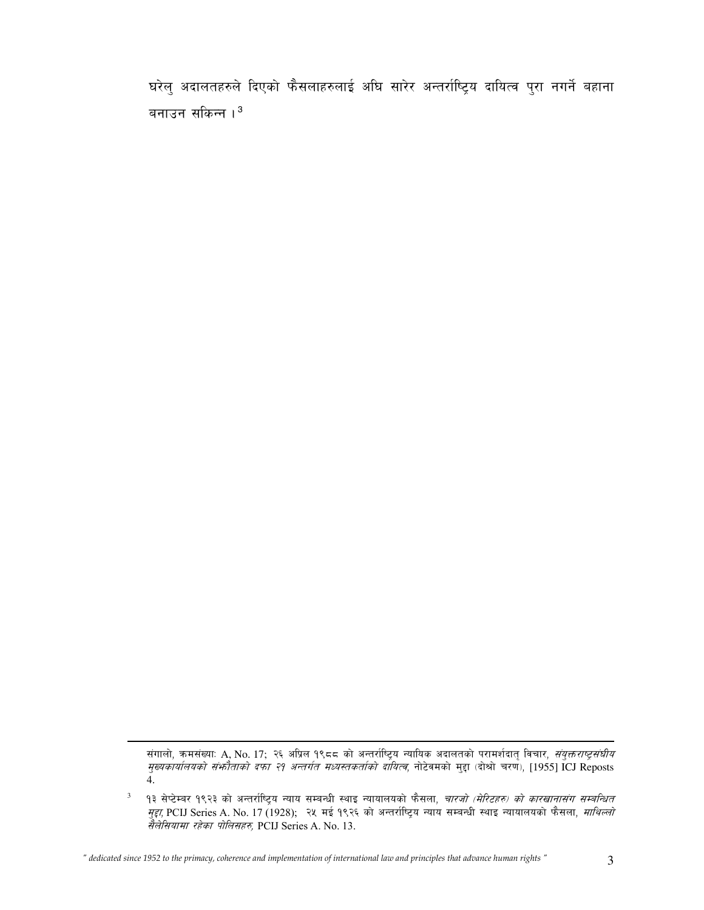घरेलु अदालतहरुले दिएको फैसलाहरुलाई अघि सारेर अन्तर्राष्ट्रिय दायित्व पुरा नगर्ने बहाना बनाउन सकिन्न ।[3]

---

संगालो, क्रमसंख्याः A, No. 17; २६ अप्रिल १९८८ को अन्तर्राष्ट्रिय न्यायिक अदालतको परामर्शदात् विचार, *संयुक्तराष्ट्रसंघीय मुख्यकार्यालयको संझौताको दफा २१ अन्तर्गत मध्यस्तकर्ताको दायित्व,* नोटेवमको मुद्दा (दोश्रो चरण), [1955] ICJ Reposts 4.

[3] १३ सेप्टेम्बर १९२३ को अन्तर्राष्ट्रिय न्याय सम्बन्धी स्थाइ न्यायालयको फैसला, *चारजो (मेरिटहरु) को कारखानासंग सम्बन्धित मुद्दा,* PCIJ Series A. No. 17 (1928); २५ मई १९२६ को अन्तर्राष्ट्रिय न्याय सम्बन्धी स्थाइ न्यायालयको फैसला, *माथिल्लो सैलेसियामा रहेका पोलिसहरु,* PCIJ Series A. No. 13.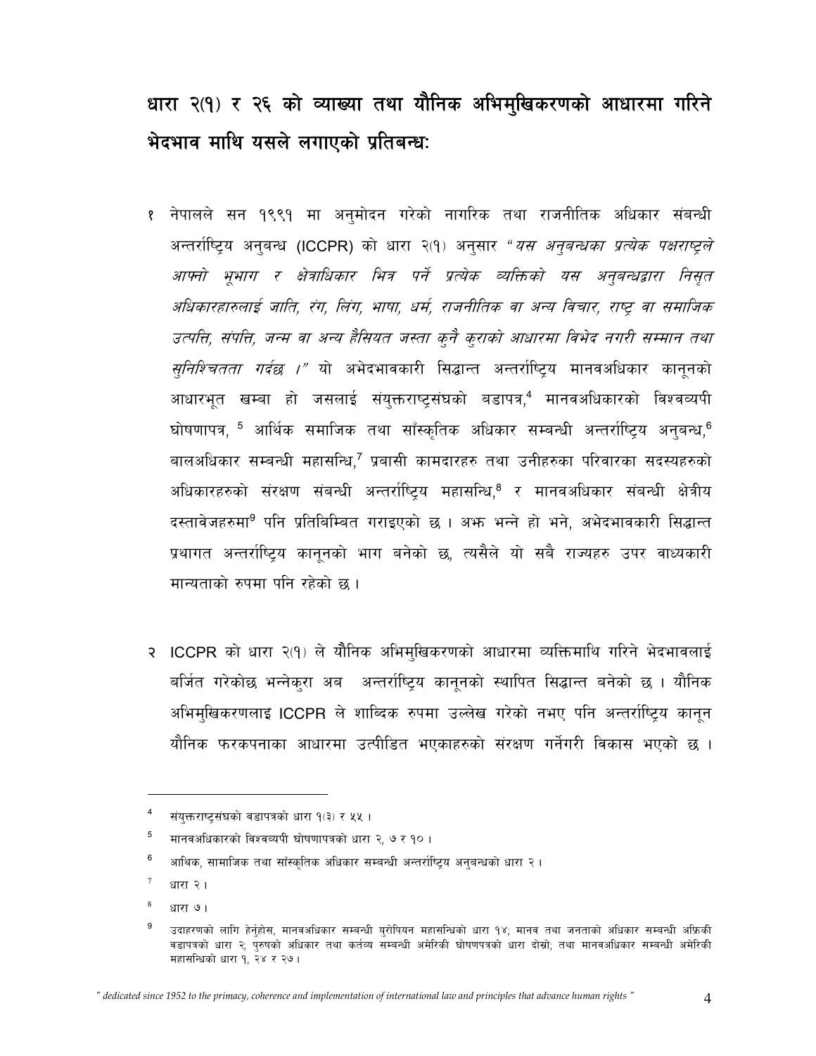## धारा २(१) र २६ को व्याख्या तथा यौनिक अभिमुखिकरणको आधारमा गरिने भेदभाव माथि यसले लगाएको प्रतिबन्धः

१ नेपालले सन १९९१ मा अनुमोदन गरेको नागरिक तथा राजनीतिक अधिकार संबन्धी अन्तर्राष्ट्रिय अनुबन्ध (ICCPR) को धारा २(१) अनुसार *"यस अनुबन्धका प्रत्येक पक्षराष्ट्रले आफ्नो भूभाग र क्षेत्राधिकार भित्र पर्ने प्रत्येक व्यक्तिको यस अनुबन्धद्वारा निसृत अधिकारहारुलाई जाति, रंग, लिंग, भाषा, धर्म, राजनीतिक वा अन्य विचार, राष्ट्र वा समाजिक उत्पत्ति, संपत्ति, जन्म वा अन्य हैसियत जस्ता कुनै कुराको आधारमा विभेद नगरी सम्मान तथा सुनिश्चितता गर्दछ ।"* यो अभेदभावकारी सिद्धान्त अन्तर्राष्ट्रिय मानवअधिकार कानूनको आधारभूत खम्बा हो जसलाई संयुक्तराष्ट्रसंघको बडापत्र,[4] मानवअधिकारको विश्वव्यपी घोषणापत्र, [5] आर्थिक समाजिक तथा साँस्कृतिक अधिकार सम्बन्धी अन्तर्राष्ट्रिय अनुबन्ध,[6] बालअधिकार सम्बन्धी महासन्धि,[7] प्रबासी कामदारहरु तथा उनीहरुका परिवारका सदस्यहरुको अधिकारहरुको संरक्षण संबन्धी अन्तर्राष्ट्रिय महासन्धि,[8] र मानवअधिकार संबन्धी क्षेत्रीय दस्तावेजहरुमा[9] पनि प्रतिबिम्बित गराइएको छ । अझ भन्ने हो भने, अभेदभावकारी सिद्धान्त प्रथागत अन्तर्राष्ट्रिय कानूनको भाग बनेको छ, त्यसैले यो सबै राज्यहरु उपर वाध्यकारी मान्यताको रुपमा पनि रहेको छ ।

२ ICCPR को धारा २(१) ले यौनिक अभिमुखिकरणको आधारमा व्यक्तिमाथि गरिने भेदभावलाई बर्जित गरेकोछ भन्नेकुरा अब अन्तर्राष्ट्रिय कानूनको स्थापित सिद्धान्त बनेको छ । यौनिक अभिमुखिकरणलाइ ICCPR ले शाब्दिक रुपमा उल्लेख गरेको नभए पनि अन्तर्राष्ट्रिय कानून यौनिक फरकपनाका आधारमा उत्पीडित भएकाहरुको संरक्षण गर्नेगरी विकास भएको छ ।

---

[4] संयुक्तराष्ट्रसंघको वडापत्रको धारा १(३) र ५५ ।

[5] मानवअधिकारको विश्वव्यपी घोषणापत्रको धारा २, ७ र १० ।

[6] आथिक, सामाजिक तथा साँस्कृतिक अधिकार सम्बन्धी अन्तर्राष्ट्रिय अनुबन्धको धारा २ ।

[7] धारा २ ।

[8] धारा ७ ।

[9] उदाहरणको लागि हेर्नुहोस, मानवअधिकार सम्बन्धी युरोपियन महासन्धिको धारा १४; मानव तथा जनताको अधिकार सम्बन्धी अफ्रिकी वडापत्रको धारा २; पुरुषको अधिकार तथा कर्तव्य सम्बन्धी अमेरिकी घोषणपत्रको धारा दोस्रो; तथा मानवअधिकार सम्बन्धी अमेरिकी महासन्धिको धारा १, २४ र २७ ।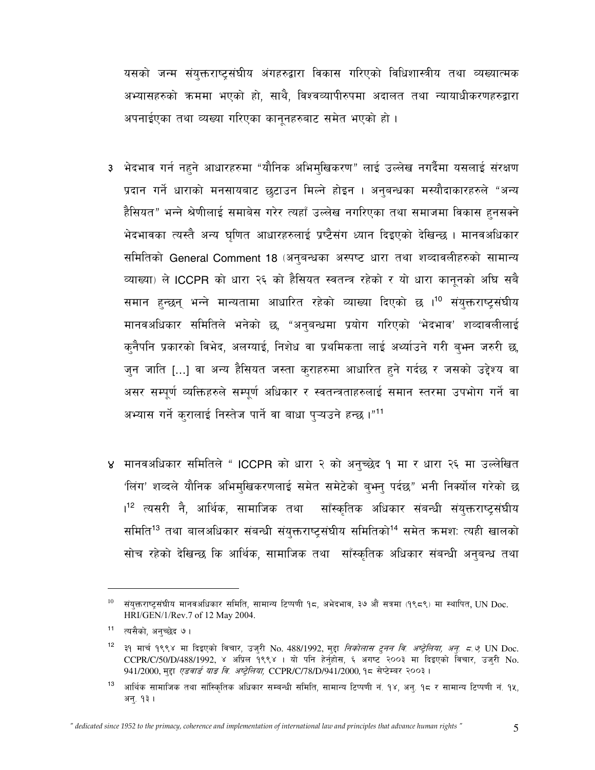यसको जन्म संयुक्तराष्ट्रसंघीय अंगहरुद्वारा विकास गरिएको विधिशास्त्रीय तथा व्यख्यात्मक अभ्यासहरुको क्रममा भएको हो, साथै, विश्वव्यापीरुपमा अदालत तथा न्यायाधीकरणहरुद्वारा अपनाईएका तथा व्यख्या गरिएका कानूनहरुबाट समेत भएको हो ।

३ भेदभाव गर्न नहुने आधारहरुमा "यौनिक अभिमुखिकरण" लाई उल्लेख नगर्दैमा यसलाई संरक्षण प्रदान गर्ने धाराको मनसायबाट छुटाउन मिल्ने होइन । अनुबन्धका मस्यौदाकारहरुले "अन्य हैसियत" भन्ने श्रेणीलाई समाबेस गरेर त्यहाँ उल्लेख नगरिएका तथा समाजमा विकास हुनसक्ने भेदभावका त्यस्तै अन्य घृणित आधारहरुलाई प्रष्टैसंग ध्यान दिइएको देखिन्छ । मानवअधिकार समितिको General Comment 18 (अनुबन्धका अस्पष्ट धारा तथा शव्दावलीहरुको सामान्य व्याख्या) ले ICCPR को धारा २६ को हैसियत स्वतन्त्र रहेको र यो धारा कानूनको अघि सबै समान हुन्छन् भन्ने मान्यतामा आधारित रहेको व्याख्या दिएको छ ।[10] संयुक्तराष्ट्रसंघीय मानवअधिकार समितिले भनेको छ, "अनुबन्धमा प्रयोग गरिएको 'भेदभाव' शव्दावलीलाई कुनैपनि प्रकारको विभेद, अलग्याई, निशेध वा प्रथमिकता लाई अर्थ्याउने गरी बुझ्न जरुरी छ, जुन जाति [...] वा अन्य हैसियत जस्ता कुराहरुमा आधारित हुने गर्दछ र जसको उद्देश्य वा असर सम्पूर्ण व्यक्तिहरुले सम्पूर्ण अधिकार र स्वतन्त्रताहरुलाई समान स्तरमा उपभोग गर्ने वा अभ्यास गर्ने कुरालाई निस्तेज पार्ने वा बाधा पुऱ्यउने हन्छ ।"[11]

४ मानवअधिकार समितिले " ICCPR को धारा २ को अनुच्छेद १ मा र धारा २६ मा उल्लेखित 'लिंग' शव्दले यौनिक अभिमुखिकरणलाई समेत समेटेको बुझ्नु पर्दछ" भनी निर्क्योल गरेको छ ।[12] त्यसरी नै, आर्थिक, सामाजिक तथा साँस्कृतिक अधिकार संबन्धी संयुक्तराष्ट्रसंघीय समिति[13] तथा बालअधिकार संबन्धी संयुक्तराष्ट्रसंघीय समितिको[14] समेत क्रमशः त्यही खालको सोच रहेको देखिन्छ कि आर्थिक, सामाजिक तथा साँस्कृतिक अधिकार संबन्धी अनुबन्ध तथा

---

[10] संयुक्तराष्ट्रसंघीय मानवअधिकार समिति, सामान्य टिप्पणी १८, अभेदभाव, ३७ औं सत्रमा (१९८९) मा स्थापित, UN Doc. HRI/GEN/1/Rev.7 of 12 May 2004.

[11] त्यसैको, अनुच्छेद ७ ।

[12] ३१ मार्च १९९४ मा दिइएको विचार, उजुरी No. 488/1992, मुद्दा *निकोलास टुनन वि. अष्ट्रेलिया, अनु. ८.७* UN Doc. CCPR/C/50/D/488/1992, ४ अप्रिल १९९४ । यो पनि हेर्नुहोस, ६ अगष्ट २००३ मा दिइएको विचार, उजुरी No. 941/2000, मुद्दा *एडवार्ड याङ वि. अष्ट्रेलिया,* CCPR/C/78/D/941/2000, १८ सेप्टेम्बर २००३ ।

[13] आर्थिक सामाजिक तथा साँस्कृतिक अधिकार सम्बन्धी समिति, सामान्य टिप्पणी नं. १४, अनु. १८ र सामान्य टिप्पणी नं. १५, अनु. १३ ।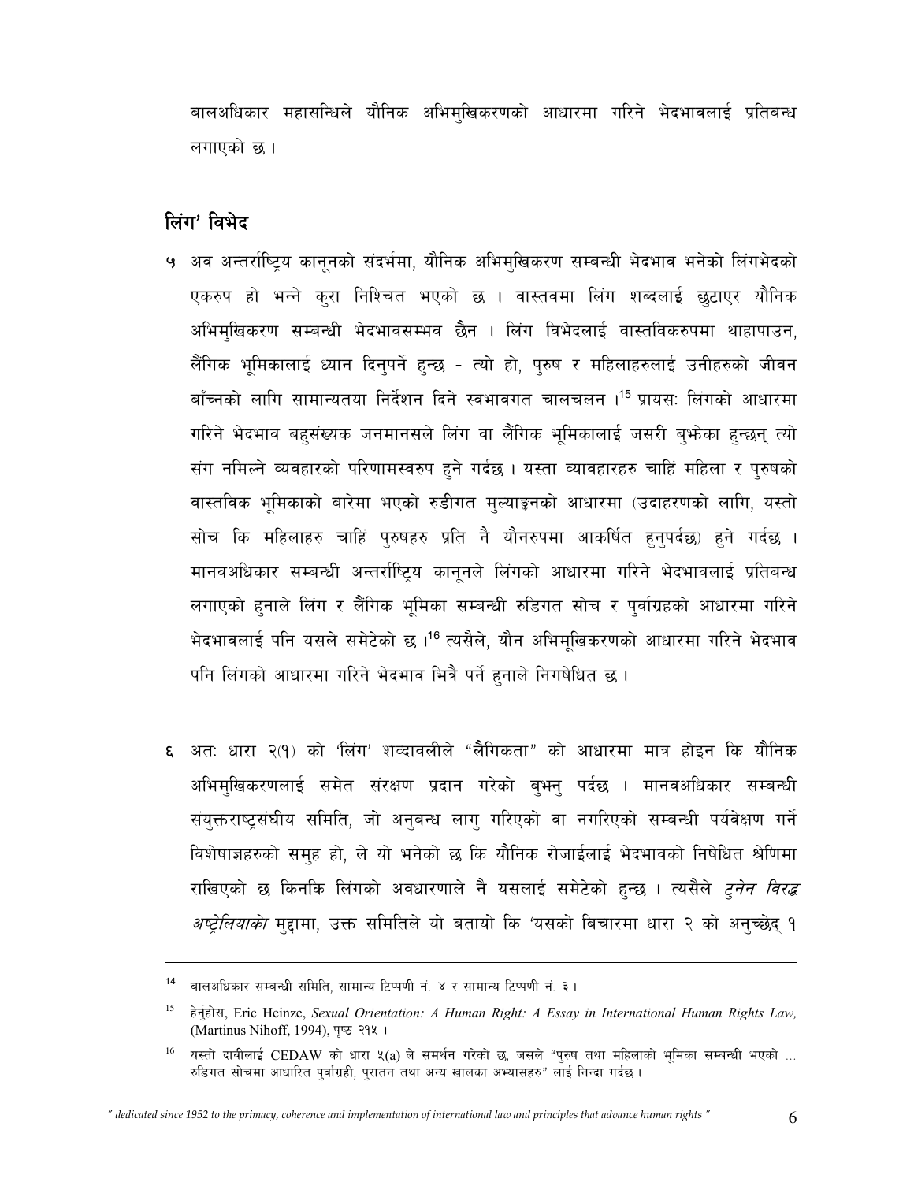बालअधिकार महासन्धिले यौनिक अभिमुखिकरणको आधारमा गरिने भेदभावलाई प्रतिबन्ध लगाएको छ ।

## लिंग' विभेद

५ अव अन्तर्राष्ट्रिय कानूनको संदर्भमा, यौनिक अभिमुखिकरण सम्बन्धी भेदभाव भनेको लिंगभेदको एकरुप हो भन्ने कुरा निश्चित भएको छ । वास्तवमा लिंग शब्दलाई छुटाएर यौनिक अभिमुखिकरण सम्बन्धी भेदभावसम्भव छैन । लिंग विभेदलाई वास्तविकरुपमा थाहापाउन, लैंगिक भूमिकालाई ध्यान दिनुपर्ने हुन्छ - त्यो हो, पुरुष र महिलाहरुलाई उनीहरुको जीवन बाँच्नको लागि सामान्यतया निर्देशन दिने स्वभावगत चालचलन ।[15] प्रायसः लिंगको आधारमा गरिने भेदभाव बहुसंख्यक जनमानसले लिंग वा लैंगिक भूमिकालाई जसरी बुझेका हुन्छन् त्यो संग नमिल्ने व्यवहारको परिणामस्वरुप हुने गर्दछ । यस्ता व्यावहारहरु चाहिं महिला र पुरुषको वास्तविक भूमिकाको बारेमा भएको रुडीगत मुल्याङ्कनको आधारमा (उदाहरणको लागि, यस्तो सोच कि महिलाहरु चाहिं पुरुषहरु प्रति नै यौनरुपमा आकर्षित हुनुपर्दछ) हुने गर्दछ । मानवअधिकार सम्बन्धी अन्तर्राष्ट्रिय कानूनले लिंगको आधारमा गरिने भेदभावलाई प्रतिबन्ध लगाएको हुनाले लिंग र लैंगिक भूमिका सम्बन्धी रुडिगत सोच र पुर्वाग्रहको आधारमा गरिने भेदभावलाई पनि यसले समेटेको छ ।[16] त्यसैले, यौन अभिमूखिकरणको आधारमा गरिने भेदभाव पनि लिंगको आधारमा गरिने भेदभाव भित्रै पर्ने हुनाले निगषेधित छ ।

६ अतः धारा २(१) को 'लिंग' शव्दावलीले "लैंगिकता" को आधारमा मात्र होइन कि यौनिक अभिमुखिकरणलाई समेत संरक्षण प्रदान गरेको बुझ्नु पर्दछ । मानवअधिकार सम्बन्धी संयुक्तराष्ट्रसंघीय समिति, जो अनुबन्ध लागु गरिएको वा नगरिएको सम्बन्धी पर्यवेक्षण गर्ने विशेषाज्ञहरुको समुह हो, ले यो भनेको छ कि यौनिक रोजाईलाई भेदभावको निषेधित श्रेणिमा राखिएको छ किनकि लिंगको अवधारणाले नै यसलाई समेटेको हुन्छ । त्यसैले *टुनेन विरुद्ध अष्ट्रेलियाको* मुद्दामा, उक्त समितिले यो बतायो कि 'यसको बिचारमा धारा २ को अनुच्छेद् १

---

14 बालअधिकार सम्बन्धी समिति, सामान्य टिप्पणी नं. ४ र सामान्य टिप्पणी नं. ३ ।

15 हेर्नुहोस, Eric Heinze, *Sexual Orientation: A Human Right: A Essay in International Human Rights Law,* (Martinus Nihoff, 1994), पृष्ठ २१५ ।

16 यस्तो दावीलाई CEDAW को धारा ५(a) ले समर्थन गरेको छ, जसले "पुरुष तथा महिलाको भूमिका सम्बन्धी भएको ... रुडिगत सोचमा आधारित पुर्वाग्रही, पुरातन तथा अन्य खालका अभ्यासहरु" लाई निन्दा गर्दछ ।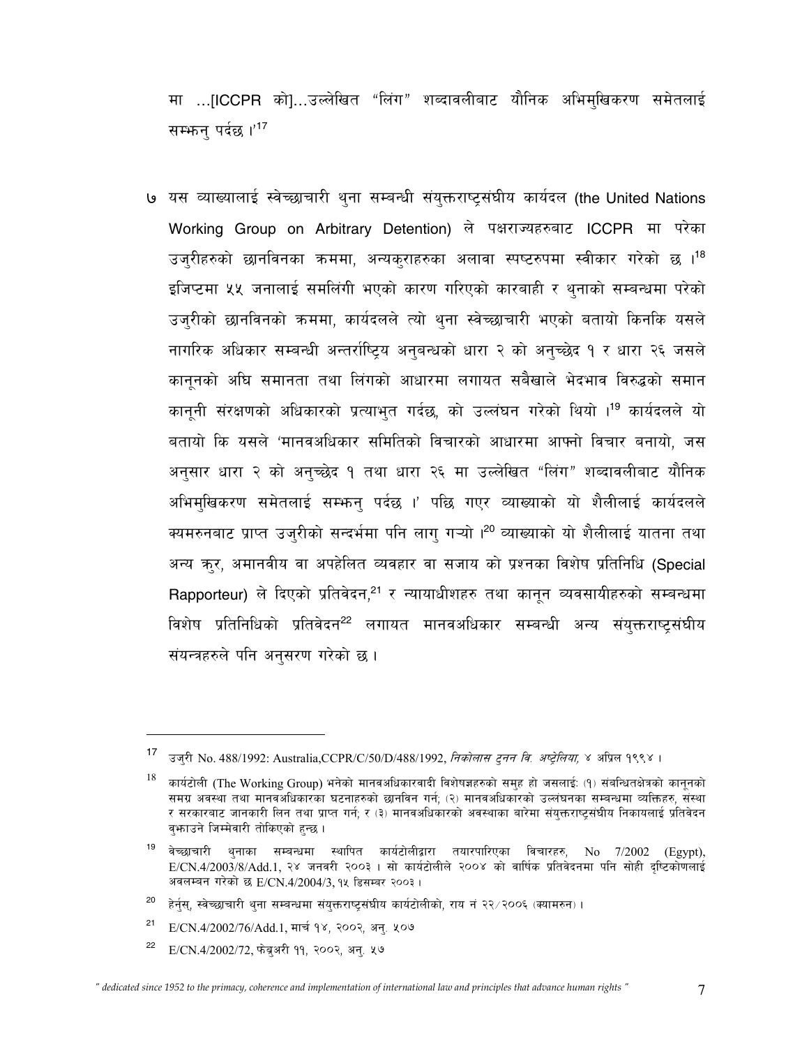मा ...[ICCPR को]...उल्लेखित "लिंग" शब्दावलीबाट यौनिक अभिमुखिकरण समेतलाई सम्झनु पर्दछ ।'[17]

७ यस व्याख्यालाई स्वेच्छाचारी थुना सम्बन्धी संयुक्तराष्ट्रसंघीय कार्यदल (the United Nations Working Group on Arbitrary Detention) ले पक्षराज्यहरुबाट ICCPR मा परेका उजुरीहरुको छानविनका क्रममा, अन्यकुराहरुका अलावा स्पष्टरुपमा स्वीकार गरेको छ ।[18] इजिप्टमा ५५ जनालाई समलिंगी भएको कारण गरिएको कारबाही र थुनाको सम्बन्धमा परेको उजुरीको छानविनको क्रममा, कार्यदलले त्यो थुना स्वेच्छाचारी भएको बतायो किनकि यसले नागरिक अधिकार सम्बन्धी अन्तर्राष्ट्रिय अनुबन्धको धारा २ को अनुच्छेद १ र धारा २६ जसले कानूनको अघि समानता तथा लिंगको आधारमा लगायत सबैखाले भेदभाव विरुद्धको समान कानूनी संरक्षणको अधिकारको प्रत्याभुत गर्दछ, को उल्लंघन गरेको थियो ।[19] कार्यदलले यो बतायो कि यसले 'मानवअधिकार समितिको विचारको आधारमा आफ्नो विचार बनायो, जस अनुसार धारा २ को अनुच्छेद १ तथा धारा २६ मा उल्लेखित "लिंग" शब्दावलीबाट यौनिक अभिमुखिकरण समेतलाई सम्झनु पर्दछ ।' पछि गएर व्याख्याको यो शैलीलाई कार्यदलले क्यमरुनबाट प्राप्त उजुरीको सन्दर्भमा पनि लागु गऱ्यो ।[20] व्याख्याको यो शैलीलाई यातना तथा अन्य क्रुर, अमानवीय वा अपहेलित व्यवहार वा सजाय को प्रश्नका विशेष प्रतिनिधि (Special Rapporteur) ले दिएको प्रतिवेदन,[21] र न्यायाधीशहरु तथा कानून व्यवसायीहरुको सम्बन्धमा विशेष प्रतिनिधिको प्रतिवेदन[22] लगायत मानवअधिकार सम्बन्धी अन्य संयुक्तराष्ट्रसंघीय संयन्त्रहरुले पनि अनुसरण गरेको छ ।

---

[17] उजुरी No. 488/1992: Australia,CCPR/C/50/D/488/1992, *निकोलास टुनन वि. अष्ट्रेलिया,* ४ अप्रिल १९९४ ।

[18] कार्यटोली (The Working Group) भनेको मानवअधिकारवादी विशेषज्ञहरुको समुह हो जसलाईः (१) संबन्धितक्षेत्रको कानूनको समग्र अवस्था तथा मानवअधिकारका घटनाहरुको छानविन गर्न; (२) मानवअधिकारको उल्लंघनका सम्बन्धमा व्यक्तिहरु, संस्था र सरकारबाट जानकारी लिन तथा प्राप्त गर्न; र (३) मानवअधिकारको अवस्थाका बारेमा संयुक्तराष्ट्रसंघीय निकायलाई प्रतिवेदन बुझाउने जिम्मेवारी तोकिएको हुन्छ ।

[19] वेच्छाचारी थुनाका सम्बन्धमा स्थापित कार्यटोलीद्वारा तयारपारिएका विचारहरु, No 7/2002 (Egypt), E/CN.4/2003/8/Add.1, २४ जनवरी २००३ । सो कार्यटोलीले २००४ को वार्षिक प्रतिवेदनमा पनि सोही दृष्टिकोणलाई अवलम्बन गरेको छ E/CN.4/2004/3, १५ डिसम्बर २००३ ।

[20] हेर्नुस्, स्वेच्छाचारी थुना सम्बन्धमा संयुक्तराष्ट्रसंघीय कार्यटोलीको, राय नं २२/२००६ (क्यामरुन) ।

[21] E/CN.4/2002/76/Add.1, मार्च १४, २००२, अनु. ५०७

[22] E/CN.4/2002/72, फेब्रुअरी ११, २००२, अनु. ५७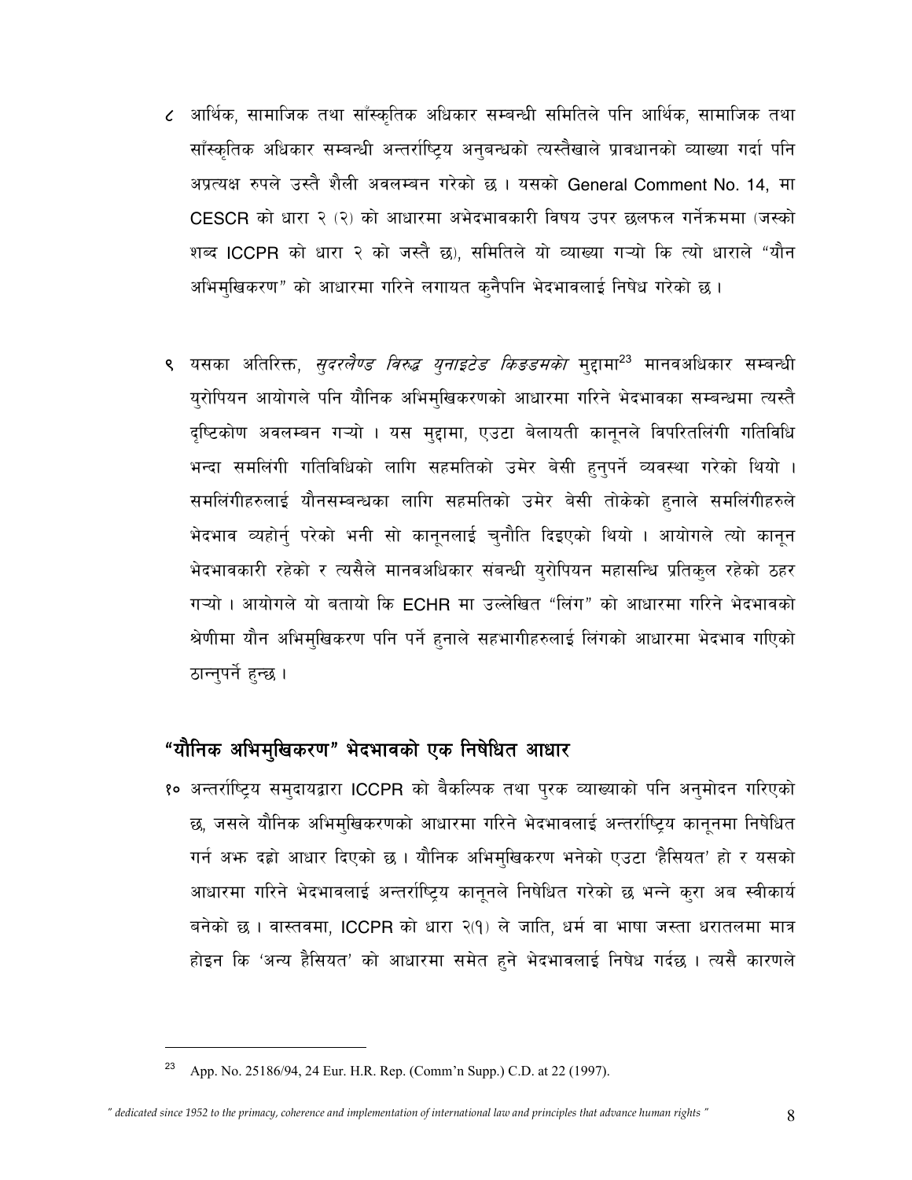८ आर्थिक, सामाजिक तथा साँस्कृतिक अधिकार सम्बन्धी समितिले पनि आर्थिक, सामाजिक तथा साँस्कृतिक अधिकार सम्बन्धी अन्तर्राष्ट्रिय अनुबन्धको त्यस्तैखाले प्रावधानको व्याख्या गर्दा पनि अप्रत्यक्ष रुपले उस्तै शैली अवलम्बन गरेको छ । यसको General Comment No. 14, मा CESCR को धारा २ (२) को आधारमा अभेदभावकारी विषय उपर छलफल गर्नेक्रममा (जस्को शब्द ICCPR को धारा २ को जस्तै छ), समितिले यो व्याख्या गऱ्यो कि त्यो धाराले "यौन अभिमुखिकरण" को आधारमा गरिने लगायत कुनैपनि भेदभावलाई निषेध गरेको छ ।

९ यसका अतिरिक्त, *सुदरलैण्ड विरुद्ध युनाइटेड किङडमको* मुद्दामा[23] मानवअधिकार सम्बन्धी युरोपियन आयोगले पनि यौनिक अभिमुखिकरणको आधारमा गरिने भेदभावका सम्बन्धमा त्यस्तै दृष्टिकोण अवलम्बन गऱ्यो । यस मुद्दामा, एउटा बेलायती कानूनले विपरितलिंगी गतिविधि भन्दा समलिंगी गतिविधिको लागि सहमतिको उमेर बेसी हुनुपर्ने व्यवस्था गरेको थियो । समलिंगीहरुलाई यौनसम्बन्धका लागि सहमतिको उमेर बेसी तोकेको हुनाले समलिंगीहरुले भेदभाव व्यहोर्नु परेको भनी सो कानूनलाई चुनौति दिइएको थियो । आयोगले त्यो कानून भेदभावकारी रहेको र त्यसैले मानवअधिकार संबन्धी युरोपियन महासन्धि प्रतिकुल रहेको ठहर गऱ्यो । आयोगले यो बतायो कि ECHR मा उल्लेखित "लिंग" को आधारमा गरिने भेदभावको श्रेणीमा यौन अभिमुखिकरण पनि पर्ने हुनाले सहभागीहरुलाई लिंगको आधारमा भेदभाव गएिको ठान्नुपर्ने हुन्छ ।

## "यौनिक अभिमुखिकरण" भेदभावको एक निषेधित आधार

१० अन्तर्राष्ट्रिय समुदायद्वारा ICCPR को बैकल्पिक तथा पुरक व्याख्याको पनि अनुमोदन गरिएको छ, जसले यौनिक अभिमुखिकरणको आधारमा गरिने भेदभावलाई अन्तर्राष्ट्रिय कानूनमा निषेधित गर्न अझ दह्रो आधार दिएको छ । यौनिक अभिमुखिकरण भनेको एउटा 'हैसियत' हो र यसको आधारमा गरिने भेदभावलाई अन्तर्राष्ट्रिय कानूनले निषेधित गरेको छ भन्ने कुरा अब स्वीकार्य बनेको छ । वास्तवमा, ICCPR को धारा २(१) ले जाति, धर्म वा भाषा जस्ता धरातलमा मात्र होइन कि 'अन्य हैसियत' को आधारमा समेत हुने भेदभावलाई निषेध गर्दछ । त्यसै कारणले

---

[23] App. No. 25186/94, 24 Eur. H.R. Rep. (Comm'n Supp.) C.D. at 22 (1997).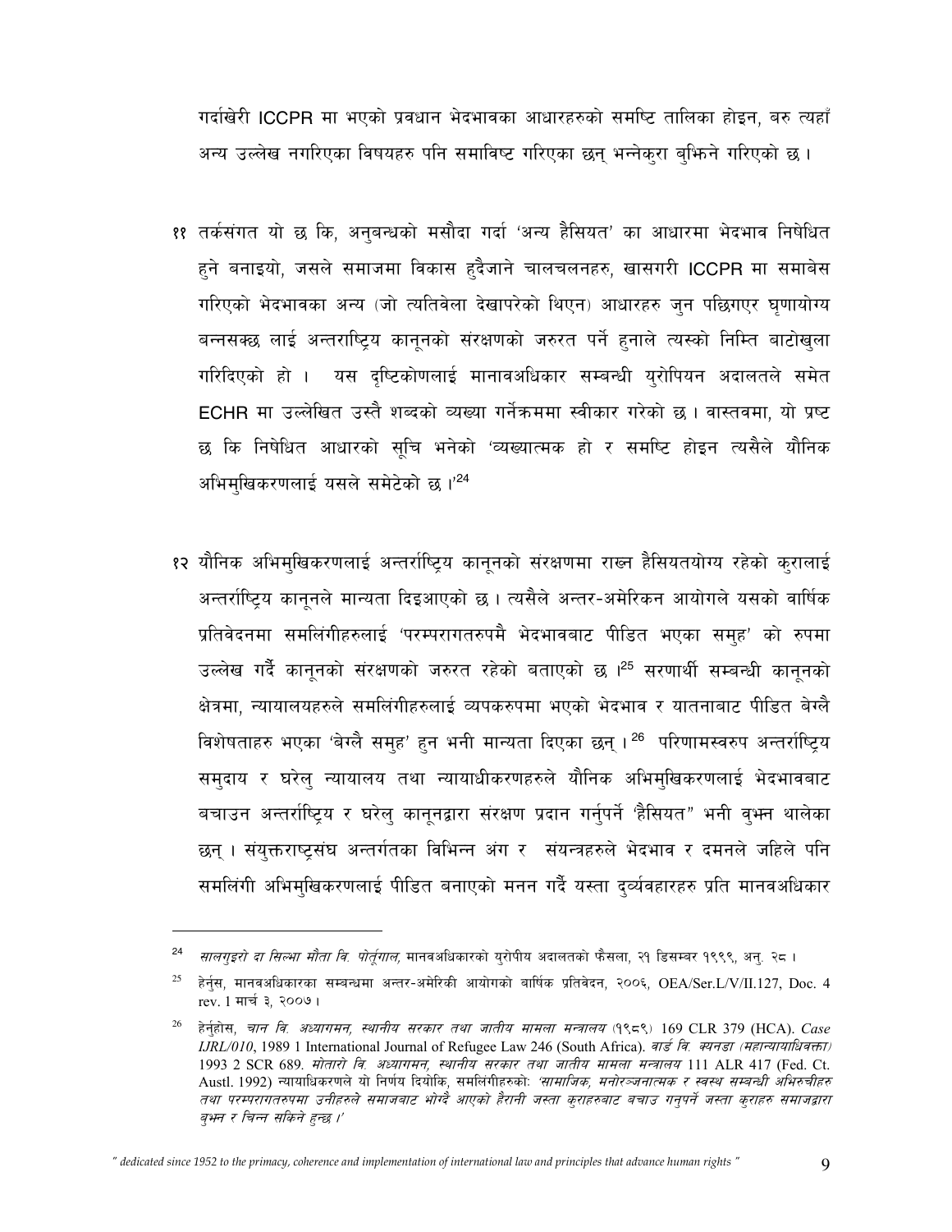गर्दाखेरी ICCPR मा भएको प्रवधान भेदभावका आधारहरुको समष्टि तालिका होइन, बरु त्यहाँ अन्य उल्लेख नगरिएका विषयहरु पनि समाविष्ट गरिएका छन् भन्नेकुरा बुझिने गरिएको छ ।

११ तर्कसंगत यो छ कि, अनुबन्धको मसौदा गर्दा 'अन्य हैसियत' का आधारमा भेदभाव निषेधित हुने बनाइयो, जसले समाजमा विकास हुदैजाने चालचलनहरु, खासगरी ICCPR मा समाबेस गरिएको भेदभावका अन्य (जो त्यतिवेला देखापरेको थिएन) आधारहरु जुन पछिगएर घृणायोग्य बन्नसक्छ लाई अन्तराष्ट्रिय कानूनको संरक्षणको जरुरत पर्ने हुनाले त्यस्को निम्ति बाटोखुला गरिदिएको हो । यस दृष्टिकोणलाई मानावअधिकार सम्बन्धी युरोपियन अदालतले समेत ECHR मा उल्लेखित उस्तै शब्दको व्यख्या गर्नेक्रममा स्वीकार गरेको छ । वास्तवमा, यो प्रष्ट छ कि निषेधित आधारको सूचि भनेको 'व्यख्यात्मक हो र समष्टि होइन त्यसैले यौनिक अभिमुखिकरणलाई यसले समेटेको छ ।'[24]

१२ यौनिक अभिमुखिकरणलाई अन्तर्राष्ट्रिय कानूनको संरक्षणमा राख्न हैसियतयोग्य रहेको कुरालाई अन्तर्राष्ट्रिय कानूनले मान्यता दिइआएको छ । त्यसैले अन्तर-अमेरिकन आयोगले यसको वार्षिक प्रतिवेदनमा समलिंगीहरुलाई 'परम्परागतरुपमै भेदभावबाट पीडित भएका समुह' को रुपमा उल्लेख गर्दै कानूनको संरक्षणको जरुरत रहेको बताएको छ ।[25] सरणार्थी सम्बन्धी कानूनको क्षेत्रमा, न्यायालयहरुले समलिंगीहरुलाई व्यपकरुपमा भएको भेदभाव र यातनाबाट पीडित बेग्लै विशेषताहरु भएका 'बेग्लै समुह' हुन भनी मान्यता दिएका छन् ।[26] परिणामस्वरुप अन्तर्राष्ट्रिय समुदाय र घरेलु न्यायालय तथा न्यायाधीकरणहरुले यौनिक अभिमुखिकरणलाई भेदभावबाट बचाउन अन्तर्राष्ट्रिय र घरेलु कानूनद्वारा संरक्षण प्रदान गर्नुपर्ने 'हैसियत" भनी वुझ्न थालेका छन् । संयुक्तराष्ट्रसंघ अन्तर्गतका विभिन्न अंग र संयन्त्रहरुले भेदभाव र दमनले जहिले पनि समलिंगी अभिमुखिकरणलाई पीडित बनाएको मनन गर्दै यस्ता दुर्व्यवहारहरु प्रति मानवअधिकार

---

[24] *सालगुइरो दा सिल्भा मौता वि. पोर्तुगाल,* मानवअधिकारको युरोपीय अदालतको फैसला, २१ डिसम्बर १९९९, अनु. २८ ।

[25] हेर्नुस, मानवअधिकारका सम्बन्धमा अन्तर-अमेरिकी आयोगको वार्षिक प्रतिवेदन, २००६, OEA/Ser.L/V/II.127, Doc. 4 rev. 1 मार्च ३, २००७ ।

[26] हेर्नुहोस, *चान वि. अध्यागमन, स्थानीय सरकार तथा जातीय मामला मन्त्रालय* (१९८९) 169 CLR 379 (HCA). *Case IJRL/010*, 1989 1 International Journal of Refugee Law 246 (South Africa). *वार्ड वि. क्यनडा (महान्यायाधिवक्ता)* 1993 2 SCR 689. *मोतारो वि. अध्यागमन, स्थानीय सरकार तथा जातीय मामला मन्त्रालय* 111 ALR 417 (Fed. Ct. Austl. 1992) न्यायाधिकरणले यो निर्णय दियोकि, समलिंगीहरुको: *'सामाजिक, मनोरञ्जनात्मक र स्वस्थ सम्बन्धी अभिरुचीहरु तथा परम्परागतरुपमा उनीहरुले समाजबाट भोग्दै आएको हैरानी जस्ता कुराहरुबाट बचाउ गनुपर्ने जस्ता कुराहरु समाजद्वारा बुझ्न र चिन्न सकिने हुन्छ ।'*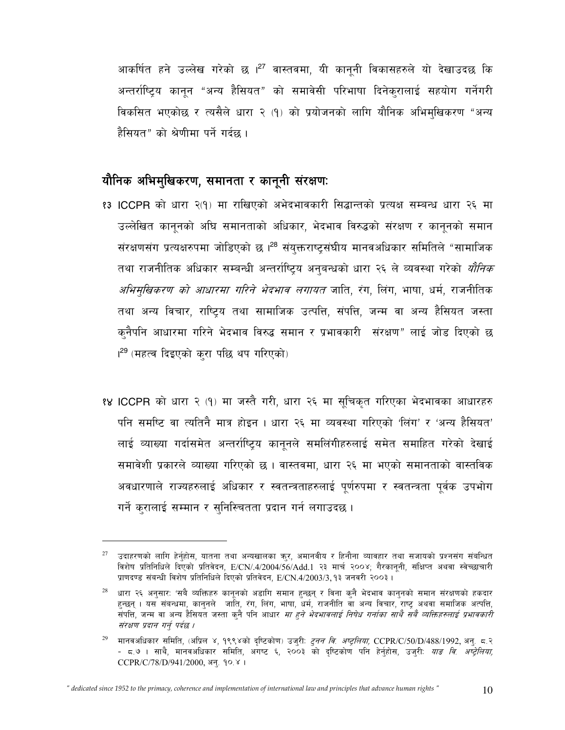आकर्षित हने उल्लेख गरेको छ ।[27] वास्तवमा, यी कानूनी विकासहरुले यो देखाउदछ कि अन्तर्राष्ट्रिय कानून "अन्य हैसियत" को समावेसी परिभाषा दिनेकुरालाई सहयोग गर्नेगरी विकसित भएकोछ र त्यसैले धारा २ (१) को प्रयोजनको लागि यौनिक अभिमुखिकरण "अन्य हैसियत" को श्रेणीमा पर्ने गर्दछ ।

## यौनिक अभिमुखिकरण, समानता र कानूनी संरक्षणः

१३ ICCPR को धारा २(१) मा राखिएको अभेदभावकारी सिद्धान्तको प्रत्यक्ष सम्बन्ध धारा २६ मा उल्लेखित कानूनको अघि समानताको अधिकार, भेदभाव विरुद्धको संरक्षण र कानूनको समान संरक्षणसंग प्रत्यक्षरुपमा जोडिएको छ ।[28] संयुक्तराष्ट्रसंघीय मानवअधिकार समितिले "सामाजिक तथा राजनीतिक अधिकार सम्बन्धी अन्तर्राष्ट्रिय अनुबन्धको धारा २६ ले व्यवस्था गरेको *यौनिक अभिमुखिकरण को आधारमा गरिने भेदभाव लगायत* जाति, रंग, लिंग, भाषा, धर्म, राजनीतिक तथा अन्य विचार, राष्ट्रिय तथा सामाजिक उत्पत्ति, संपत्ति, जन्म वा अन्य हैसियत जस्ता कुनैपनि आधारमा गरिने भेदभाव विरुद्ध समान र प्रभावकारी संरक्षण" लाई जोड दिएको छ ।[29] (महत्व दिइएको कुरा पछि थप गरिएको)

१४ ICCPR को धारा २ (१) मा जस्तै गरी, धारा २६ मा सूचिकृत गरिएका भेदभावका आधारहरु पनि समष्टि वा त्यतिनै मात्र होइन । धारा २६ मा व्यवस्था गरिएको 'लिंग' र 'अन्य हैसियत' लाई व्याख्या गर्दासमेत अन्तर्राष्ट्रिय कानूनले समलिंगीहरुलाई समेत समाहित गरेको देखाई समावेशी प्रकारले व्याख्या गरिएको छ । वास्तवमा, धारा २६ मा भएको समानताको वास्तविक अवधारणाले राज्यहरुलाई अधिकार र स्वतन्त्रताहरुलाई पूर्णरुपमा र स्वतन्त्रता पूर्वक उपभोग गर्ने कुरालाई सम्मान र सुनिस्चितता प्रदान गर्न लगाउदछ ।

---

[27] उदाहरणको लागि हेर्नुहोस, यातना तथा अन्यखालका क्रुर, अमानवीय र हिनौना व्यावहार तथा सजायको प्रश्नसंग संबन्धित विशेष प्रतिनिधिले दिएको प्रतिवेदन, E/CN/.4/2004/56/Add.1 २३ मार्च २००४; गैरकानूनी, संक्षिप्त अथवा स्वेच्छाचारी प्राणदण्ड संबन्धी विशेष प्रतिनिधिले दिएको प्रतिवेदन, E/CN.4/2003/3, १३ जनवरी २००३ ।

[28] धारा २६ अनुसारः 'सबै व्यक्तिहरु कानूनको अडागि समान हुन्छन् र विना कुनै भेदभाव कानुनको समान संरक्षणको हकदार हुन्छन् । यस संबन्धमा, कानुनले जाति, रंग, लिंग, भाषा, धर्म, राजनीति वा अन्य विचार, राष्ट्र अथवा समाजिक अत्पत्ति, संपत्ति, जन्म वा अन्य हैसियत जस्ता कुनै पनि आधार *मा हुने भेदभावलाई निषेध गर्नाका साथै सबै व्यक्तिहरुलाई प्रभावकारी संरक्षण प्रदान गर्नु पर्दछ ।*

[29] मानवअधिकार समिति, (अप्रिल ४, १९९४को दृष्टिकोण) उजुरीः *टुनन वि. अष्ट्रेलिया,* CCPR/C/50/D/488/1992, अनु. ८.२ - ८.७ । साथै, मानवअधिकार समिति, अगष्ट ६, २००३ को दृष्टिकोण पनि हेर्नुहोस, उजुरीः *याङ वि. अष्ट्रेलिया,* CCPR/C/78/D/941/2000, अनु. १०.४ ।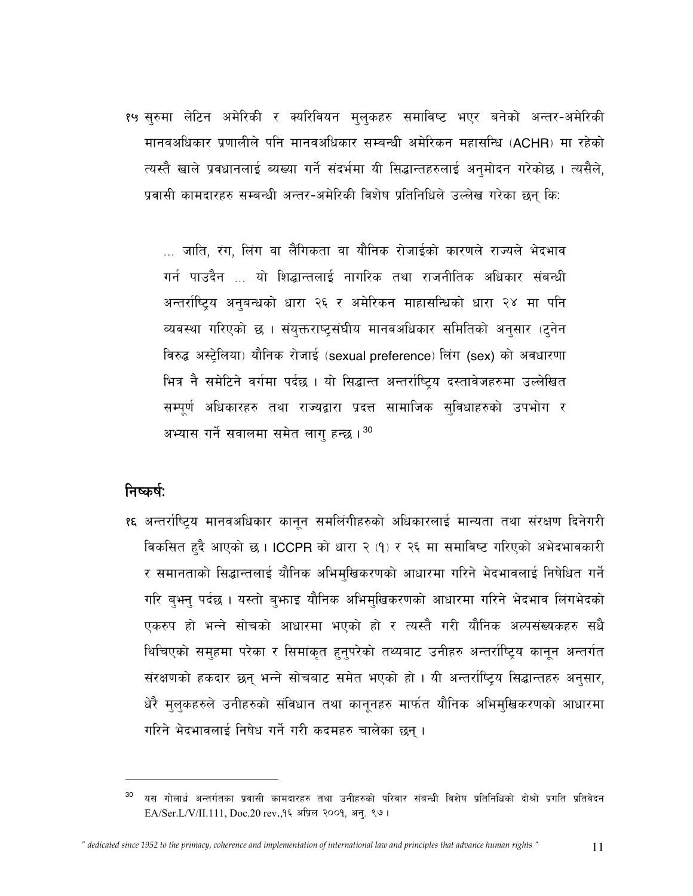१५ सुरुमा लेटिन अमेरिकी र क्यरिवियन मुलुकहरु समाविष्ट भएर बनेको अन्तर-अमेरिकी मानवअधिकार प्रणालीले पनि मानवअधिकार सम्बन्धी अमेरिकन महासन्धि (ACHR) मा रहेको त्यस्तै खाले प्रवधानलाई व्यख्या गर्ने संदर्भमा यी सिद्धान्तहरुलाई अनुमोदन गरेकोछ । त्यसैले, प्रवासी कामदारहरु सम्बन्धी अन्तर-अमेरिकी विशेष प्रतिनिधिले उल्लेख गरेका छन् कि:

> ... जाति, रंग, लिंग वा लैंगिकता वा यौनिक रोजाईको कारणले राज्यले भेदभाव गर्न पाउदैन ... यो शिद्धान्तलाई नागरिक तथा राजनीतिक अधिकार संबन्धी अन्तर्राष्ट्रिय अनुबन्धको धारा २६ र अमेरिकन माहासन्धिको धारा २४ मा पनि व्यवस्था गरिएको छ । संयुक्तराष्ट्रसंघीय मानवअधिकार समितिको अनुसार (टुनेन विरुद्ध अस्ट्रेलिया) यौनिक रोजाई (sexual preference) लिंग (sex) को अवधारणा भित्र नै समेटिने वर्गमा पर्दछ । यो सिद्धान्त अन्तर्राष्ट्रिय दस्तावेजहरुमा उल्लेखित सम्पूर्ण अधिकारहरु तथा राज्यद्वारा प्रदत्त सामाजिक सुविधाहरुको उपभोग र अभ्यास गर्ने सवालमा समेत लागु हन्छ ।[30]

## निष्कर्ष:

१६ अन्तर्राष्ट्रिय मानवअधिकार कानून समलिंगीहरुको अधिकारलाई मान्यता तथा संरक्षण दिनेगरी विकसित हुदै आएको छ । ICCPR को धारा २ (१) र २६ मा समाविष्ट गरिएको अभेदभावकारी र समानताको सिद्धान्तलाई यौनिक अभिमुखिकरणको आधारमा गरिने भेदभावलाई निषेधित गर्ने गरि बुझ्नु पर्दछ । यस्तो बुझाइ यौनिक अभिमुखिकरणको आधारमा गरिने भेदभाव लिंगभेदको एकरुप हो भन्ने सोचको आधारमा भएको हो र त्यस्तै गरी यौनिक अल्पसंख्यकहरु सधै थिचिएको समुहमा परेका र सिमांकृत हुनुपरेको तथ्यबाट उनीहरु अन्तर्राष्ट्रिय कानून अन्तर्गत संरक्षणको हकदार छन् भन्ने सोचबाट समेत भएको हो । यी अन्तर्राष्ट्रिय सिद्धान्तहरु अनुसार, धेरै मुलुकहरुले उनीहरुको संविधान तथा कानूनहरु मार्फत यौनिक अभिमुखिकरणको आधारमा गरिने भेदभावलाई निषेध गर्ने गरी कदमहरु चालेका छन् ।

---

[30] यस गोलार्ध अन्तर्गतका प्रवासी कामदारहरु तथा उनीहरुको परिवार संबन्धी विशेष प्रतिनिधिको दोश्रो प्रगति प्रतिवेदन EA/Ser.L/V/II.111, Doc.20 rev.,१६ अप्रिल २००१, अनु. ९७ ।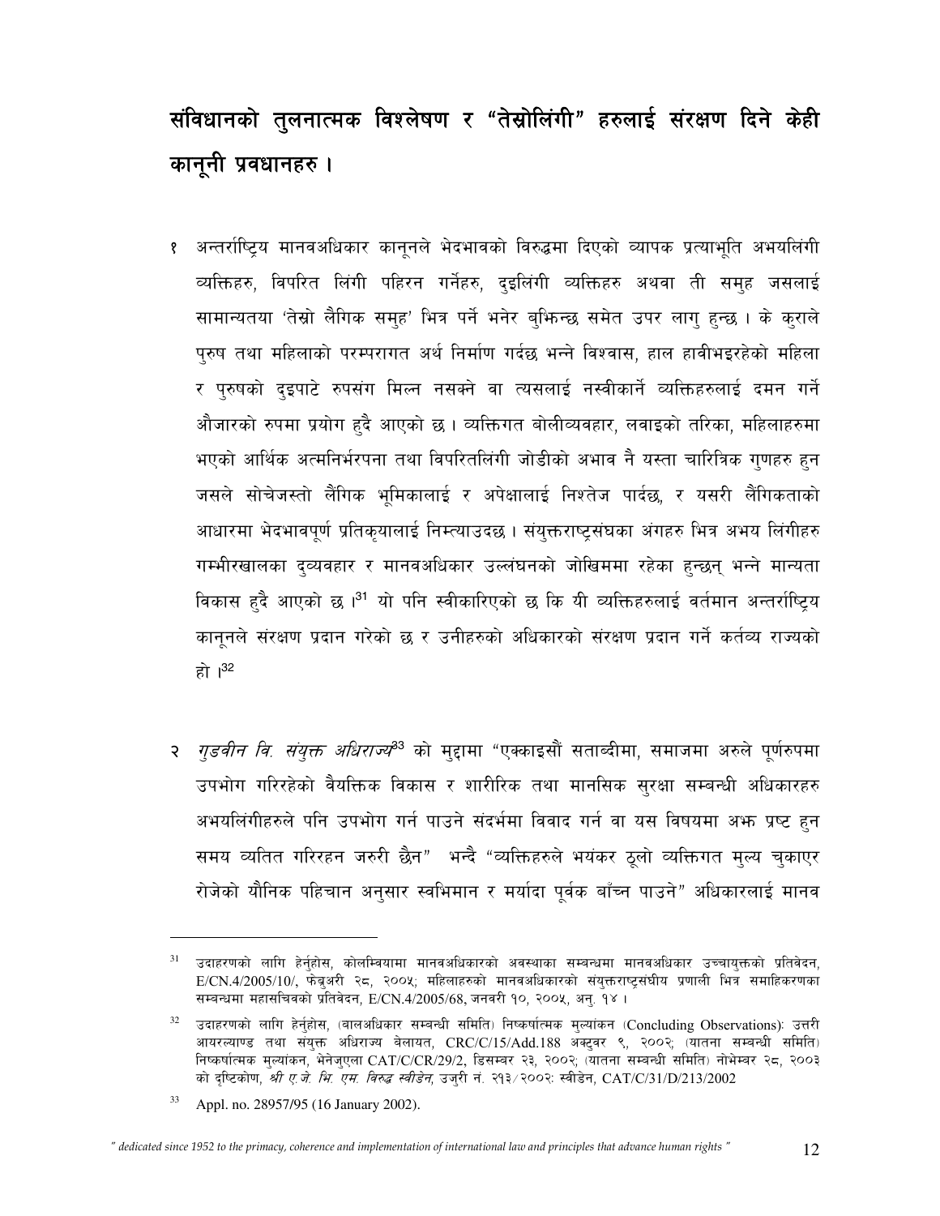## संविधानको तुलनात्मक विश्लेषण र "तेस्रोलिंगी" हरुलाई संरक्षण दिने केही कानूनी प्रवधानहरु ।

१ अन्तर्राष्ट्रिय मानवअधिकार कानूनले भेदभावको विरुद्धमा दिएको व्यापक प्रत्याभूति अभयलिंगी व्यक्तिहरु, विपरित लिंगी पहिरन गर्नेहरु, दुइलिंगी व्यक्तिहरु अथवा ती समुह जसलाई सामान्यतया 'तेस्रो लैगिक समुह' भित्र पर्ने भनेर बुझिन्छ समेत उपर लागु हुन्छ । के कुराले पुरुष तथा महिलाको परम्परागत अर्थ निर्माण गर्दछ भन्ने विश्वास, हाल हावीभइरहेको महिला र पुरुषको दुइपाटे रुपसंग मिल्न नसक्ने वा त्यसलाई नस्वीकार्ने व्यक्तिहरुलाई दमन गर्ने औजारको रुपमा प्रयोग हुदै आएको छ । व्यक्तिगत बोलीव्यवहार, लवाइको तरिका, महिलाहरुमा भएको आर्थिक अत्मनिर्भरपना तथा विपरितलिंगी जोडीको अभाव नै यस्ता चारित्रिक गुणहरु हुन जसले सोचेजस्तो लैंगिक भूमिकालाई र अपेक्षालाई निश्तेज पार्दछ, र यसरी लैंगिकताको आधारमा भेदभावपूर्ण प्रतिकृयालाई निम्त्याउदछ । संयुक्तराष्ट्रसंघका अंगहरु भित्र अभय लिंगीहरु गम्भीरखालका दुव्यवहार र मानवअधिकार उल्लंघनको जोखिममा रहेका हुन्छन् भन्ने मान्यता विकास हुदै आएको छ ।[31] यो पनि स्वीकारिएको छ कि यी व्यक्तिहरुलाई वर्तमान अन्तर्राष्ट्रिय कानूनले संरक्षण प्रदान गरेको छ र उनीहरुको अधिकारको संरक्षण प्रदान गर्ने कर्तव्य राज्यको हो ।[32]

२ *गुडवीन वि. संयुक्त अधिराज्य*[33] को मुद्दामा "एक्काइसौं सताब्दीमा, समाजमा अरुले पूर्णरुपमा उपभोग गरिरहेको वैयक्तिक विकास र शारीरिक तथा मानसिक सुरक्षा सम्बन्धी अधिकारहरु अभयलिंगीहरुले पनि उपभोग गर्न पाउने संदर्भमा विवाद गर्न वा यस विषयमा अझ प्रष्ट हुन समय व्यतित गरिरहन जरुरी छैन" भन्दै "व्यक्तिहरुले भयंकर ठूलो व्यक्तिगत मुल्य चुकाएर रोजेको यौनिक पहिचान अनुसार स्वभिमान र मर्यादा पूर्वक बाँच्न पाउने" अधिकारलाई मानव

---

[31] उदाहरणको लागि हेर्नुहोस, कोलम्बियामा मानवअधिकारको अवस्थाका सम्बन्धमा मानवअधिकार उच्चायुक्तको प्रतिवेदन, E/CN.4/2005/10/, फेब्रुअरी २८, २००५; महिलाहरुको मानवअधिकारको संयुक्तराष्ट्रसंघीय प्रणाली भित्र समाहिकरणका सम्बन्धमा महासचिवको प्रतिवेदन, E/CN.4/2005/68, जनवरी १०, २००५, अनु. १४ ।

[32] उदाहरणको लागि हेर्नुहोस, (बालअधिकार सम्बन्धी समिति) निष्कर्षात्मक मुल्यांकन (Concluding Observations): उत्तरी आयरल्याण्ड तथा संयुक्त अधिराज्य बेलायत, CRC/C/15/Add.188 अक्टुबर ९, २००२; (यातना सम्बन्धी समिति) निष्कर्षात्मक मुल्यांकन, भेनेजुएला CAT/C/CR/29/2, डिसम्बर २३, २००२; (यातना सम्बन्धी समिति) नोभेम्बर २८, २००३ को दृष्टिकोण, *श्री ए.जे. भि. एम. विरुद्ध स्वीडेन,* उजुरी नं. २१३/२००२: स्वीडेन, CAT/C/31/D/213/2002

[33] Appl. no. 28957/95 (16 January 2002).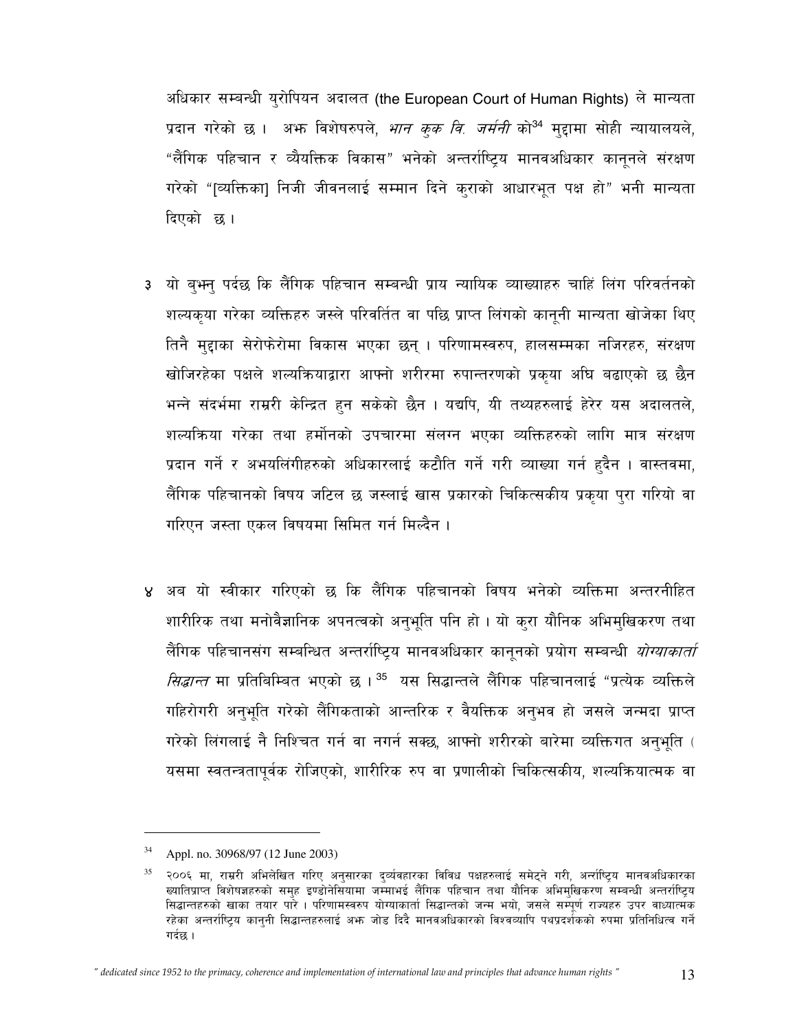अधिकार सम्बन्धी युरोपियन अदालत (the European Court of Human Rights) ले मान्यता प्रदान गरेको छ । अझ विशेषरुपले, *भान कुक वि. जर्मनी* को[34] मुद्दामा सोही न्यायालयले, "लैंगिक पहिचान र व्यैयक्तिक विकास" भनेको अन्तर्राष्ट्रिय मानवअधिकार कानूनले संरक्षण गरेको "[व्यक्तिका] निजी जीवनलाई सम्मान दिने कुराको आधारभूत पक्ष हो" भनी मान्यता दिएको छ ।

३ यो बुझ्नु पर्दछ कि लैंगिक पहिचान सम्बन्धी प्राय न्यायिक व्याख्याहरु चाहिं लिंग परिवर्तनको शल्यकृया गरेका व्यक्तिहरु जस्ले परिवर्तित वा पछि प्राप्त लिंगको कानूनी मान्यता खोजेका थिए तिनै मुद्दाका सेरोफेरोमा विकास भएका छन् । परिणामस्वरुप, हालसम्मका नजिरहरु, संरक्षण खोजिरहेका पक्षले शल्यक्रियाद्वारा आफ्नो शरीरमा रुपान्तरणको प्रकृया अघि बढाएको छ छैन भन्ने संदर्भमा राम्ररी केन्द्रित हुन सकेको छैन । यद्यपि, यी तथ्यहरुलाई हेरेर यस अदालतले, शल्यक्रिया गरेका तथा हर्मोनको उपचारमा संलग्न भएका व्यक्तिहरुको लागि मात्र संरक्षण प्रदान गर्ने र अभयलिंगीहरुको अधिकारलाई कटौति गर्ने गरी व्याख्या गर्न हुदैन । वास्तवमा, लैंगिक पहिचानको विषय जटिल छ जस्लाई खास प्रकारको चिकित्सकीय प्रकृया पुरा गरियो वा गरिएन जस्ता एकल विषयमा सिमित गर्न मिल्दैन ।

४ अब यो स्वीकार गरिएको छ कि लैंगिक पहिचानको विषय भनेको व्यक्तिमा अन्तरनीहित शारीरिक तथा मनोवैज्ञानिक अपनत्वको अनुभूति पनि हो । यो कुरा यौनिक अभिमुखिकरण तथा लैंगिक पहिचानसंग सम्बन्धित अन्तर्राष्ट्रिय मानवअधिकार कानूनको प्रयोग सम्बन्धी *योग्याकार्ता सिद्धान्त* मा प्रतिबिम्बित भएको छ ।[35] यस सिद्धान्तले लैंगिक पहिचानलाई "प्रत्येक व्यक्तिले गहिरोगरी अनुभूति गरेको लैंगिकताको आन्तरिक र वैयक्तिक अनुभव हो जसले जन्मदा प्राप्त गरेको लिंगलाई नै निश्चित गर्न वा नगर्न सक्छ, आफ्नो शरीरको बारेमा व्यक्तिगत अनुभूति ( यसमा स्वतन्त्रतापूर्वक रोजिएको, शारीरिक रुप वा प्रणालीको चिकित्सकीय, शल्यक्रियात्मक वा

---

[34] Appl. no. 30968/97 (12 June 2003)

[35] २००६ मा, राम्ररी अभिलेखित गरिए अनुसारका दुर्व्यवहारका विविध पक्षहरुलाई समेट्ने गरी, अर्न्राष्ट्रिय मानवअधिकारका ख्यातिप्राप्त विशेषज्ञहरुको समूह इण्डोनेसियामा जम्माभई लैंगिक पहिचान तथा यौनिक अभिमुखिकरण सम्बन्धी अन्तर्राष्ट्रिय सिद्धान्तहरुको खाका तयार पारे । परिणामस्वरुप योग्याकार्ता सिद्धान्तको जन्म भयो, जसले सम्पूर्ण राज्यहरु उपर बाध्यात्मक रहेका अन्तर्राष्ट्रिय कानुनी सिद्धान्तहरुलाई अझ जोड दिदै मानवअधिकारको विश्वव्यापि पथप्रदर्शकको रुपमा प्रतिनिधित्व गर्ने गर्दछ ।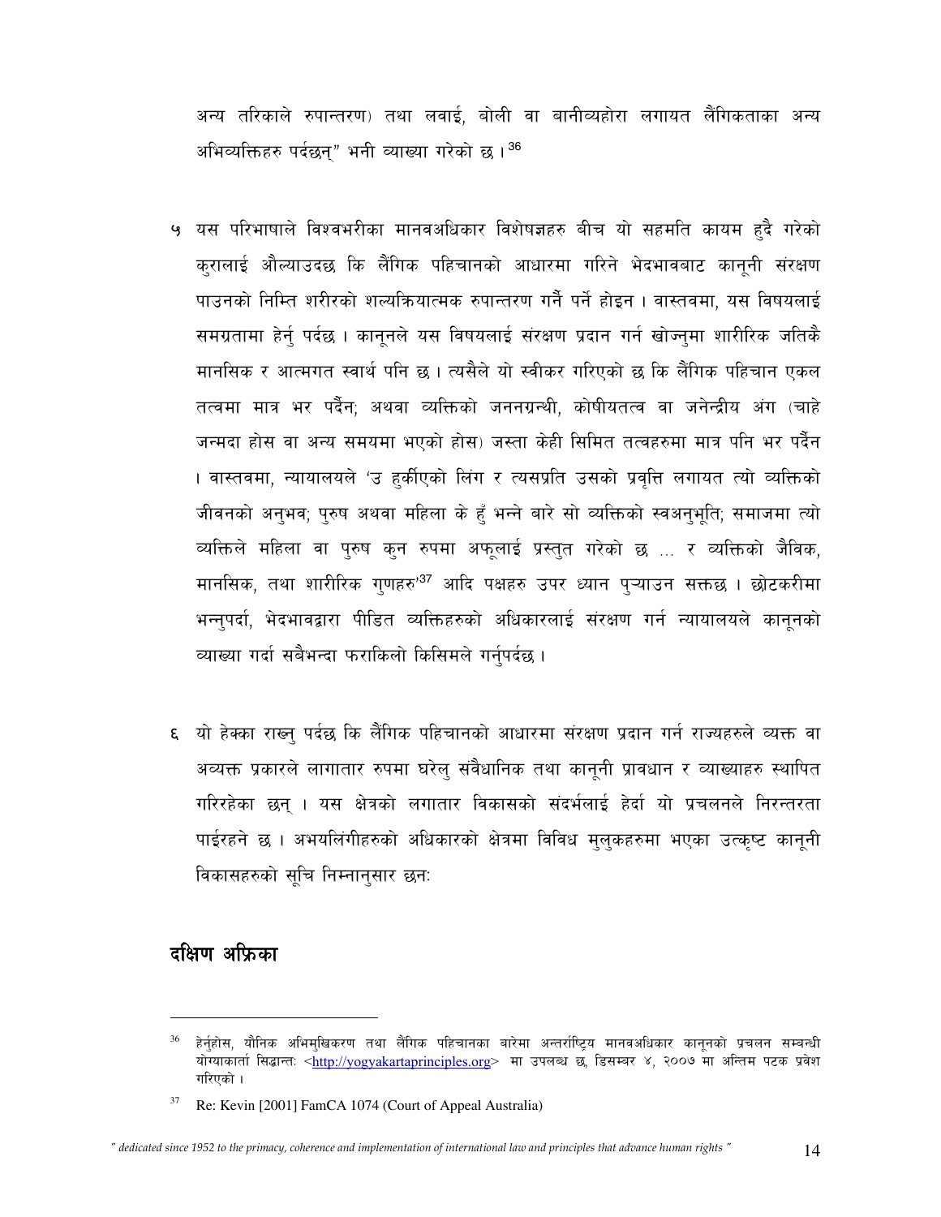अन्य तरिकाले रुपान्तरण) तथा लवाई, बोली वा बानीव्यहोरा लगायत लैंगिकताका अन्य अभिव्यक्तिहरु पर्दछन्" भनी व्याख्या गरेको छ ।[36]

५ यस परिभाषाले विश्वभरीका मानवअधिकार विशेषज्ञहरु बीच यो सहमति कायम हुदै गरेको कुरालाई औल्याउदछ कि लैंगिक पहिचानको आधारमा गरिने भेदभावबाट कानूनी संरक्षण पाउनको निम्ति शरीरको शल्यक्रियात्मक रुपान्तरण गर्नै पर्ने होइन । वास्तवमा, यस विषयलाई समग्रतामा हेर्नु पर्दछ । कानूनले यस विषयलाई संरक्षण प्रदान गर्न खोज्नुमा शारीरिक जतिकै मानसिक र आत्मगत स्वार्थ पनि छ । त्यसैले यो स्वीकर गरिएको छ कि लैंगिक पहिचान एकल तत्वमा मात्र भर पर्दैन; अथवा व्यक्तिको जननग्रन्थी, कोषीयतत्व वा जनेन्द्रीय अंग (चाहे जन्मदा होस वा अन्य समयमा भएको होस) जस्ता केही सिमित तत्वहरुमा मात्र पनि भर पर्दैन । वास्तवमा, न्यायालयले 'उ हुर्कीएको लिंग र त्यसप्रति उसको प्रवृत्ति लगायत त्यो व्यक्तिको जीवनको अनुभव; पुरुष अथवा महिला के हुँ भन्ने बारे सो व्यक्तिको स्वअनुभूति; समाजमा त्यो व्यक्तिले महिला वा पुरुष कुन रुपमा अफूलाई प्रस्तुत गरेको छ ... र व्यक्तिको जैविक, मानसिक, तथा शारीरिक गुणहरु'[37] आदि पक्षहरु उपर ध्यान पुऱ्याउन सक्तछ । छोटकरीमा भन्नुपर्दा, भेदभावद्वारा पीडित व्यक्तिहरुको अधिकारलाई संरक्षण गर्न न्यायालयले कानूनको व्याख्या गर्दा सबैभन्दा फराकिलो किसिमले गर्नुपर्दछ ।

६ यो हेक्का राख्नु पर्दछ कि लैंगिक पहिचानको आधारमा संरक्षण प्रदान गर्न राज्यहरुले व्यक्त वा अव्यक्त प्रकारले लागातार रुपमा घरेलु संवैधानिक तथा कानूनी प्रावधान र व्याख्याहरु स्थापित गरिरहेका छन् । यस क्षेत्रको लगातार विकासको संदर्भलाई हेर्दा यो प्रचलनले निरन्तरता पाईरहने छ । अभयलिंगीहरुको अधिकारको क्षेत्रमा विविध मुलुकहरुमा भएका उत्कृष्ट कानूनी विकासहरुको सूचि निम्नानुसार छनः

## दक्षिण अफ्रिका

---

[36] हेर्नुहोस, यौनिक अभिमुखिकरण तथा लैंगिक पहिचानका बारेमा अन्तर्राष्ट्रिय मानवअधिकार कानूनको प्रचलन सम्बन्धी योग्याकार्ता सिद्धान्तः <http://yogyakartaprinciples.org> मा उपलब्ध छ, डिसम्बर ४, २००७ मा अन्तिम पटक प्रवेश गरिएको ।

[37] Re: Kevin [2001] FamCA 1074 (Court of Appeal Australia)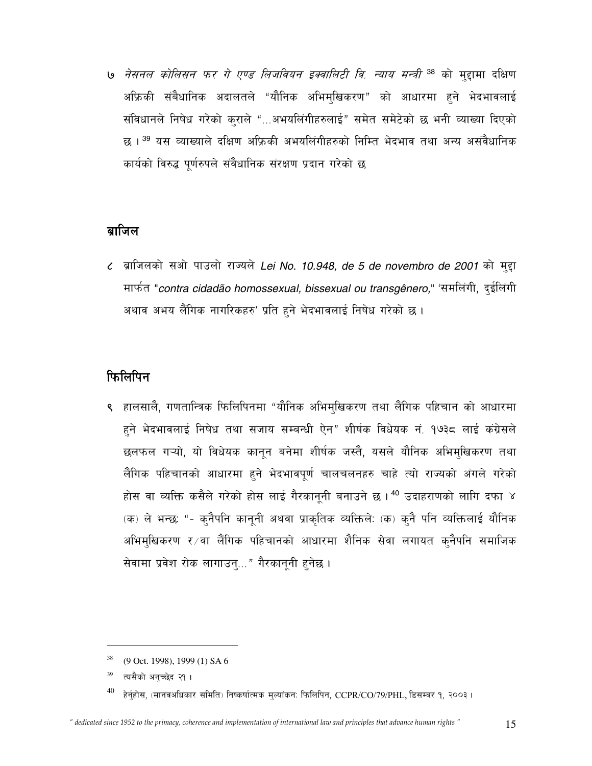७ *नेसनल कोलिसन फर गे एण्ड लिजवियन इक्वालिटी वि. न्याय मन्त्री* [38] को मुद्दामा दक्षिण अफ्रिकी संबैधानिक अदालतले "यौनिक अभिमुखिकरण" को आधारमा हुने भेदभावलाई संविधानले निषेध गरेको कुराले "...अभयलिंगीहरुलाई" समेत समेटेको छ भनी व्याख्या दिएको छ। [39] यस व्याख्याले दक्षिण अफ्रिकी अभयलिंगीहरुको निम्ति भेदभाव तथा अन्य असवैधानिक कार्यको विरुद्ध पूर्णरुपले संवैधानिक संरक्षण प्रदान गरेको छ

## ब्राजिल

८ ब्राजिलको सओ पाउलो राज्यले *Lei No. 10.948, de 5 de novembro de 2001* को मुद्दा मार्फत "*contra cidadão homossexual, bissexual ou transgênero,*" 'समलिंगी, दुईलिंगी अथाव अभय लैंगिक नागरिकहरु' प्रति हुने भेदभावलाई निषेध गरेको छ।

## फिलिपिन

९ हालसालै, गणतान्त्रिक फिलिपिनमा "यौनिक अभिमुखिकरण तथा लैंगिक पहिचान को आधारमा हुने भेदभावलाई निषेध तथा सजाय सम्बन्धी ऐन" शीर्षक विधेयक नं. १७३८ लाई कंग्रेसले छलफल गऱ्यो, यो विधेयक कानून बनेमा शीर्षक जस्तै, यसले यौनिक अभिमुखिकरण तथा लैंगिक पहिचानको आधारमा हुने भेदभावपूर्ण चालचलनहरु चाहे त्यो राज्यको अंगले गरेको होस वा व्यक्ति कसैले गरेको होस लाई गैरकानूनी बनाउने छ। [40] उदाहरणको लागि दफा ४ (क) ले भन्छः "- कुनैपनि कानूनी अथवा प्राकृतिक व्यक्तिलेः (क) कुनै पनि व्यक्तिलाई यौनिक अभिमुखिकरण र/वा लैंगिक पहिचानको आधारमा शैनिक सेवा लगायत कुनैपनि समाजिक सेवामा प्रवेश रोक लागाउनु..." गैरकानूनी हुनेछ।

---

[38] (9 Oct. 1998), 1999 (1) SA 6

[39] त्यसैको अनुच्छेद २१।

[40] हेर्नुहोस, (मानवअधिकार समिति) निष्कर्षात्मक मुल्यांकनः फिलिपिन, CCPR/CO/79/PHL, डिसम्बर १, २००३।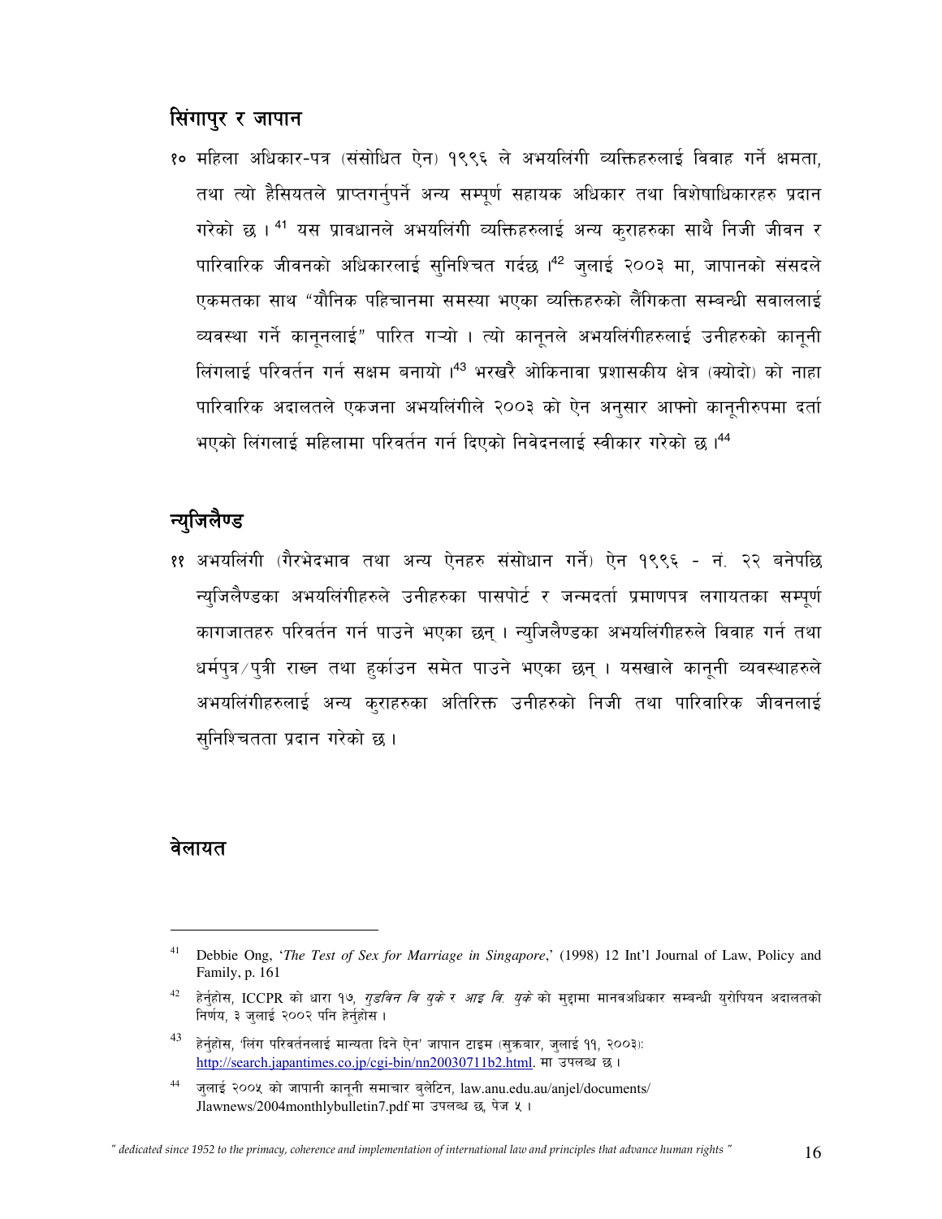## सिंगापुर र जापान

१० महिला अधिकार-पत्र (संसोधित ऐन) १९९६ ले अभयलिंगी व्यक्तिहरुलाई विवाह गर्ने क्षमता, तथा त्यो हैसियतले प्राप्तगर्नुपर्ने अन्य सम्पूर्ण सहायक अधिकार तथा विशेषाधिकारहरु प्रदान गरेको छ ।[41] यस प्रावधानले अभयलिंगी व्यक्तिहरुलाई अन्य कुराहरुका साथै निजी जीवन र पारिवारिक जीवनको अधिकारलाई सुनिश्चित गर्दछ ।[42] जुलाई २००३ मा, जापानको संसदले एकमतका साथ "यौनिक पहिचानमा समस्या भएका व्यक्तिहरुको लैंगिकता सम्बन्धी सवाललाई व्यवस्था गर्ने कानूनलाई" पारित गऱ्यो । त्यो कानूनले अभयलिंगीहरुलाई उनीहरुको कानूनी लिंगलाई परिवर्तन गर्न सक्षम बनायो ।[43] भरखरै ओकिनावा प्रशासकीय क्षेत्र (क्योदो) को नाहा पारिवारिक अदालतले एकजना अभयलिंगीले २००३ को ऐन अनुसार आफ्नो कानूनीरुपमा दर्ता भएको लिंगलाई महिलामा परिवर्तन गर्न दिएको निवेदनलाई स्वीकार गरेको छ ।[44]

## न्युजिलैण्ड

११ अभयलिंगी (गैरभेदभाव तथा अन्य ऐनहरु संसोधान गर्ने) ऐन १९९६ - नं. २२ बनेपछि न्युजिलैण्डका अभयलिंगीहरुले उनीहरुका पासपोर्ट र जन्मदर्ता प्रमाणपत्र लगायतका सम्पूर्ण कागजातहरु परिवर्तन गर्न पाउने भएका छन् । न्युजिलैण्डका अभयलिंगीहरुले विवाह गर्न तथा धर्मपुत्र/पुत्री राख्न तथा हुर्काउन समेत पाउने भएका छन् । यसखाले कानूनी व्यवस्थाहरुले अभयलिंगीहरुलाई अन्य कुराहरुका अतिरिक्त उनीहरुको निजी तथा पारिवारिक जीवनलाई सुनिश्चितता प्रदान गरेको छ ।

## वेलायत

---

[41] Debbie Ong, '*The Test of Sex for Marriage in Singapore*,' (1998) 12 Int'l Journal of Law, Policy and Family, p. 161

[42] हेर्नुहोस, ICCPR को धारा १७, *गुडविन वि युके र आइ वि. युके* को मुद्दामा मानवअधिकार सम्बन्धी युरोपियन अदालतको निर्णय, ३ जुलाई २००२ पनि हेर्नुहोस ।

[43] हेर्नुहोस, 'लिंग परिवर्तनलाई मान्यता दिने ऐन' जापान टाइम (सुक्रबार, जुलाई ११, २००३): http://search.japantimes.co.jp/cgi-bin/nn20030711b2.html. मा उपलब्ध छ ।

[44] जुलाई २००५ को जापानी कानूनी समाचार बुलेटिन, law.anu.edu.au/anjel/documents/Jlawnews/2004monthlybulletin7.pdf मा उपलब्ध छ, पेज ५ ।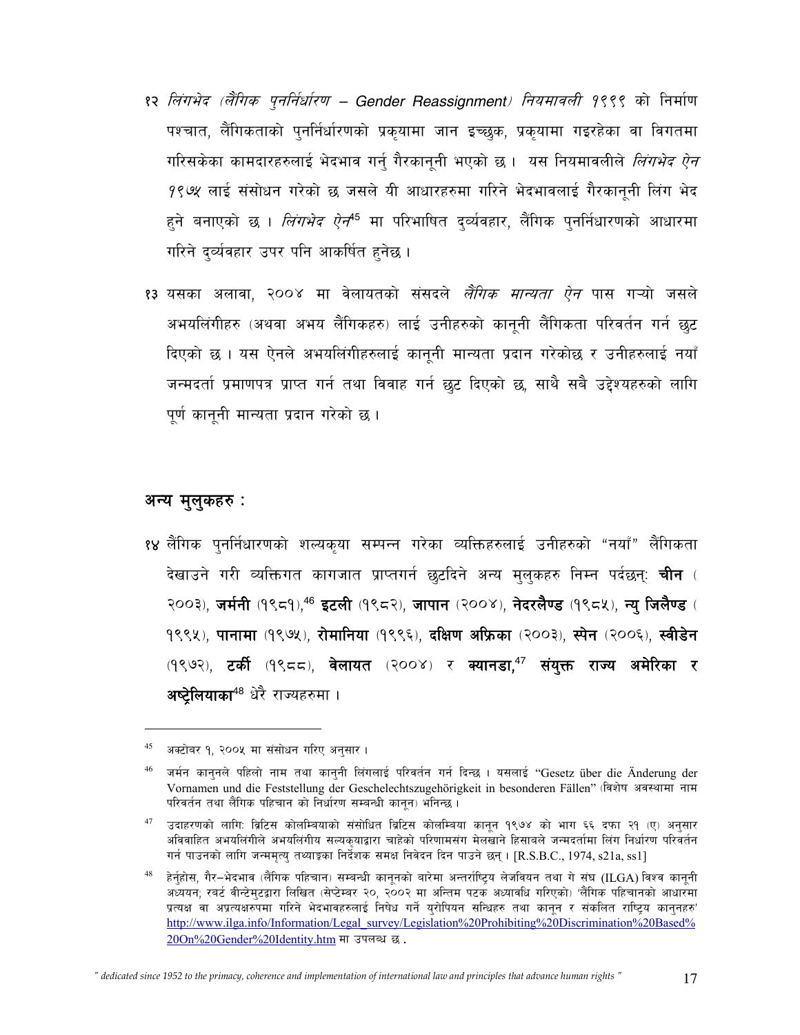१२ *लिंगभेद (लैंगिक पुनर्निर्धारण – Gender Reassignment) नियमावली १९९९* को निर्माण पश्चात, लैंगिकताको पुनर्निर्धारणको प्रकृयामा जान इच्छुक, प्रकृयामा गइरहेका वा विगतमा गरिसकेका कामदारहरुलाई भेदभाव गर्नु गैरकानूनी भएको छ । यस नियमावलीले *लिंगभेद ऐन १९७५* लाई संसोधन गरेको छ जसले यी आधारहरुमा गरिने भेदभावलाई गैरकानूनी लिंग भेद हुने बनाएको छ । *लिंगभेद ऐन*[45] मा परिभाषित दुर्व्यवहार, लैंगिक पुनर्निधारणको आधारमा गरिने दुर्व्यवहार उपर पनि आकर्षित हुनेछ ।

१३ यसका अलावा, २००४ मा वेलायतको संसदले *लैंगिक मान्यता ऐन* पास गऱ्यो जसले अभयलिंगीहरु (अथवा अभय लैंगिकहरु) लाई उनीहरुको कानूनी लैंगिकता परिवर्तन गर्न छुट दिएको छ । यस ऐनले अभयलिंगीहरुलाई कानूनी मान्यता प्रदान गरेकोछ र उनीहरुलाई नयाँ जन्मदर्ता प्रमाणपत्र प्राप्त गर्न तथा विवाह गर्न छुट दिएको छ, साथै सबै उद्देश्यहरुको लागि पूर्ण कानूनी मान्यता प्रदान गरेको छ ।

## अन्य मुलुकहरु :

१४ लैंगिक पुनर्निधारणको शल्यकृया सम्पन्न गरेका व्यक्तिहरुलाई उनीहरुको "नयाँ" लैंगिकता देखाउने गरी व्यक्तिगत कागजात प्राप्तगर्न छुटदिने अन्य मुलुकहरु निम्न पर्दछन्: **चीन** (२००३), **जर्मनी** (१९८१),[46] **इटली** (१९८२), **जापान** (२००४), **नेदरलैण्ड** (१९८५), **न्यु जिलैण्ड** (१९९५), **पानामा** (१९७५), **रोमानिया** (१९९६), **दक्षिण अफ्रिका** (२००३), **स्पेन** (२००६), **स्वीडेन** (१९७२), **टर्की** (१९८८), **वेलायत** (२००४) र **क्यानडा,**[47] **संयुक्त राज्य अमेरिका र अष्ट्रेलियाका**[48] धेरै राज्यहरुमा ।

---

[45] अक्टोबर १, २००५ मा संसोधन गरिए अनुसार ।

[46] जर्मन कानुनले पहिलो नाम तथा कानुनी लिंगलाई परिवर्तन गर्न दिन्छ । यसलाई "Gesetz über die Änderung der Vornamen und die Feststellung der Geschelechtszugehörigkeit in besonderen Fällen" (विशेष अवस्थामा नाम परिवर्तन तथा लैंगिक पहिचान को निर्धारण सम्बन्धी कानून) भनिन्छ ।

[47] उदाहरणको लागि: ब्रिटिस कोलम्वियाको संसोधित ब्रिटिस कोलम्बिया कानून १९७४ को भाग ६६ दफा २१ (ए) अनुसार अविवाहित अभयलिंगीले अभयलिंगीय सल्यकृयाद्वारा चाहेको परिणामसंग मेलखाने हिसाबले जन्मदर्तामा लिंग निर्धारण परिवर्तन गर्न पाउनको लागि जन्ममृत्यु तथ्याङ्कका निर्देशक समक्ष निवेदन दिन पाउने छन् । [R.S.B.C., 1974, s21a, ss1]

[48] हेर्नुहोस, गैर–भेदभाव (लैंगिक पहिचान) सम्बन्धी कानूनको बारेमा अन्तर्राष्ट्रिय लेजवियन तथा गे संघ (ILGA) विश्व कानूनी अध्ययन; रवर्ट वीन्टेमुटद्वारा लिखित (सेप्टेम्बर २०, २००२ मा अन्तिम पटक अध्यावधि गरिएको) 'लैंगिक पहिचानको आधारमा प्रत्यक्ष वा अप्रत्यक्षरुपमा गरिने भेदभावहरुलाई निषेध गर्ने युरोपियन सन्धिहरु तथा कानून र संकलित राष्ट्रिय कानुनहरु' http://www.ilga.info/Information/Legal_survey/Legislation%20Prohibiting%20Discrimination%20Based%20On%20Gender%20Identity.htm मा उपलब्ध छ .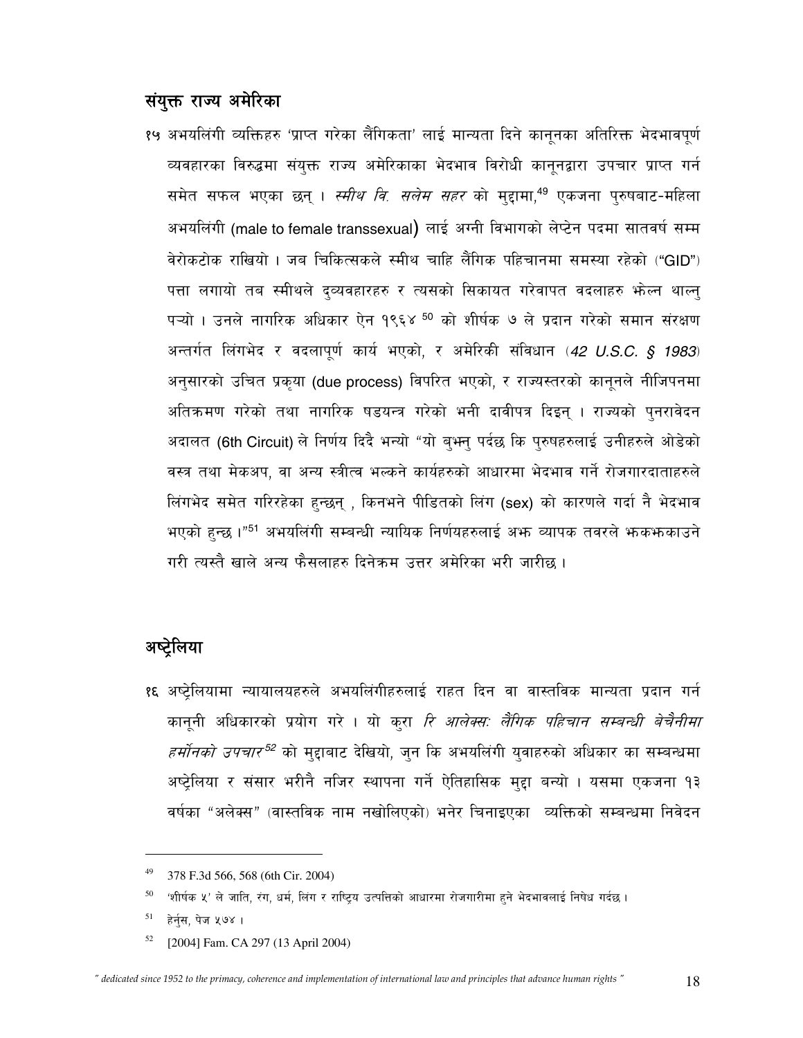## संयुक्त राज्य अमेरिका

१५ अभयलिंगी व्यक्तिहरु 'प्राप्त गरेका लैंगिकता' लाई मान्यता दिने कानूनका अतिरिक्त भेदभावपूर्ण व्यवहारका विरुद्धमा संयुक्त राज्य अमेरिकाका भेदभाव विरोधी कानूनद्वारा उपचार प्राप्त गर्न समेत सफल भएका छन् । *स्मीथ वि. सलेम सहर* को मुद्दामा,[49] एकजना पुरुषबाट-महिला अभयलिंगी (male to female transsexual) लाई अग्नी विभागको लेप्टेन पदमा सातवर्ष सम्म वेरोकटोक राखियो । जब चिकित्सकले स्मीथ चाहि लैंगिक पहिचानमा समस्या रहेको ("GID") पत्ता लगायो तब स्मीथले दुव्यवहारहरु र त्यसको सिकायत गरेवापत वदलाहरु भेल्न थाल्नु पऱ्यो । उनले नागरिक अधिकार ऐन १९६४ [50] को शीर्षक ७ ले प्रदान गरेको समान संरक्षण अन्तर्गत लिंगभेद र वदलापूर्ण कार्य भएको, र अमेरिकी संविधान (*42 U.S.C. § 1983*) अनुसारको उचित प्रकृया (due process) विपरित भएको, र राज्यस्तरको कानूनले नीजिपनमा अतिक्रमण गरेको तथा नागरिक षडयन्त्र गरेको भनी दावीपत्र दिइन् । राज्यको पुनरावेदन अदालत (6th Circuit) ले निर्णय दिदै भन्यो "यो बुभ्नु पर्दछ कि पुरुषहरुलाई उनीहरुले ओडेको वस्त्र तथा मेकअप, वा अन्य स्त्रीत्व भल्कने कार्यहरुको आधारमा भेदभाव गर्ने रोजगारदाताहरुले लिंगभेद समेत गरिरहेका हुन्छन् , किनभने पीडितको लिंग (sex) को कारणले गर्दा नै भेदभाव भएको हुन्छ ।"[51] अभयलिंगी सम्बन्धी न्यायिक निर्णयहरुलाई अभ व्यापक तवरले भकभकाउने गरी त्यस्तै खाले अन्य फैसलाहरु दिनेक्रम उत्तर अमेरिका भरी जारीछ ।

## अष्ट्रेलिया

१६ अष्ट्रेलियामा न्यायालयहरुले अभयलिंगीहरुलाई राहत दिन वा वास्तविक मान्यता प्रदान गर्न कानूनी अधिकारको प्रयोग गरे । यो कुरा *रि आलेक्स: लैंगिक पहिचान सम्बन्धी बेचैनीमा हर्मोनको उपचार*[52] को मुद्दाबाट देखियो, जुन कि अभयलिंगी युवाहरुको अधिकार का सम्बन्धमा अष्ट्रेलिया र संसार भरीनै नजिर स्थापना गर्ने ऐतिहासिक मुद्दा बन्यो । यसमा एकजना १३ वर्षका "अलेक्स" (वास्तविक नाम नखोलिएको) भनेर चिनाइएका व्यक्तिको सम्बन्धमा निवेदन

---

49 378 F.3d 566, 568 (6th Cir. 2004)

50 'शीर्षक ५' ले जाति, रंग, धर्म, लिंग र राष्ट्रिय उत्पत्तिको आधारमा रोजगारीमा हुने भेदभावलाई निषेध गर्दछ ।

51 हेर्नुस, पेज ५७४ ।

52 [2004] Fam. CA 297 (13 April 2004)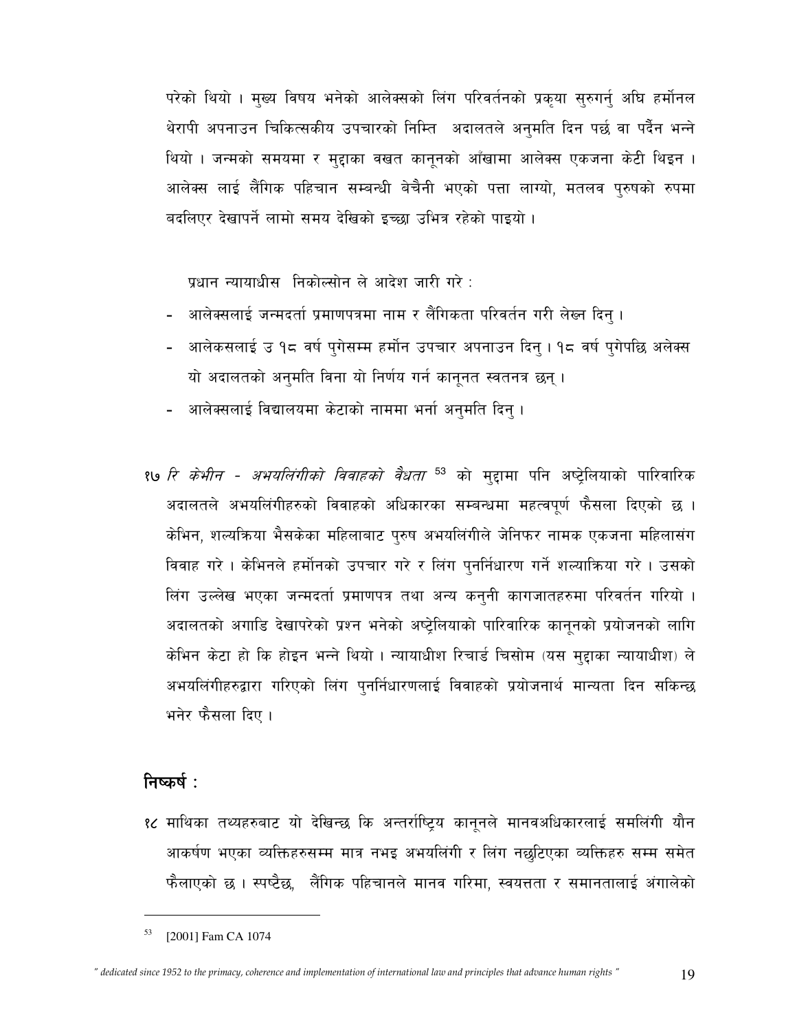परेको थियो । मुख्य विषय भनेको आलेक्सको लिंग परिवर्तनको प्रकृया सुरुगर्नु अघि हर्मोनल थेरापी अपनाउन चिकित्सकीय उपचारको निम्ति अदालतले अनुमति दिन पर्छ वा पर्दैन भन्ने थियो । जन्मको समयमा र मुद्दाका वखत कानूनको आँखामा आलेक्स एकजना केटी थिइन । आलेक्स लाई लैंगिक पहिचान सम्बन्धी बेचैनी भएको पत्ता लाग्यो, मतलव पुरुषको रुपमा बदलिएर देखापर्ने लामो समय देखिको इच्छा उभित्र रहेको पाइयो ।

प्रधान न्यायाधीस निकोल्सोन ले आदेश जारी गरे :

- आलेक्सलाई जन्मदर्ता प्रमाणपत्रमा नाम र लैंगिकता परिवर्तन गरी लेख्न दिनु ।
- आलेकसलाई उ १८ वर्ष पुगेसम्म हर्मोन उपचार अपनाउन दिनु । १८ वर्ष पुगेपछि अलेक्स यो अदालतको अनुमति विना यो निर्णय गर्न कानूनत स्वतनत्र छन् ।
- आलेक्सलाई विद्यालयमा केटाको नाममा भर्ना अनुमति दिनु ।

१७ *रि केभीन - अभयलिंगीको विवाहको वैधता* [53] को मुद्दामा पनि अष्ट्रेलियाको पारिवारिक अदालतले अभयलिंगीहरुको विवाहको अधिकारका सम्बन्धमा महत्वपूर्ण फैसला दिएको छ । केभिन, शल्यक्रिया भैसकेका महिलाबाट पुरुष अभयलिंगीले जेनिफर नामक एकजना महिलासंग विवाह गरे । केभिनले हर्मोनको उपचार गरे र लिंग पुनर्निधारण गर्ने शल्याक्रिया गरे । उसको लिंग उल्लेख भएका जन्मदर्ता प्रमाणपत्र तथा अन्य कनुनी कागजातहरुमा परिवर्तन गरियो । अदालतको अगाडि देखापरेको प्रश्न भनेको अष्ट्रेलियाको पारिवारिक कानूनको प्रयोजनको लागि केभिन केटा हो कि होइन भन्ने थियो । न्यायाधीश रिचार्ड चिसोम (यस मुद्दाका न्यायाधीश) ले अभयलिंगीहरुद्वारा गरिएको लिंग पुनर्निधारणलाई विवाहको प्रयोजनार्थ मान्यता दिन सकिन्छ भनेर फैसला दिए ।

## निष्कर्ष :

१८ माथिका तथ्यहरुबाट यो देखिन्छ कि अन्तर्राष्ट्रिय कानूनले मानवअधिकारलाई समलिंगी यौन आकर्षण भएका व्यक्तिहरुसम्म मात्र नभइ अभयलिंगी र लिंग नछुटिएका व्यक्तिहरु सम्म समेत फैलाएको छ । स्पष्टैछ, लैंगिक पहिचानले मानव गरिमा, स्वयत्तता र समानतालाई अंगालेको

---

[53] [2001] Fam CA 1074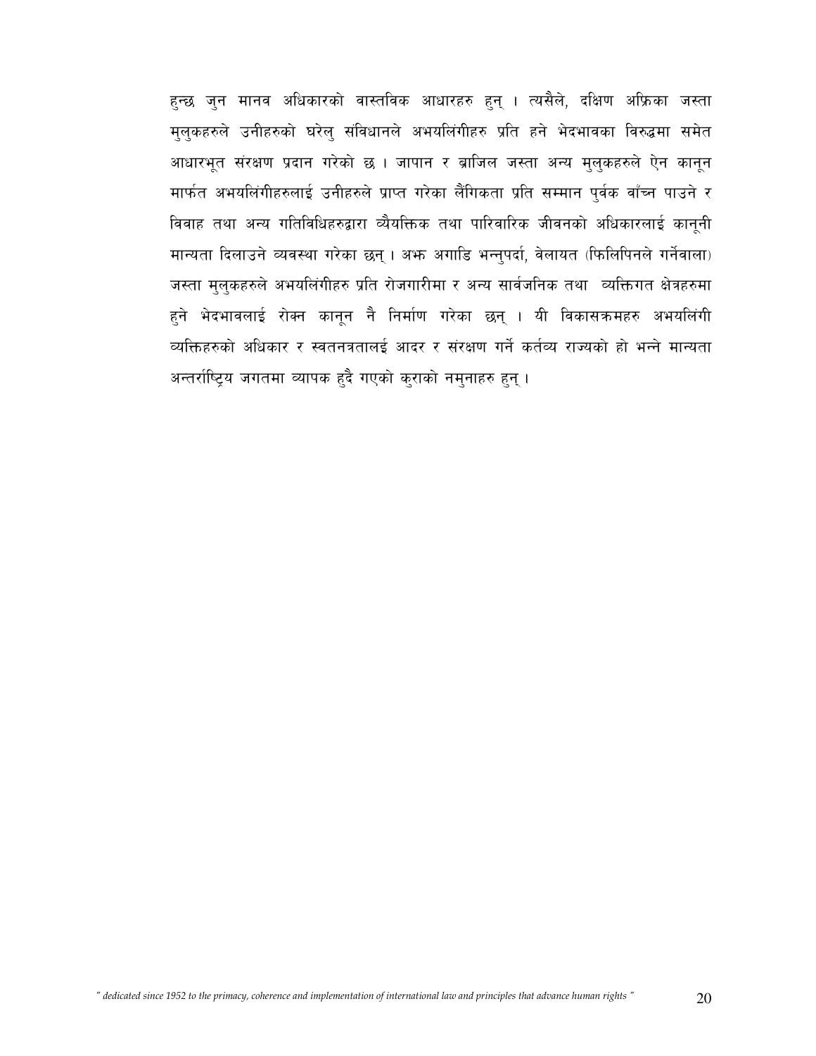हुन्छ जुन मानव अधिकारको वास्तविक आधारहरु हुन् । त्यसैले, दक्षिण अफ्रिका जस्ता मुलुकहरुले उनीहरुको घरेलु संविधानले अभयलिंगीहरु प्रति हने भेदभावका विरुद्धमा समेत आधारभूत संरक्षण प्रदान गरेको छ । जापान र ब्राजिल जस्ता अन्य मुलुकहरुले ऐन कानून मार्फत अभयलिंगीहरुलाई उनीहरुले प्राप्त गरेका लैंगिकता प्रति सम्मान पुर्वक बाँच्न पाउने र विवाह तथा अन्य गतिविधिहरुद्वारा व्यैयक्तिक तथा पारिवारिक जीवनको अधिकारलाई कानूनी मान्यता दिलाउने व्यवस्था गरेका छन् । अझ अगाडि भन्नुपर्दा, वेलायत (फिलिपिनले गर्नेवाला) जस्ता मुलुकहरुले अभयलिंगीहरु प्रति रोजगारीमा र अन्य सार्वजनिक तथा  व्यक्तिगत क्षेत्रहरुमा हुने भेदभावलाई रोक्न कानून नै निर्माण गरेका छन् । यी विकासक्रमहरु अभयलिंगी व्यक्तिहरुको अधिकार र स्वतनत्रतालई आदर र संरक्षण गर्ने कर्तव्य राज्यको हो भन्ने मान्यता अन्तर्राष्ट्रिय जगतमा व्यापक हुदै गएको कुराको नमुनाहरु हुन् ।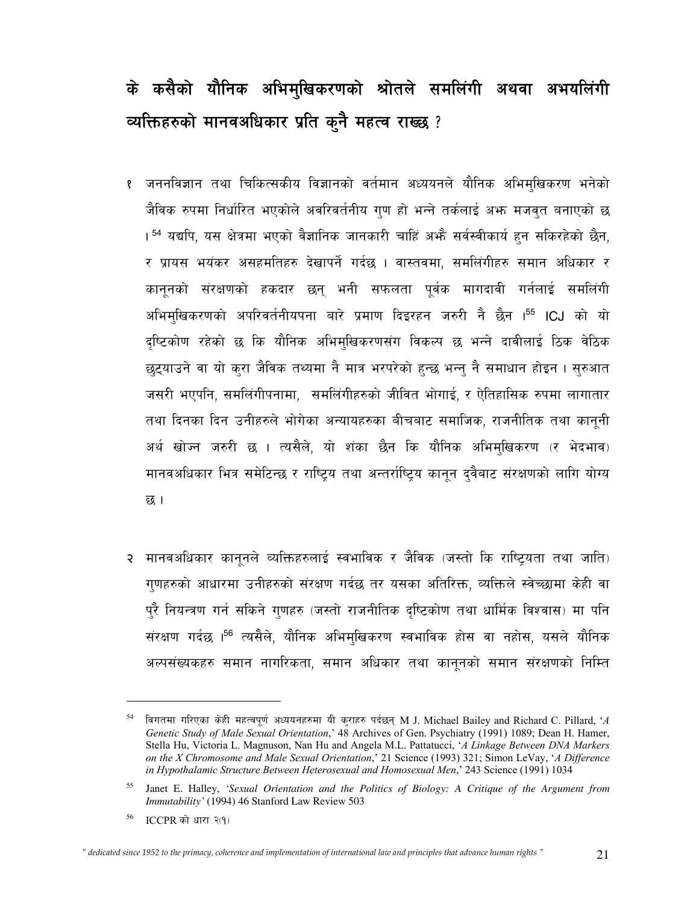## के कसैको यौनिक अभिमुखिकरणको श्रोतले समलिंगी अथवा अभयलिंगी व्यक्तिहरुको मानवअधिकार प्रति कुनै महत्व राख्छ ?

१ जननविज्ञान तथा चिकित्सकीय विज्ञानको वर्तमान अध्ययनले यौनिक अभिमुखिकरण भनेको जैविक रुपमा निर्धारित भएकोले अवरिवर्तनीय गुण हो भन्ने तर्कलाई अझ मजवुत बनाएको छ ।[54] यद्यपि, यस क्षेत्रमा भएको वैज्ञानिक जानकारी चाहिं अझै सर्वस्वीकार्य हुन सकिरहेको छैन, र प्रायस भयंकर असहमतिहरु देखापर्ने गर्दछ । वास्तवमा, समलिंगीहरु समान अधिकार र कानूनको संरक्षणको हकदार छन् भनी सफलता पूर्वक मागदावी गर्नलाई समलिंगी अभिमुखिकरणको अपरिवर्तनीयपना बारे प्रमाण दिइरहन जरुरी नै छैन ।[55] ICJ को यो दृष्टिकोण रहेको छ कि यौनिक अभिमुखिकरणसंग विकल्प छ भन्ने दावीलाई ठिक वेठिक छुट्याउने वा यो कुरा जैविक तथ्यमा नै मात्र भरपरेको हुन्छ भन्नु नै समाधान होइन । सुरुआत जसरी भएपनि, समलिंगीपनामा, समलिंगीहरुको जीवित भोगाई, र ऐतिहासिक रुपमा लागातार तथा दिनका दिन उनीहरुले भोगेका अन्यायहरुका बीचबाट समाजिक, राजनीतिक तथा कानूनी अर्थ खोज्न जरुरी छ । त्यसैले, यो शंका छैन कि यौनिक अभिमुखिकरण (र भेदभाव) मानवअधिकार भित्र समेटिन्छ र राष्ट्रिय तथा अन्तर्राष्ट्रिय कानून दुवैबाट संरक्षणको लागि योग्य छ ।

२ मानवअधिकार कानूनले व्यक्तिहरुलाई स्वभाविक र जैविक (जस्तो कि राष्ट्रियता तथा जाति) गुणहरुको आधारमा उनीहरुको संरक्षण गर्दछ तर यसका अतिरिक्त, व्यक्तिले स्वेच्छामा केही वा पुरै नियन्त्रण गर्न सकिने गुणहरु (जस्तो राजनीतिक दृष्टिकोण तथा धार्मिक विश्वास) मा पनि संरक्षण गर्दछ ।[56] त्यसैले, यौनिक अभिमुखिकरण स्वभाविक होस वा नहोस, यसले यौनिक अल्पसंख्यकहरु समान नागरिकता, समान अधिकार तथा कानूनको समान संरक्षणको निम्ति

---

[54] विगतमा गरिएका केही महत्वपूर्ण अध्ययनहरुमा यी कुराहरु पर्दछन् M J. Michael Bailey and Richard C. Pillard, '*A Genetic Study of Male Sexual Orientation*,' 48 Archives of Gen. Psychiatry (1991) 1089; Dean H. Hamer, Stella Hu, Victoria L. Magnuson, Nan Hu and Angela M.L. Pattatucci, '*A Linkage Between DNA Markers on the X Chromosome and Male Sexual Orientation*,' 21 Science (1993) 321; Simon LeVay, '*A Difference in Hypothalamic Structure Between Heterosexual and Homosexual Men*,' 243 Science (1991) 1034

[55] Janet E. Halley, *'Sexual Orientation and the Politics of Biology: A Critique of the Argument from Immutability'* (1994) 46 Stanford Law Review 503

[56] ICCPR को धारा २(१)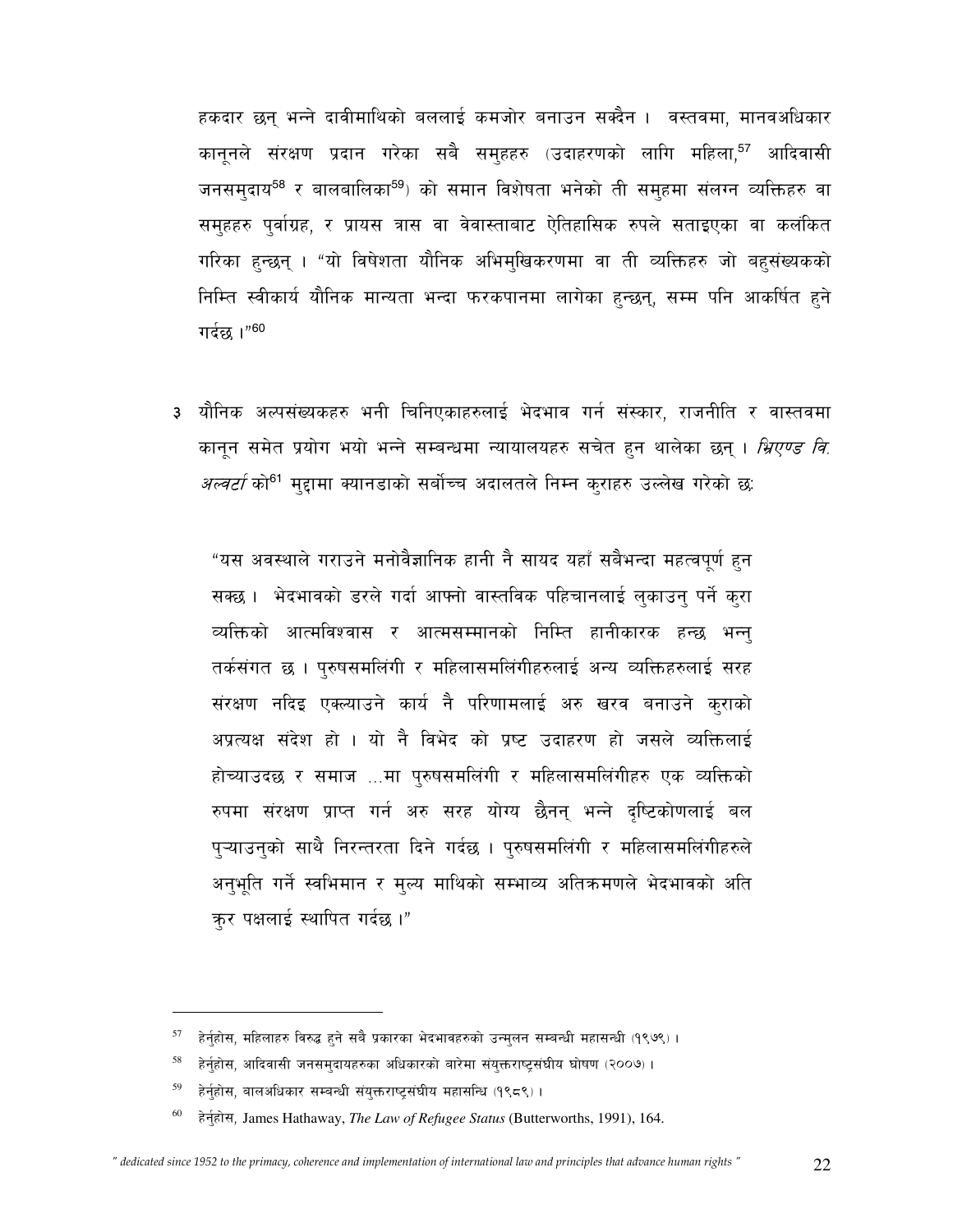हकदार छन् भन्ने दावीमाथिको बललाई कमजोर बनाउन सक्दैन । वस्तवमा, मानवअधिकार कानूनले संरक्षण प्रदान गरेका सबै समुहहरु (उदाहरणको लागि महिला,[57] आदिवासी जनसमुदाय[58] र बालबालिका[59]) को समान विशेषता भनेको ती समुहमा संलग्न व्यक्तिहरु वा समुहहरु पुर्वाग्रह, र प्रायस त्रास वा वेवास्ताबाट ऐतिहासिक रुपले सताइएका वा कलंकित गरिका हुन्छन् । "यो विषेशता यौनिक अभिमुखिकरणमा वा ती व्यक्तिहरु जो बहुसंख्यकको निम्ति स्वीकार्य यौनिक मान्यता भन्दा फरकपानमा लागेका हुन्छन्, सम्म पनि आकर्षित हुने गर्दछ ।"[60]

३ यौनिक अल्पसंख्यकहरु भनी चिनिएकाहरुलाई भेदभाव गर्न संस्कार, राजनीति र वास्तवमा कानून समेत प्रयोग भयो भन्ने सम्बन्धमा न्यायालयहरु सचेत हुन थालेका छन् । *भ्रिएण्ड वि. अल्वर्टा* को[61] मुद्दामा क्यानडाको सर्वोच्च अदालतले निम्न कुराहरु उल्लेख गरेको छः

> "यस अवस्थाले गराउने मनोवैज्ञानिक हानी नै सायद यहाँ सबैभन्दा महत्वपूर्ण हुन सक्छ । भेदभावको डरले गर्दा आफ्नो वास्तविक पहिचानलाई लुकाउनु पर्ने कुरा व्यक्तिको आत्मविश्वास र आत्मसम्मानको निम्ति हानीकारक हन्छ भन्नु तर्कसंगत छ । पुरुषसमलिंगी र महिलासमलिंगीहरुलाई अन्य व्यक्तिहरुलाई सरह संरक्षण नदिइ एक्ल्याउने कार्य नै परिणामलाई अरु खरव बनाउने कुराको अप्रत्यक्ष संदेश हो । यो नै विभेद को प्रष्ट उदाहरण हो जसले व्यक्तिलाई होच्याउदछ र समाज ...मा पुरुषसमलिंगी र महिलासमलिंगीहरु एक व्यक्तिको रुपमा संरक्षण प्राप्त गर्न अरु सरह योग्य छैनन् भन्ने दृष्टिकोणलाई बल पुऱ्याउनुको साथै निरन्तरता दिने गर्दछ । पुरुषसमलिंगी र महिलासमलिंगीहरुले अनुभूति गर्ने स्वभिमान र मुल्य माथिको सम्भाव्य अतिक्रमणले भेदभावको अति क्रुर पक्षलाई स्थापित गर्दछ ।"

---

[57] हेर्नुहोस, महिलाहरु विरुद्ध हुने सबै प्रकारका भेदभावहरुको उन्मुलन सम्बन्धी महासन्धी (१९७९) ।

[58] हेर्नुहोस, आदिवासी जनसमुदायहरुका अधिकारको बारेमा संयुक्तराष्ट्रसंघीय घोषण (२००७) ।

[59] हेर्नुहोस, बालअधिकार सम्बन्धी संयुक्तराष्ट्रसंघीय महासन्धि (१९८९) ।

[60] हेर्नुहोस, James Hathaway, *The Law of Refugee Status* (Butterworths, 1991), 164.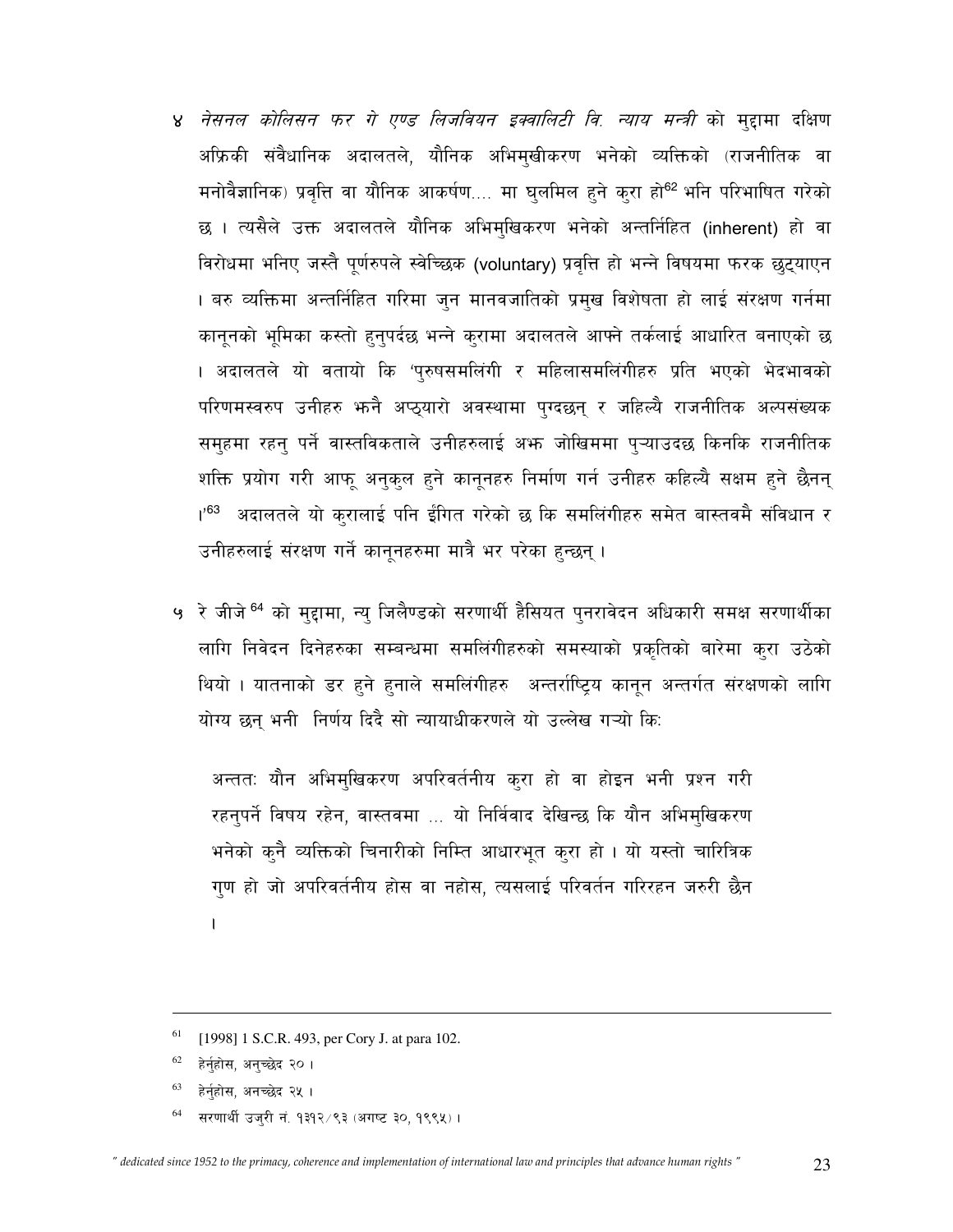४ *नेसनल कोलिसन फर गे एण्ड लिजवियन इक्वालिटी वि. न्याय मन्त्री* को मुद्दामा दक्षिण अफ्रिकी संवैधानिक अदालतले, यौनिक अभिमुखीकरण भनेको व्यक्तिको (राजनीतिक वा मनोवैज्ञानिक) प्रवृत्ति वा यौनिक आकर्षण.... मा घुलमिल हुने कुरा हो[62] भनि परिभाषित गरेको छ । त्यसैले उक्त अदालतले यौनिक अभिमुखिकरण भनेको अन्तर्निहित (inherent) हो वा विरोधमा भनिए जस्तै पूर्णरुपले स्वेच्छिक (voluntary) प्रवृत्ति हो भन्ने विषयमा फरक छुट्याएन । बरु व्यक्तिमा अन्तर्निहित गरिमा जुन मानवजातिको प्रमुख विशेषता हो लाई संरक्षण गर्नमा कानूनको भूमिका कस्तो हुनुपर्दछ भन्ने कुरामा अदालतले आफ्ने तर्कलाई आधारित बनाएको छ । अदालतले यो बतायो कि 'पुरुषसमलिंगी र महिलासमलिंगीहरु प्रति भएको भेदभावको परिणमस्वरुप उनीहरु झनै अप्ठ्यारो अवस्थामा पुग्दछन् र जहिल्यै राजनीतिक अल्पसंख्यक समुहमा रहनु पर्ने वास्तविकताले उनीहरुलाई अझ जोखिममा पुऱ्याउदछ किनकि राजनीतिक शक्ति प्रयोग गरी आफू अनुकुल हुने कानूनहरु निर्माण गर्न उनीहरु कहिल्यै सक्षम हुने छैनन् ।'[63] अदालतले यो कुरालाई पनि ईंगित गरेको छ कि समलिंगीहरु समेत बास्तवमै संविधान र उनीहरुलाई संरक्षण गर्ने कानूनहरुमा मात्रै भर परेका हुन्छन् ।

५ रे जीजे[64] को मुद्दामा, न्यु जिलैण्डको सरणार्थी हैसियत पुनरावेदन अधिकारी समक्ष सरणार्थीका लागि निवेदन दिनेहरुका सम्बन्धमा समलिंगीहरुको समस्याको प्रकृतिको बारेमा कुरा उठेको थियो । यातनाको डर हुने हुनाले समलिंगीहरु अन्तर्राष्ट्रिय कानून अन्तर्गत संरक्षणको लागि योग्य छन् भनी निर्णय दिदै सो न्यायाधीकरणले यो उल्लेख गऱ्यो कि:

> अन्ततः यौन अभिमुखिकरण अपरिवर्तनीय कुरा हो वा होइन भनी प्रश्न गरी रहनुपर्ने विषय रहेन, वास्तवमा ... यो निर्विवाद देखिन्छ कि यौन अभिमुखिकरण भनेको कुनै व्यक्तिको चिनारीको निम्ति आधारभूत कुरा हो । यो यस्तो चारित्रिक गुण हो जो अपरिवर्तनीय होस वा नहोस, त्यसलाई परिवर्तन गरिरहन जरुरी छैन ।

---

[61] [1998] 1 S.C.R. 493, per Cory J. at para 102.

[62] हेर्नुहोस, अनुच्छेद २० ।

[63] हेर्नुहोस, अनच्छेद २५ ।

[64] सरणार्थी उजुरी नं. १३१२/९३ (अगष्ट ३०, १९९५) ।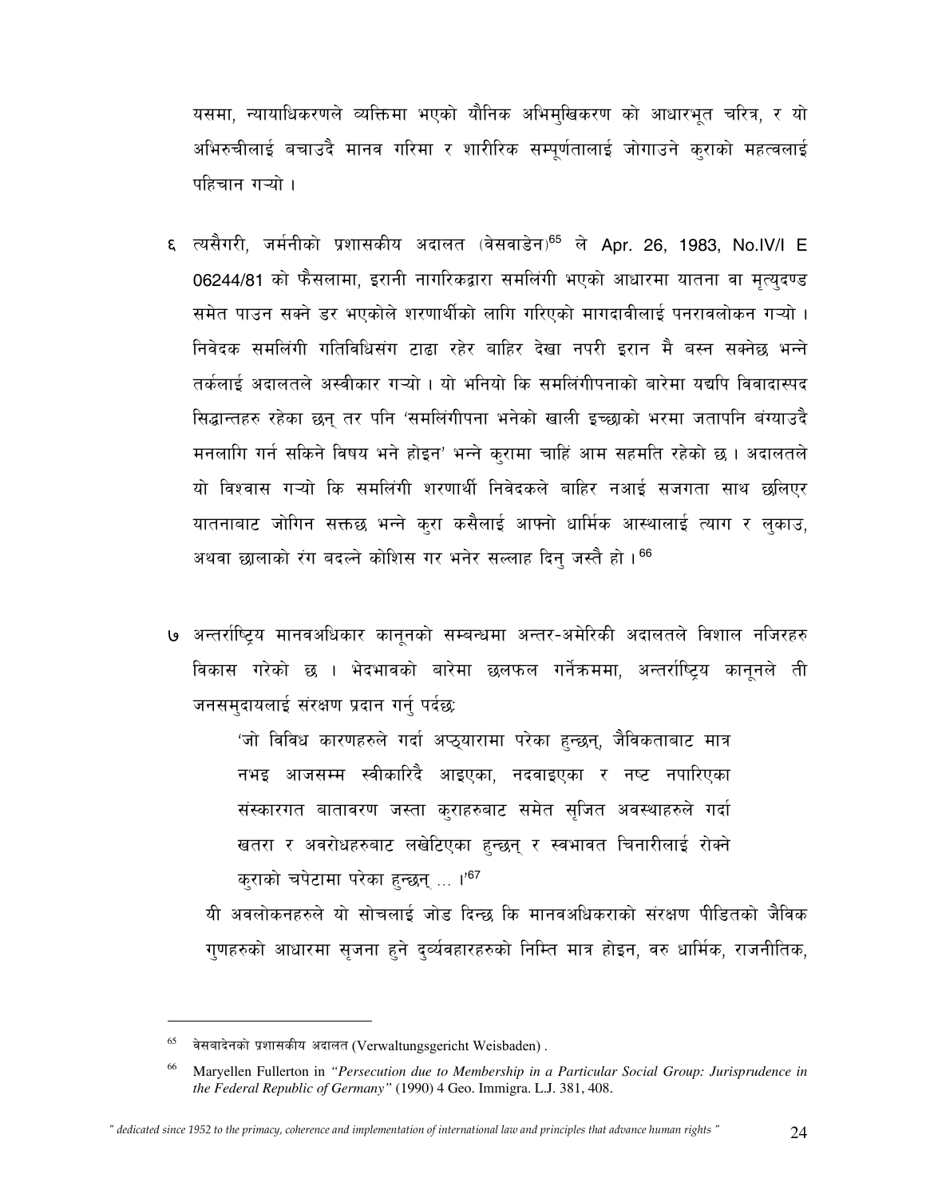यसमा, न्यायाधिकरणले व्यक्तिमा भएको यौनिक अभिमुखिकरण को आधारभूत चरित्र, र यो अभिरुचीलाई बचाउदै मानव गरिमा र शारीरिक सम्पूर्णतालाई जोगाउने कुराको महत्वलाई पहिचान गऱ्यो ।

६ त्यसैगरी, जर्मनीको प्रशासकीय अदालत (वेसवाडेन)[65] ले Apr. 26, 1983, No.IV/I E 06244/81 को फैसलामा, इरानी नागरिकद्वारा समलिंगी भएको आधारमा यातना वा मृत्युदण्ड समेत पाउन सक्ने डर भएकोले शरणार्थीको लागि गरिएको मागदावीलाई पनरावलोकन गऱ्यो । निवेदक समलिंगी गतिविधिसंग टाढा रहेर बाहिर देखा नपरी इरान मै बस्न सक्नेछ भन्ने तर्कलाई अदालतले अस्वीकार गऱ्यो । यो भनियो कि समलिंगीपनाको बारेमा यद्यपि विवादास्पद सिद्धान्तहरु रहेका छन् तर पनि 'समलिंगीपना भनेको खाली इच्छाको भरमा जतापनि बंग्याउदै मनलागि गर्न सकिने विषय भने होइन' भन्ने कुरामा चाहिं आम सहमति रहेको छ । अदालतले यो विश्वास गऱ्यो कि समलिंगी शरणार्थी निवेदकले बाहिर नआई सजगता साथ छलिएर यातनाबाट जोगिन सक्तछ भन्ने कुरा कसैलाई आफ्नो धार्मिक आस्थालाई त्याग र लुकाउ, अथवा छालाको रंग बदल्ने कोशिस गर भनेर सल्लाह दिनु जस्तै हो ।[66]

७ अन्तर्राष्ट्रिय मानवअधिकार कानूनको सम्बन्धमा अन्तर-अमेरिकी अदालतले विशाल नजिरहरु विकास गरेको छ । भेदभावको बारेमा छलफल गर्नेक्रममा, अन्तर्राष्ट्रिय कानूनले ती जनसमुदायलाई संरक्षण प्रदान गर्नु पर्दछः

> 'जो विविध कारणहरुले गर्दा अप्ठ्यारामा परेका हुन्छन्, जैविकताबाट मात्र नभइ आजसम्म स्वीकारिदै आइएका, नदवाइएका र नष्ट नपारिएका संस्कारगत बातावरण जस्ता कुराहरुबाट समेत सृजित अवस्थाहरुले गर्दा खतरा र अवरोधहरुबाट लखेटिएका हुन्छन् र स्वभावत चिनारीलाई रोक्ने कुराको चपेटामा परेका हुन्छन् ... ।'[67]

यी अवलोकनहरुले यो सोचलाई जोड दिन्छ कि मानवअधिकराको संरक्षण पीडितको जैविक गुणहरुको आधारमा सृजना हुने दुर्व्यवहारहरुको निम्ति मात्र होइन, वरु धार्मिक, राजनीतिक,

---

[65] वेसबादेनको प्रशासकीय अदालत (Verwaltungsgericht Weisbaden) .

[66] Maryellen Fullerton in *"Persecution due to Membership in a Particular Social Group: Jurisprudence in the Federal Republic of Germany"* (1990) 4 Geo. Immigra. L.J. 381, 408.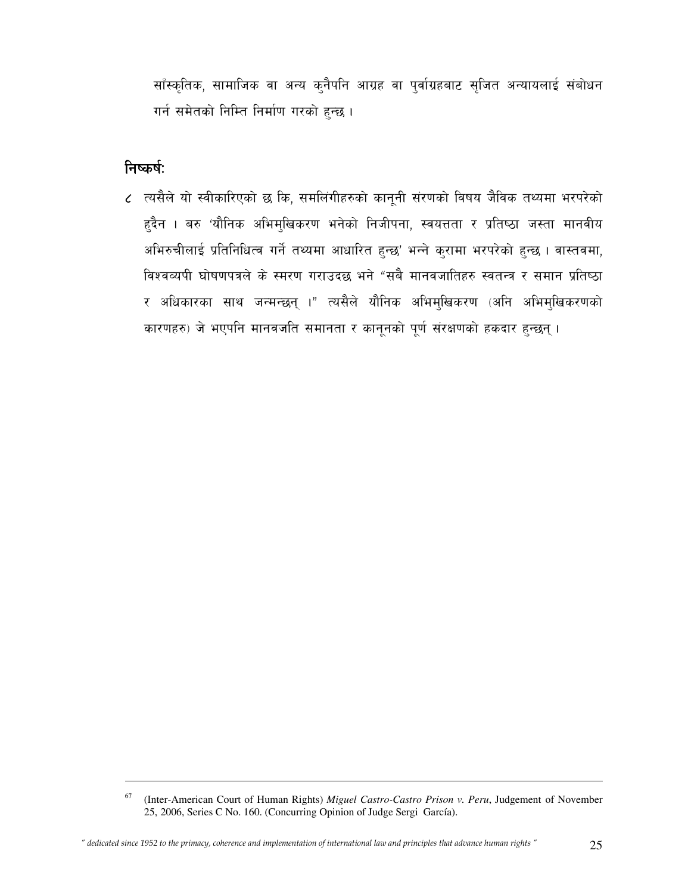साँस्कृतिक, सामाजिक वा अन्य कुनैपनि आग्रह वा पुर्वाग्रहबाट सृजित अन्यायलाई संबोधन गर्न समेतको निम्ति निर्माण गरको हुन्छ ।

## निष्कर्ष:

८ त्यसैले यो स्वीकारिएको छ कि, समलिंगीहरुको कानूनी संरणको विषय जैविक तथ्यमा भरपरेको हुदैन । बरु 'यौनिक अभिमुखिकरण भनेको निजीपना, स्वयत्तता र प्रतिष्ठा जस्ता मानवीय अभिरुचीलाई प्रतिनिधित्व गर्ने तथ्यमा आधारित हुन्छ' भन्ने कुरामा भरपरेको हुन्छ । वास्तवमा, विश्वव्यपी घोषणपत्रले के स्मरण गराउदछ भने "सबै मानवजातिहरु स्वतन्त्र र समान प्रतिष्ठा र अधिकारका साथ जन्मन्छन् ।" त्यसैले यौनिक अभिमुखिकरण (अनि अभिमुखिकरणको कारणहरु) जे भएपनि मानवजति समानता र कानूनको पूर्ण संरक्षणको हकदार हुन्छन् ।

---

[67] (Inter-American Court of Human Rights) *Miguel Castro-Castro Prison v. Peru*, Judgement of November 25, 2006, Series C No. 160. (Concurring Opinion of Judge Sergi García).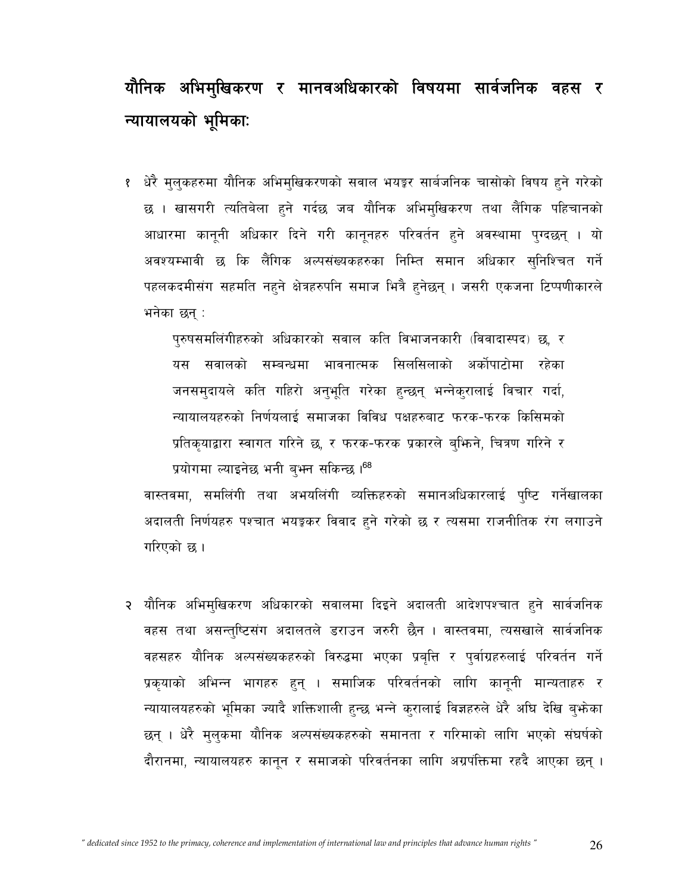## यौनिक अभिमुखिकरण र मानवअधिकारको विषयमा सार्वजनिक वहस र न्यायालयको भूमिका:

१ धेरै मुलुकहरुमा यौनिक अभिमुखिकरणको सवाल भयङ्कर सार्बजनिक चासोको विषय हुने गरेको छ । खासगरी त्यतिबेला हुने गर्दछ जब यौनिक अभिमुखिकरण तथा लैंगिक पहिचानको आधारमा कानूनी अधिकार दिने गरी कानूनहरु परिवर्तन हुने अवस्थामा पुग्दछन् । यो अवश्यम्भावी छ कि लैंगिक अल्पसंख्यकहरुका निम्ति समान अधिकार सुनिश्चित गर्ने पहलकदमीसंग सहमति नहुने क्षेत्रहरुपनि समाज भित्रै हुनेछन् । जसरी एकजना टिप्पणीकारले भनेका छन् :

> पुरुषसमलिंगीहरुको अधिकारको सवाल कति विभाजनकारी (विवादास्पद) छ, र यस सवालको सम्बन्धमा भावनात्मक सिलसिलाको अर्कोपाटोमा रहेका जनसमुदायले कति गहिरो अनुभूति गरेका हुन्छन् भन्नेकुरालाई विचार गर्दा, न्यायालयहरुको निर्णयलाई समाजका विविध पक्षहरुबाट फरक-फरक किसिमको प्रतिकृयाद्वारा स्वागत गरिने छ, र फरक-फरक प्रकारले बुझिने, चित्रण गरिने र प्रयोगमा ल्याइनेछ भनी बुझ्न सकिन्छ ।[68]

वास्तवमा, समलिंगी तथा अभयलिंगी व्यक्तिहरुको समानअधिकारलाई पुष्टि गर्नेखालका अदालती निर्णयहरु पश्चात भयङ्कर विवाद हुने गरेको छ र त्यसमा राजनीतिक रंग लगाउने गरिएको छ ।

२ यौनिक अभिमुखिकरण अधिकारको सवालमा दिइने अदालती आदेशपश्चात हुने सार्वजनिक वहस तथा असन्तुष्टिसंग अदालतले डराउन जरुरी छैन । वास्तवमा, त्यसखाले सार्वजनिक वहसहरु यौनिक अल्पसंख्यकहरुको विरुद्धमा भएका प्रबृत्ति र पुर्वाग्रहरुलाई परिवर्तन गर्ने प्रकृयाको अभिन्न भागहरु हुन् । समाजिक परिवर्तनको लागि कानूनी मान्यताहरु र न्यायालयहरुको भूमिका ज्यादै शक्तिशाली हुन्छ भन्ने कुरालाई विज्ञहरुले धेरै अघि देखि बुझेका छन् । धेरै मुलुकमा यौनिक अल्पसंख्यकहरुको समानता र गरिमाको लागि भएको संघर्षको दौरानमा, न्यायालयहरु कानून र समाजको परिवर्तनका लागि अग्रपंक्तिमा रहदै आएका छन् ।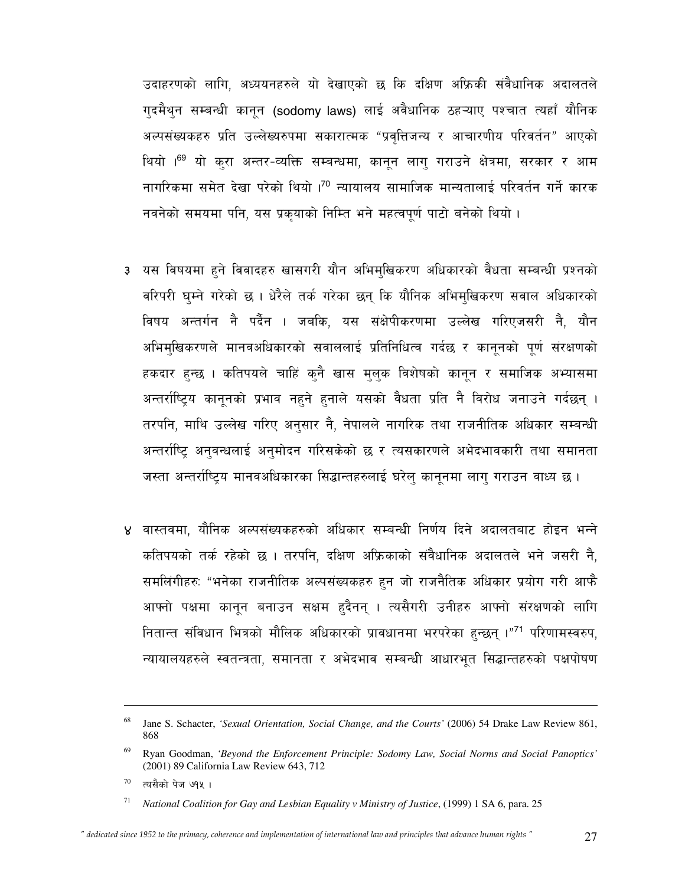उदाहरणको लागि, अध्ययनहरुले यो देखाएको छ कि दक्षिण अफ्रिकी संवैधानिक अदालतले गुदमैथुन सम्बन्धी कानून (sodomy laws) लाई अवैधानिक ठहऱ्याए पश्चात त्यहाँ यौनिक अल्पसंख्यकहरु प्रति उल्लेख्यरुपमा सकारात्मक "प्रवृत्तिजन्य र आचारणीय परिवर्तन" आएको थियो ।[69] यो कुरा अन्तर-व्यक्ति सम्बन्धमा, कानून लागु गराउने क्षेत्रमा, सरकार र आम नागरिकमा समेत देखा परेको थियो ।[70] न्यायालय सामाजिक मान्यतालाई परिवर्तन गर्ने कारक नवनेको समयमा पनि, यस प्रकृयाको निम्ति भने महत्वपूर्ण पाटो बनेको थियो ।

३ यस विषयमा हुने विवादहरु खासगरी यौन अभिमुखिकरण अधिकारको वैधता सम्बन्धी प्रश्नको वरिपरी घुम्ने गरेको छ । धेरैले तर्क गरेका छन् कि यौनिक अभिमुखिकरण सवाल अधिकारको विषय अन्तर्गन नै पर्दैन । जबकि, यस संक्षेपीकरणमा उल्लेख गरिएजसरी नै, यौन अभिमुखिकरणले मानवअधिकारको सवाललाई प्रतिनिधित्व गर्दछ र कानूनको पूर्ण संरक्षणको हकदार हुन्छ । कतिपयले चाहिं कुनै खास मुलुक विशेषको कानून र समाजिक अभ्यासमा अन्तर्राष्ट्रिय कानूनको प्रभाव नहुने हुनाले यसको वैधता प्रति नै विरोध जनाउने गर्दछन् । तरपनि, माथि उल्लेख गरिए अनुसार नै, नेपालले नागरिक तथा राजनीतिक अधिकार सम्बन्धी अन्तर्राष्ट्रि अनुबन्धलाई अनुमोदन गरिसकेको छ र त्यसकारणले अभेदभावकारी तथा समानता जस्ता अन्तर्राष्ट्रिय मानवअधिकारका सिद्धान्तहरुलाई घरेलु कानूनमा लागु गराउन वाध्य छ ।

४ वास्तवमा, यौनिक अल्पसंख्यकहरुको अधिकार सम्बन्धी निर्णय दिने अदालतबाट होइन भन्ने कतिपयको तर्क रहेको छ । तरपनि, दक्षिण अफ्रिकाको संवैधानिक अदालतले भने जसरी नै, समलिंगीहरुः "भनेका राजनीतिक अल्पसंख्यकहरु हुन जो राजनैतिक अधिकार प्रयोग गरी आफै आफ्नो पक्षमा कानून बनाउन सक्षम हुदैनन् । त्यसैगरी उनीहरु आफ्नो संरक्षणको लागि नितान्त संविधान भित्रको मौलिक अधिकारको प्रावधानमा भरपरेका हुन्छन् ।"[71] परिणामस्वरुप, न्यायालयहरुले स्वतन्त्रता, समानता र अभेदभाव सम्बन्धी आधारभूत सिद्धान्तहरुको पक्षपोषण

---

[68] Jane S. Schacter, *'Sexual Orientation, Social Change, and the Courts'* (2006) 54 Drake Law Review 861, 868

[69] Ryan Goodman, *'Beyond the Enforcement Principle: Sodomy Law, Social Norms and Social Panoptics'* (2001) 89 California Law Review 643, 712

[70] त्यसैको पेज ७१५ ।

[71] *National Coalition for Gay and Lesbian Equality v Ministry of Justice*, (1999) 1 SA 6, para. 25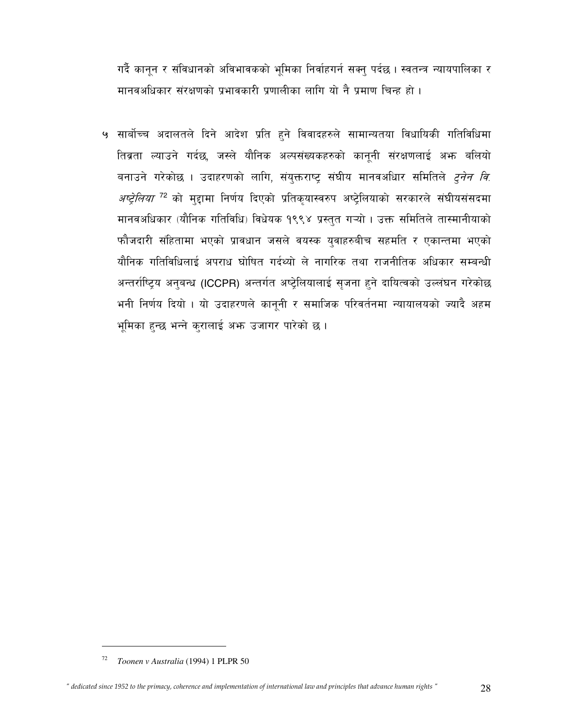गर्दै कानून र संविधानको अविभावकको भूमिका निर्वाहगर्न सक्नु पर्दछ । स्वतन्त्र न्यायपालिका र मानवअधिकार संरक्षणको प्रभावकारी प्रणालीका लागि यो नै प्रमाण चिन्ह हो ।

५ सार्बोच्च अदालतले दिने आदेश प्रति हुने विवादहरुले सामान्यतया विधायिकी गतिविधिमा तिव्रता ल्याउने गर्दछ, जस्ले यौनिक अल्पसंख्यकहरुको कानूनी संरक्षणलाई अझ बलियो बनाउने गरेकोछ । उदाहरणको लागि, संयुक्तराष्ट्र संघीय मानवअधिार समितिले *टुनेन वि. अष्ट्रेलिया* [72] को मुद्दामा निर्णय दिएको प्रतिकृयास्वरुप अष्ट्रेलियाको सरकारले संघीयसंसदमा मानवअधिकार (यौनिक गतिविधि) विधेयक १९९४ प्रस्तुत गऱ्यो । उक्त समितिले तास्मानीयाको फौजदारी संहितामा भएको प्रावधान जसले वयस्क युवाहरुबीच सहमति र एकान्तमा भएको यौनिक गतिविधिलाई अपराध घोषित गर्दथ्यो ले नागरिक तथा राजनीतिक अधिकार सम्बन्धी अन्तर्राष्ट्रिय अनुबन्ध (ICCPR) अन्तर्गत अष्ट्रेलियालाई सृजना हुने दायित्वको उल्लंघन गरेकोछ भनी निर्णय दियो । यो उदाहरणले कानूनी र समाजिक परिवर्तनमा न्यायालयको ज्यादै अहम भूमिका हुन्छ भन्ने कुरालाई अझ उजागर पारेको छ ।

[72] *Toonen v Australia* (1994) 1 PLPR 50